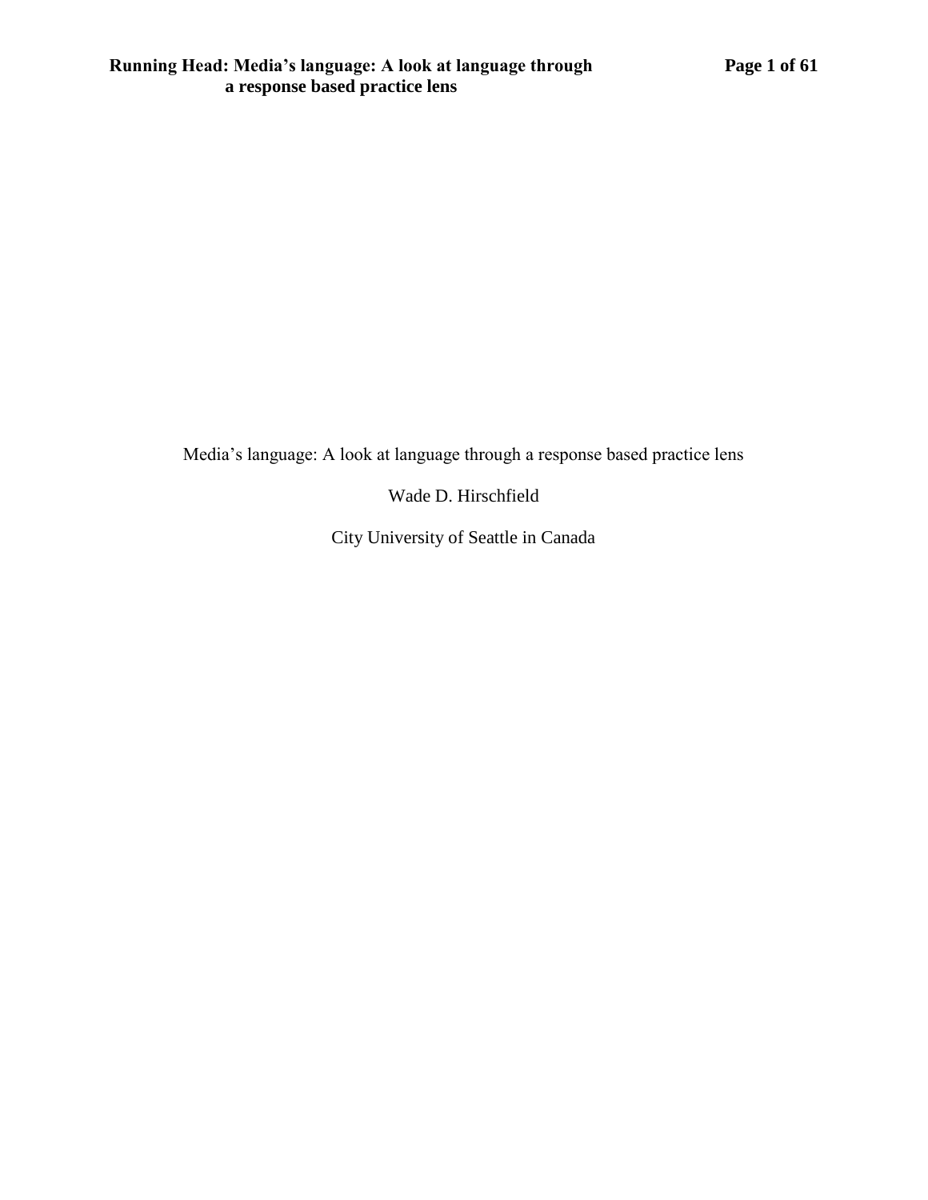Media's language: A look at language through a response based practice lens

Wade D. Hirschfield

City University of Seattle in Canada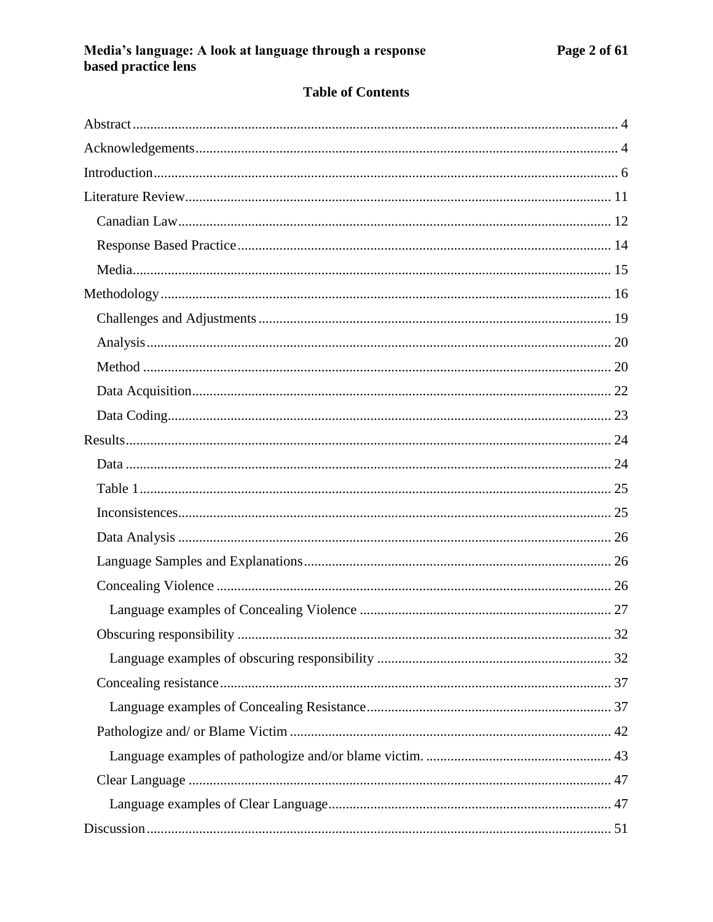## Table of Contents

Abstract ........................................................................................................................... 4

Acknowledgements ......................................................................................................... 4

Introduction ...................................................................................................................... 6

Literature Review ........................................................................................................... 11

- Canadian Law ............................................................................................................ 12
- Response Based Practice .......................................................................................... 14
- Media ......................................................................................................................... 15

Methodology .................................................................................................................. 16

- Challenges and Adjustments ..................................................................................... 19
- Analysis ..................................................................................................................... 20
- Method ...................................................................................................................... 20
- Data Acquisition ........................................................................................................ 22
- Data Coding ............................................................................................................... 23

Results ............................................................................................................................ 24

- Data ........................................................................................................................... 24
- Table 1 ....................................................................................................................... 25
- Inconsistences ........................................................................................................... 25
- Data Analysis ............................................................................................................ 26
- Language Samples and Explanations ........................................................................ 26
- Concealing Violence ................................................................................................. 26
  - Language examples of Concealing Violence ........................................................ 27
- Obscuring responsibility ........................................................................................... 32
  - Language examples of obscuring responsibility ................................................... 32
- Concealing resistance ................................................................................................ 37
  - Language examples of Concealing Resistance ...................................................... 37
- Pathologize and/ or Blame Victim ............................................................................ 42
  - Language examples of pathologize and/or blame victim. ..................................... 43
- Clear Language ......................................................................................................... 47
  - Language examples of Clear Language ................................................................. 47

Discussion ...................................................................................................................... 51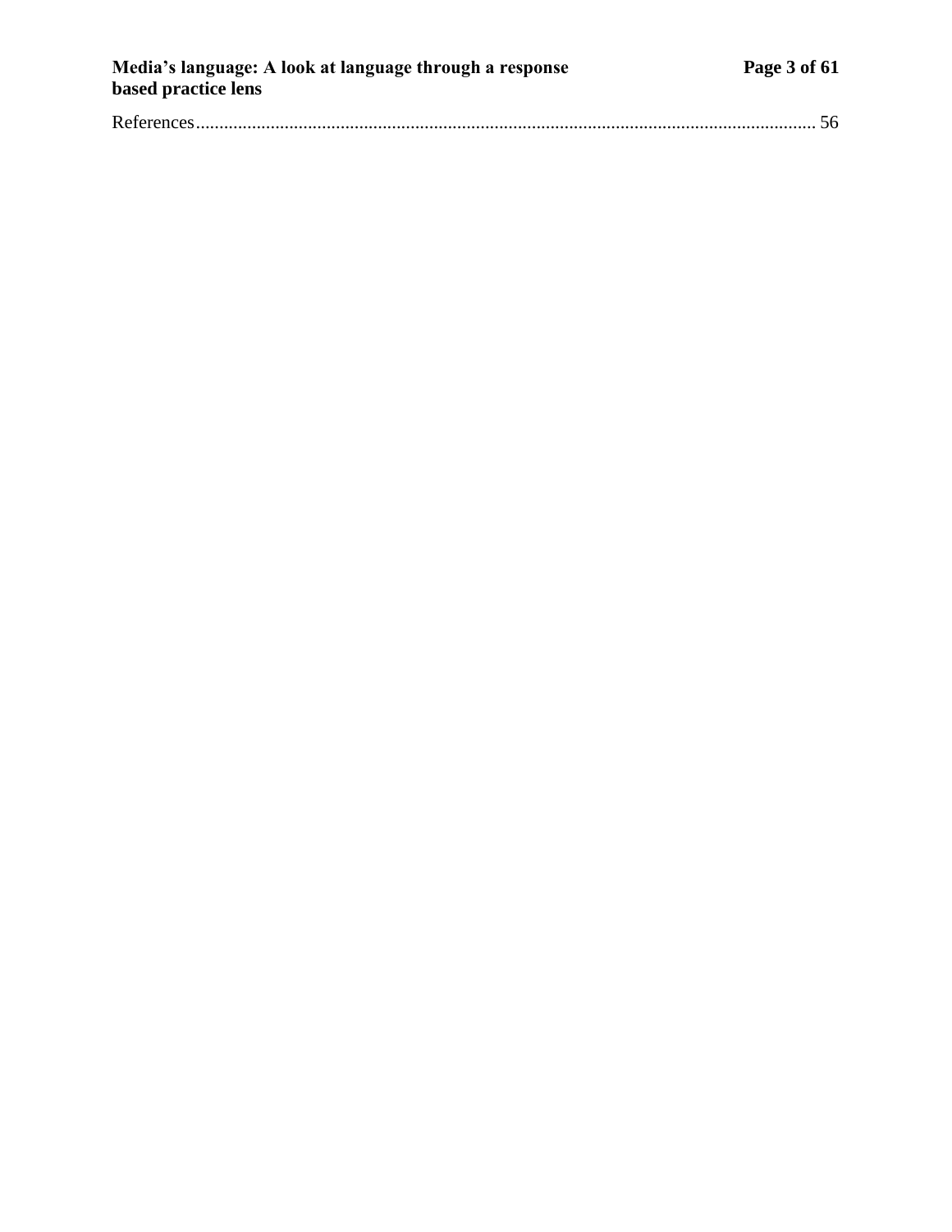References................................................................................................................................ 56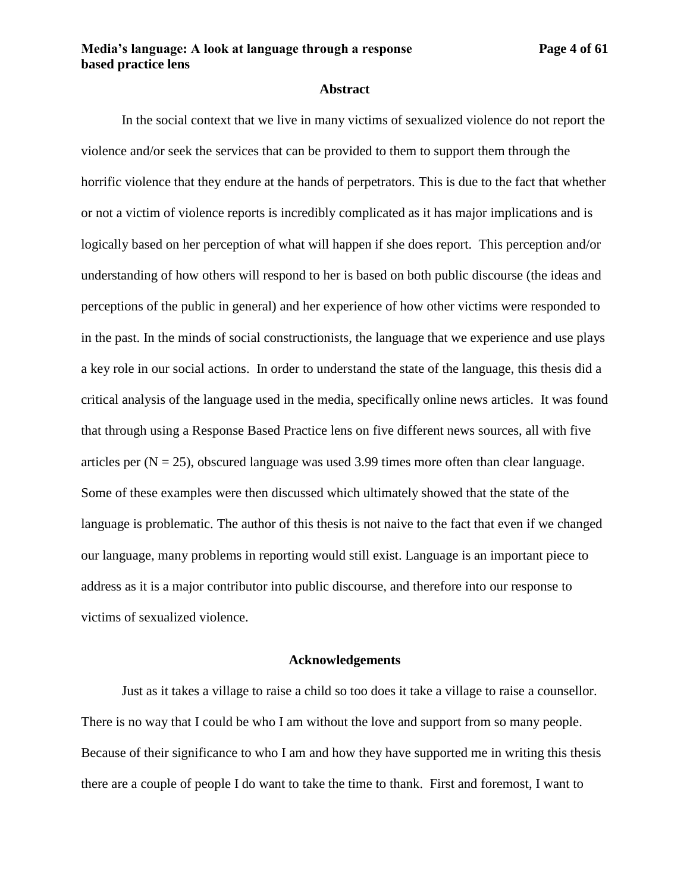## Abstract

In the social context that we live in many victims of sexualized violence do not report the violence and/or seek the services that can be provided to them to support them through the horrific violence that they endure at the hands of perpetrators. This is due to the fact that whether or not a victim of violence reports is incredibly complicated as it has major implications and is logically based on her perception of what will happen if she does report. This perception and/or understanding of how others will respond to her is based on both public discourse (the ideas and perceptions of the public in general) and her experience of how other victims were responded to in the past. In the minds of social constructionists, the language that we experience and use plays a key role in our social actions. In order to understand the state of the language, this thesis did a critical analysis of the language used in the media, specifically online news articles. It was found that through using a Response Based Practice lens on five different news sources, all with five articles per ($N = 25$), obscured language was used 3.99 times more often than clear language. Some of these examples were then discussed which ultimately showed that the state of the language is problematic. The author of this thesis is not naive to the fact that even if we changed our language, many problems in reporting would still exist. Language is an important piece to address as it is a major contributor into public discourse, and therefore into our response to victims of sexualized violence.

## Acknowledgements

Just as it takes a village to raise a child so too does it take a village to raise a counsellor. There is no way that I could be who I am without the love and support from so many people. Because of their significance to who I am and how they have supported me in writing this thesis there are a couple of people I do want to take the time to thank. First and foremost, I want to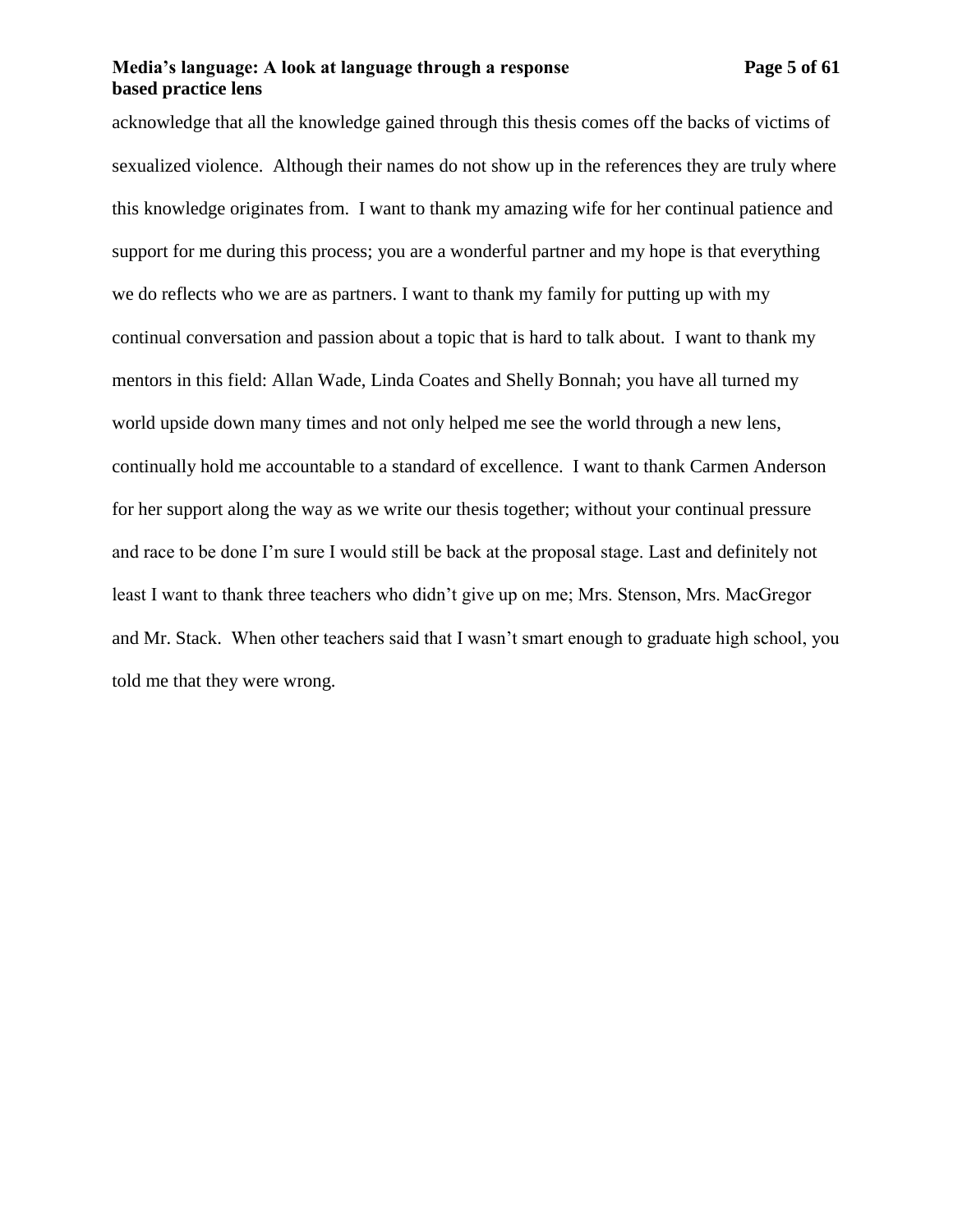acknowledge that all the knowledge gained through this thesis comes off the backs of victims of sexualized violence. Although their names do not show up in the references they are truly where this knowledge originates from. I want to thank my amazing wife for her continual patience and support for me during this process; you are a wonderful partner and my hope is that everything we do reflects who we are as partners. I want to thank my family for putting up with my continual conversation and passion about a topic that is hard to talk about. I want to thank my mentors in this field: Allan Wade, Linda Coates and Shelly Bonnah; you have all turned my world upside down many times and not only helped me see the world through a new lens, continually hold me accountable to a standard of excellence. I want to thank Carmen Anderson for her support along the way as we write our thesis together; without your continual pressure and race to be done I'm sure I would still be back at the proposal stage. Last and definitely not least I want to thank three teachers who didn't give up on me; Mrs. Stenson, Mrs. MacGregor and Mr. Stack. When other teachers said that I wasn't smart enough to graduate high school, you told me that they were wrong.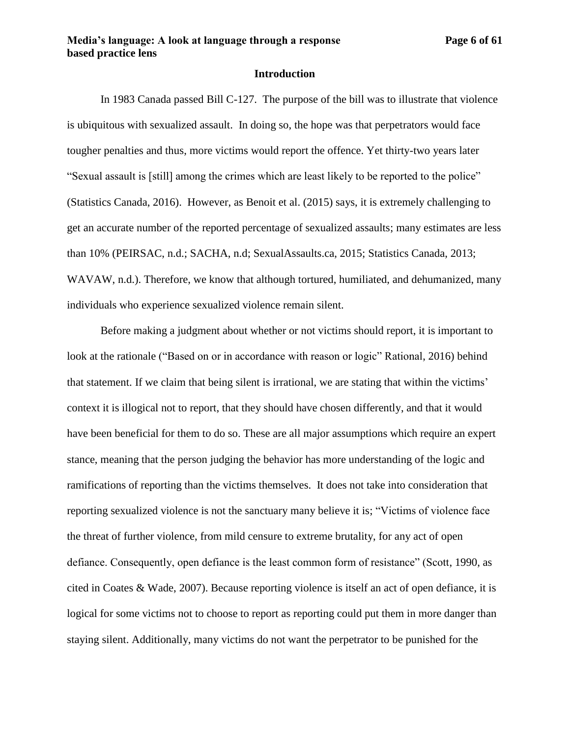## Introduction

In 1983 Canada passed Bill C-127. The purpose of the bill was to illustrate that violence is ubiquitous with sexualized assault. In doing so, the hope was that perpetrators would face tougher penalties and thus, more victims would report the offence. Yet thirty-two years later "Sexual assault is [still] among the crimes which are least likely to be reported to the police" (Statistics Canada, 2016). However, as Benoit et al. (2015) says, it is extremely challenging to get an accurate number of the reported percentage of sexualized assaults; many estimates are less than 10% (PEIRSAC, n.d.; SACHA, n.d; SexualAssaults.ca, 2015; Statistics Canada, 2013; WAVAW, n.d.). Therefore, we know that although tortured, humiliated, and dehumanized, many individuals who experience sexualized violence remain silent.

Before making a judgment about whether or not victims should report, it is important to look at the rationale ("Based on or in accordance with reason or logic" Rational, 2016) behind that statement. If we claim that being silent is irrational, we are stating that within the victims' context it is illogical not to report, that they should have chosen differently, and that it would have been beneficial for them to do so. These are all major assumptions which require an expert stance, meaning that the person judging the behavior has more understanding of the logic and ramifications of reporting than the victims themselves. It does not take into consideration that reporting sexualized violence is not the sanctuary many believe it is; "Victims of violence face the threat of further violence, from mild censure to extreme brutality, for any act of open defiance. Consequently, open defiance is the least common form of resistance" (Scott, 1990, as cited in Coates & Wade, 2007). Because reporting violence is itself an act of open defiance, it is logical for some victims not to choose to report as reporting could put them in more danger than staying silent. Additionally, many victims do not want the perpetrator to be punished for the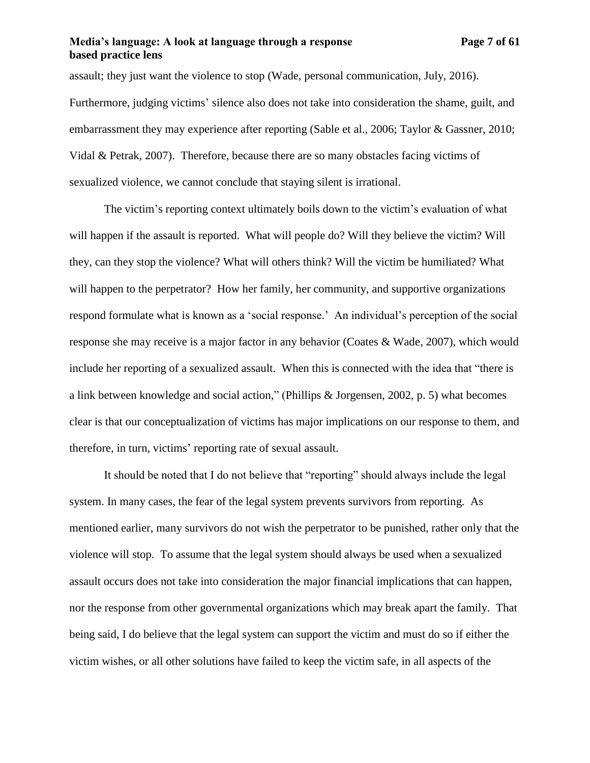assault; they just want the violence to stop (Wade, personal communication, July, 2016). Furthermore, judging victims' silence also does not take into consideration the shame, guilt, and embarrassment they may experience after reporting (Sable et al., 2006; Taylor & Gassner, 2010; Vidal & Petrak, 2007). Therefore, because there are so many obstacles facing victims of sexualized violence, we cannot conclude that staying silent is irrational.

The victim's reporting context ultimately boils down to the victim's evaluation of what will happen if the assault is reported. What will people do? Will they believe the victim? Will they, can they stop the violence? What will others think? Will the victim be humiliated? What will happen to the perpetrator? How her family, her community, and supportive organizations respond formulate what is known as a 'social response.' An individual's perception of the social response she may receive is a major factor in any behavior (Coates & Wade, 2007), which would include her reporting of a sexualized assault. When this is connected with the idea that "there is a link between knowledge and social action," (Phillips & Jorgensen, 2002, p. 5) what becomes clear is that our conceptualization of victims has major implications on our response to them, and therefore, in turn, victims' reporting rate of sexual assault.

It should be noted that I do not believe that "reporting" should always include the legal system. In many cases, the fear of the legal system prevents survivors from reporting. As mentioned earlier, many survivors do not wish the perpetrator to be punished, rather only that the violence will stop. To assume that the legal system should always be used when a sexualized assault occurs does not take into consideration the major financial implications that can happen, nor the response from other governmental organizations which may break apart the family. That being said, I do believe that the legal system can support the victim and must do so if either the victim wishes, or all other solutions have failed to keep the victim safe, in all aspects of the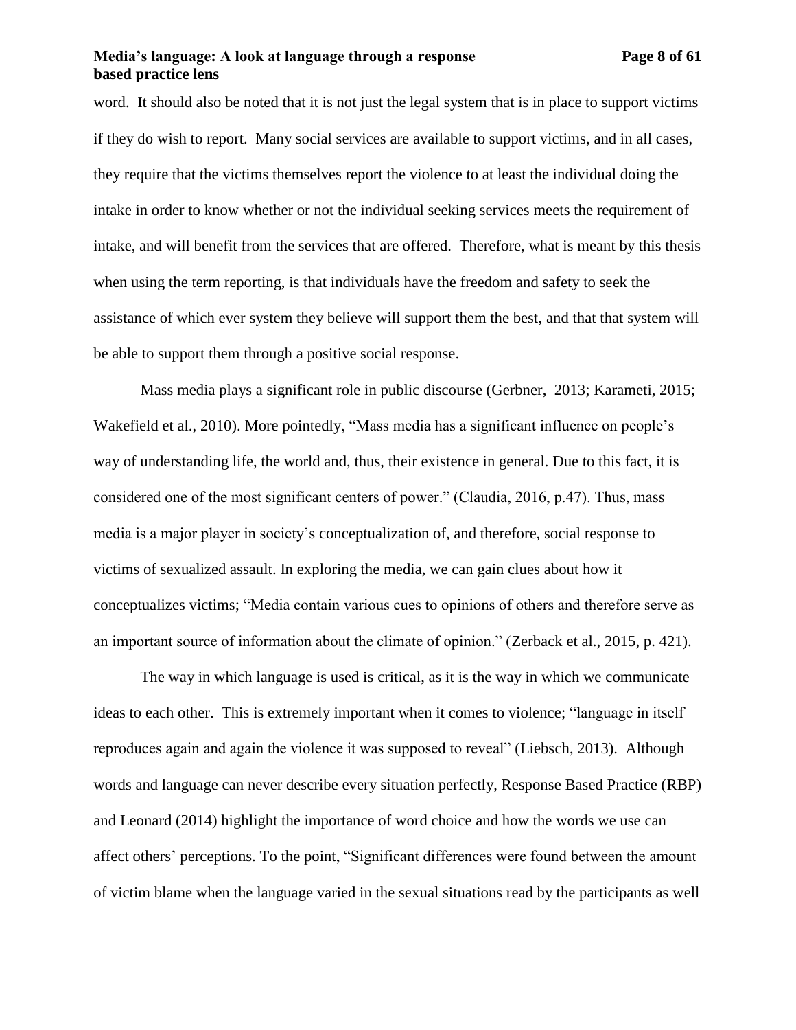word. It should also be noted that it is not just the legal system that is in place to support victims if they do wish to report. Many social services are available to support victims, and in all cases, they require that the victims themselves report the violence to at least the individual doing the intake in order to know whether or not the individual seeking services meets the requirement of intake, and will benefit from the services that are offered. Therefore, what is meant by this thesis when using the term reporting, is that individuals have the freedom and safety to seek the assistance of which ever system they believe will support them the best, and that that system will be able to support them through a positive social response.

Mass media plays a significant role in public discourse (Gerbner, 2013; Karameti, 2015; Wakefield et al., 2010). More pointedly, "Mass media has a significant influence on people's way of understanding life, the world and, thus, their existence in general. Due to this fact, it is considered one of the most significant centers of power." (Claudia, 2016, p.47). Thus, mass media is a major player in society's conceptualization of, and therefore, social response to victims of sexualized assault. In exploring the media, we can gain clues about how it conceptualizes victims; "Media contain various cues to opinions of others and therefore serve as an important source of information about the climate of opinion." (Zerback et al., 2015, p. 421).

The way in which language is used is critical, as it is the way in which we communicate ideas to each other. This is extremely important when it comes to violence; "language in itself reproduces again and again the violence it was supposed to reveal" (Liebsch, 2013). Although words and language can never describe every situation perfectly, Response Based Practice (RBP) and Leonard (2014) highlight the importance of word choice and how the words we use can affect others' perceptions. To the point, "Significant differences were found between the amount of victim blame when the language varied in the sexual situations read by the participants as well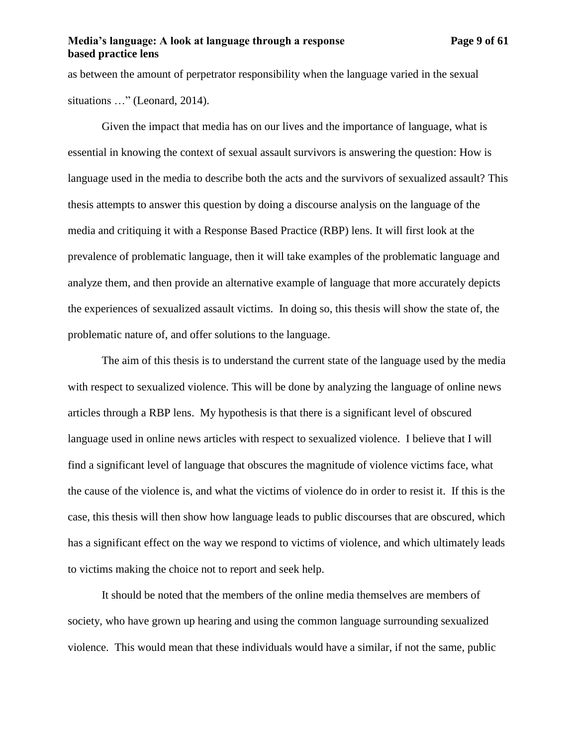as between the amount of perpetrator responsibility when the language varied in the sexual situations …" (Leonard, 2014).

Given the impact that media has on our lives and the importance of language, what is essential in knowing the context of sexual assault survivors is answering the question: How is language used in the media to describe both the acts and the survivors of sexualized assault? This thesis attempts to answer this question by doing a discourse analysis on the language of the media and critiquing it with a Response Based Practice (RBP) lens. It will first look at the prevalence of problematic language, then it will take examples of the problematic language and analyze them, and then provide an alternative example of language that more accurately depicts the experiences of sexualized assault victims. In doing so, this thesis will show the state of, the problematic nature of, and offer solutions to the language.

The aim of this thesis is to understand the current state of the language used by the media with respect to sexualized violence. This will be done by analyzing the language of online news articles through a RBP lens. My hypothesis is that there is a significant level of obscured language used in online news articles with respect to sexualized violence. I believe that I will find a significant level of language that obscures the magnitude of violence victims face, what the cause of the violence is, and what the victims of violence do in order to resist it. If this is the case, this thesis will then show how language leads to public discourses that are obscured, which has a significant effect on the way we respond to victims of violence, and which ultimately leads to victims making the choice not to report and seek help.

It should be noted that the members of the online media themselves are members of society, who have grown up hearing and using the common language surrounding sexualized violence. This would mean that these individuals would have a similar, if not the same, public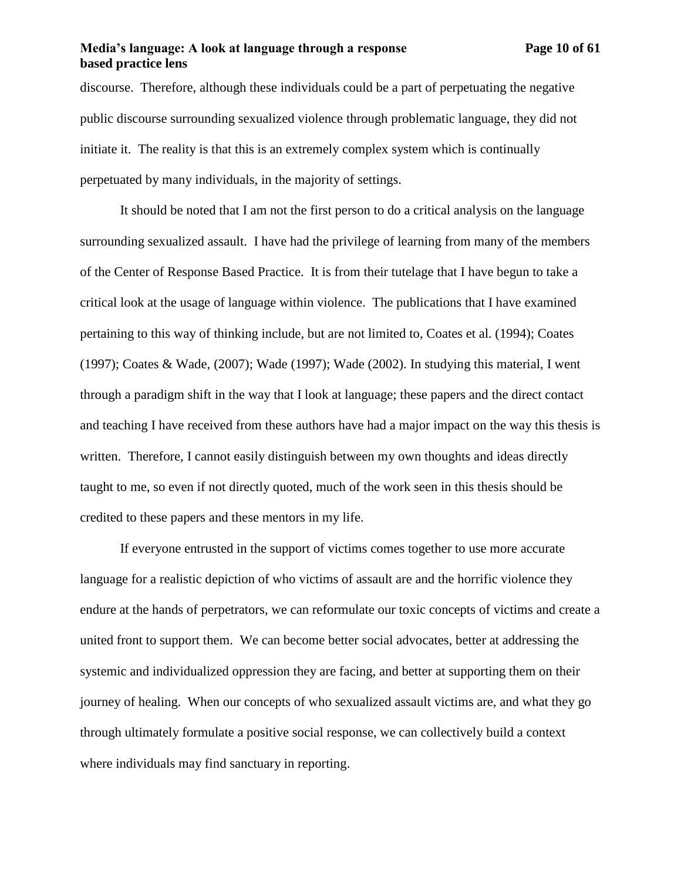discourse. Therefore, although these individuals could be a part of perpetuating the negative public discourse surrounding sexualized violence through problematic language, they did not initiate it. The reality is that this is an extremely complex system which is continually perpetuated by many individuals, in the majority of settings.

It should be noted that I am not the first person to do a critical analysis on the language surrounding sexualized assault. I have had the privilege of learning from many of the members of the Center of Response Based Practice. It is from their tutelage that I have begun to take a critical look at the usage of language within violence. The publications that I have examined pertaining to this way of thinking include, but are not limited to, Coates et al. (1994); Coates (1997); Coates & Wade, (2007); Wade (1997); Wade (2002). In studying this material, I went through a paradigm shift in the way that I look at language; these papers and the direct contact and teaching I have received from these authors have had a major impact on the way this thesis is written. Therefore, I cannot easily distinguish between my own thoughts and ideas directly taught to me, so even if not directly quoted, much of the work seen in this thesis should be credited to these papers and these mentors in my life.

If everyone entrusted in the support of victims comes together to use more accurate language for a realistic depiction of who victims of assault are and the horrific violence they endure at the hands of perpetrators, we can reformulate our toxic concepts of victims and create a united front to support them. We can become better social advocates, better at addressing the systemic and individualized oppression they are facing, and better at supporting them on their journey of healing. When our concepts of who sexualized assault victims are, and what they go through ultimately formulate a positive social response, we can collectively build a context where individuals may find sanctuary in reporting.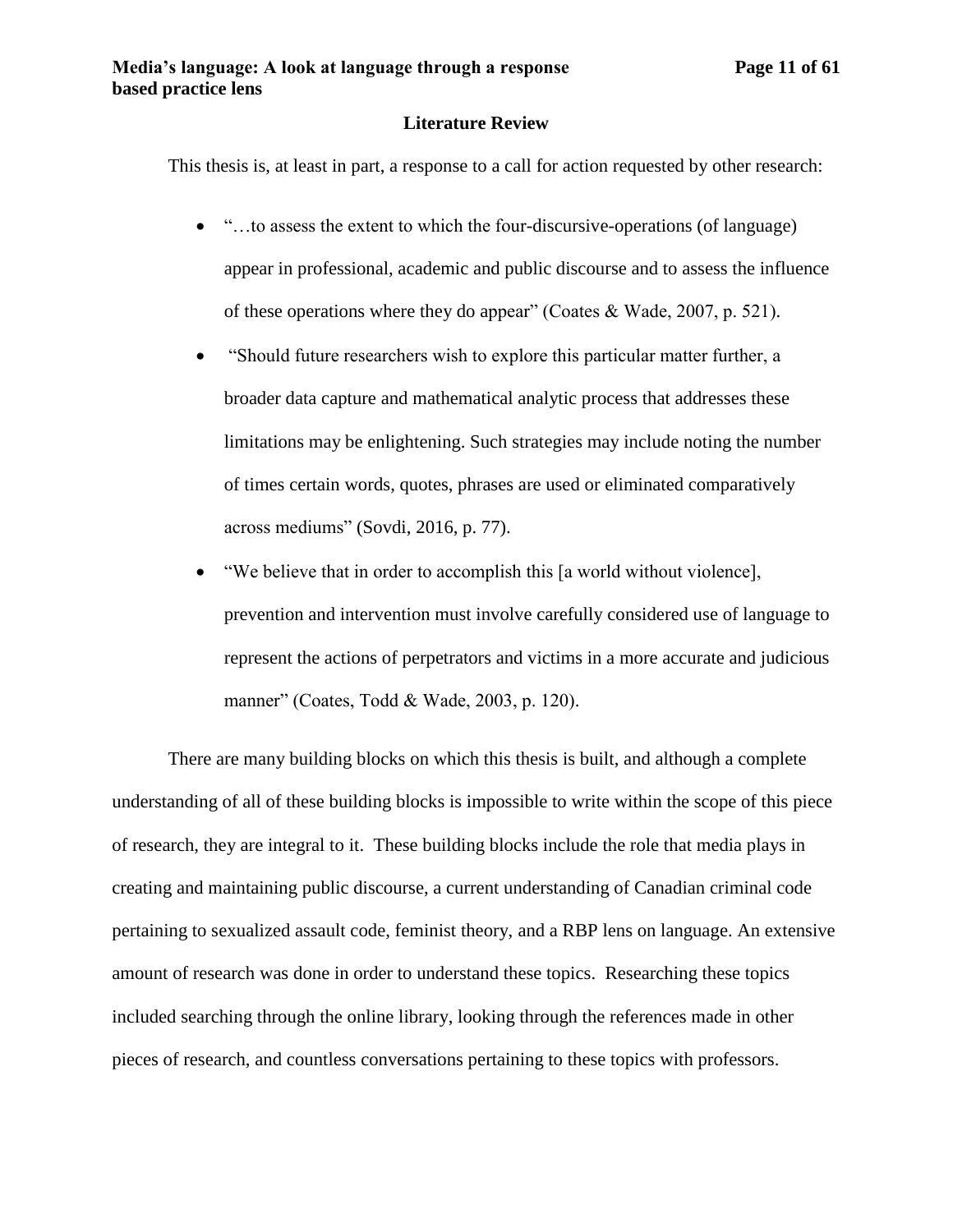## Literature Review

This thesis is, at least in part, a response to a call for action requested by other research:

- "…to assess the extent to which the four-discursive-operations (of language) appear in professional, academic and public discourse and to assess the influence of these operations where they do appear" (Coates & Wade, 2007, p. 521).
- "Should future researchers wish to explore this particular matter further, a broader data capture and mathematical analytic process that addresses these limitations may be enlightening. Such strategies may include noting the number of times certain words, quotes, phrases are used or eliminated comparatively across mediums" (Sovdi, 2016, p. 77).
- "We believe that in order to accomplish this [a world without violence], prevention and intervention must involve carefully considered use of language to represent the actions of perpetrators and victims in a more accurate and judicious manner" (Coates, Todd & Wade, 2003, p. 120).

There are many building blocks on which this thesis is built, and although a complete understanding of all of these building blocks is impossible to write within the scope of this piece of research, they are integral to it. These building blocks include the role that media plays in creating and maintaining public discourse, a current understanding of Canadian criminal code pertaining to sexualized assault code, feminist theory, and a RBP lens on language. An extensive amount of research was done in order to understand these topics. Researching these topics included searching through the online library, looking through the references made in other pieces of research, and countless conversations pertaining to these topics with professors.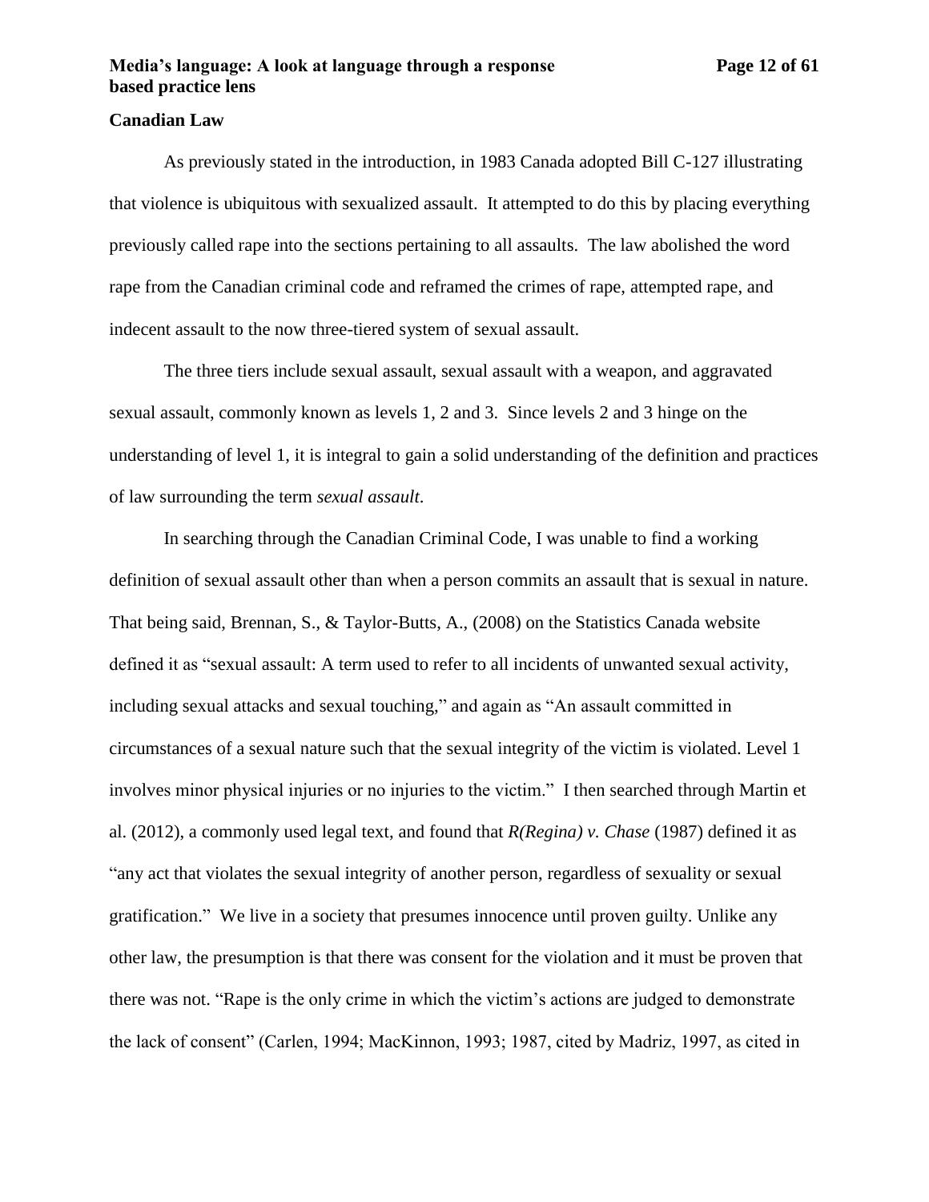**Canadian Law**

As previously stated in the introduction, in 1983 Canada adopted Bill C-127 illustrating that violence is ubiquitous with sexualized assault. It attempted to do this by placing everything previously called rape into the sections pertaining to all assaults. The law abolished the word rape from the Canadian criminal code and reframed the crimes of rape, attempted rape, and indecent assault to the now three-tiered system of sexual assault.

The three tiers include sexual assault, sexual assault with a weapon, and aggravated sexual assault, commonly known as levels 1, 2 and 3. Since levels 2 and 3 hinge on the understanding of level 1, it is integral to gain a solid understanding of the definition and practices of law surrounding the term *sexual assault*.

In searching through the Canadian Criminal Code, I was unable to find a working definition of sexual assault other than when a person commits an assault that is sexual in nature. That being said, Brennan, S., & Taylor-Butts, A., (2008) on the Statistics Canada website defined it as "sexual assault: A term used to refer to all incidents of unwanted sexual activity, including sexual attacks and sexual touching," and again as "An assault committed in circumstances of a sexual nature such that the sexual integrity of the victim is violated. Level 1 involves minor physical injuries or no injuries to the victim." I then searched through Martin et al. (2012), a commonly used legal text, and found that *R(Regina) v. Chase* (1987) defined it as "any act that violates the sexual integrity of another person, regardless of sexuality or sexual gratification." We live in a society that presumes innocence until proven guilty. Unlike any other law, the presumption is that there was consent for the violation and it must be proven that there was not. "Rape is the only crime in which the victim's actions are judged to demonstrate the lack of consent" (Carlen, 1994; MacKinnon, 1993; 1987, cited by Madriz, 1997, as cited in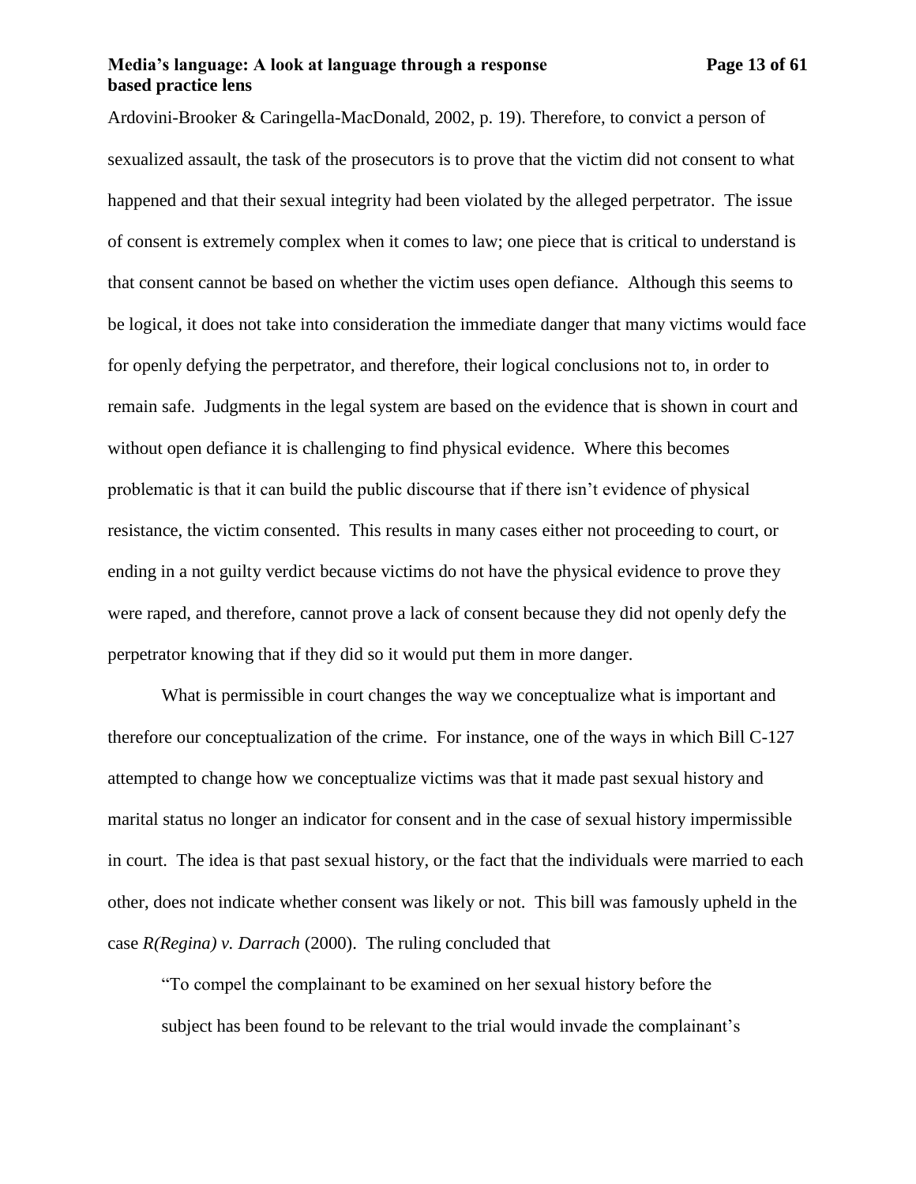Ardovini-Brooker & Caringella-MacDonald, 2002, p. 19). Therefore, to convict a person of sexualized assault, the task of the prosecutors is to prove that the victim did not consent to what happened and that their sexual integrity had been violated by the alleged perpetrator. The issue of consent is extremely complex when it comes to law; one piece that is critical to understand is that consent cannot be based on whether the victim uses open defiance. Although this seems to be logical, it does not take into consideration the immediate danger that many victims would face for openly defying the perpetrator, and therefore, their logical conclusions not to, in order to remain safe. Judgments in the legal system are based on the evidence that is shown in court and without open defiance it is challenging to find physical evidence. Where this becomes problematic is that it can build the public discourse that if there isn't evidence of physical resistance, the victim consented. This results in many cases either not proceeding to court, or ending in a not guilty verdict because victims do not have the physical evidence to prove they were raped, and therefore, cannot prove a lack of consent because they did not openly defy the perpetrator knowing that if they did so it would put them in more danger.

What is permissible in court changes the way we conceptualize what is important and therefore our conceptualization of the crime. For instance, one of the ways in which Bill C-127 attempted to change how we conceptualize victims was that it made past sexual history and marital status no longer an indicator for consent and in the case of sexual history impermissible in court. The idea is that past sexual history, or the fact that the individuals were married to each other, does not indicate whether consent was likely or not. This bill was famously upheld in the case *R(Regina) v. Darrach* (2000). The ruling concluded that

> "To compel the complainant to be examined on her sexual history before the subject has been found to be relevant to the trial would invade the complainant's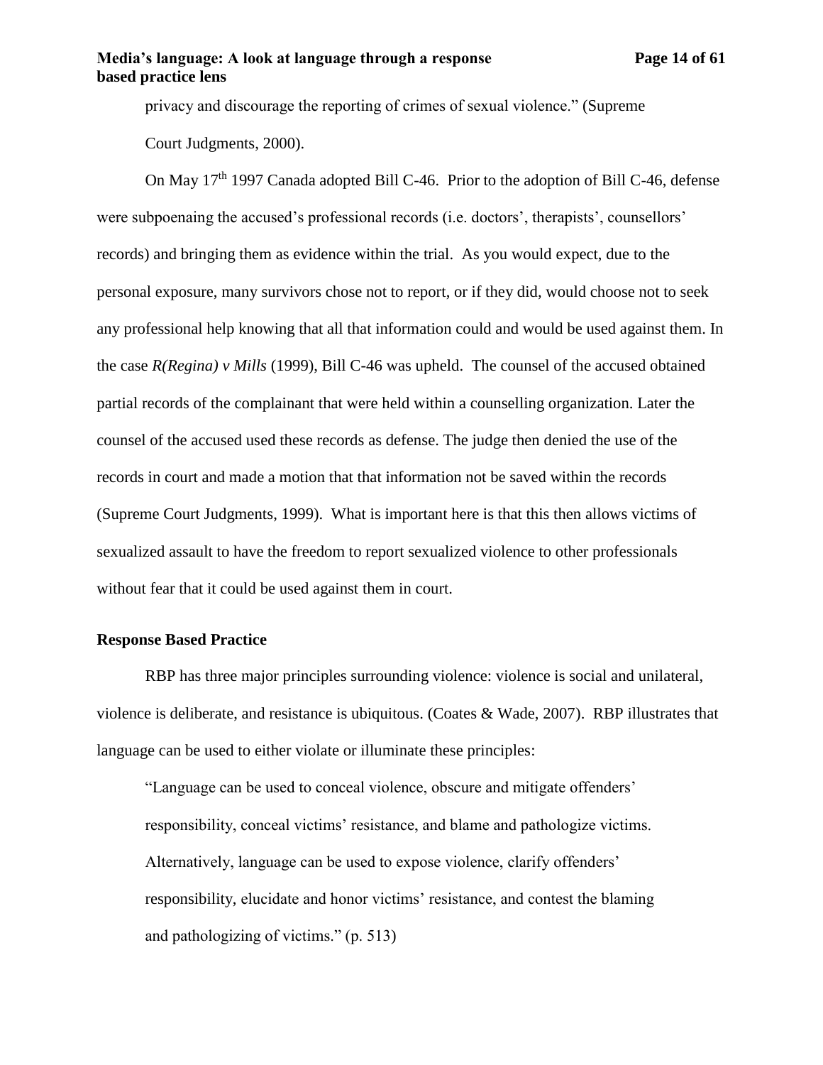privacy and discourage the reporting of crimes of sexual violence." (Supreme Court Judgments, 2000).

On May 17th 1997 Canada adopted Bill C-46. Prior to the adoption of Bill C-46, defense were subpoenaing the accused's professional records (i.e. doctors', therapists', counsellors' records) and bringing them as evidence within the trial. As you would expect, due to the personal exposure, many survivors chose not to report, or if they did, would choose not to seek any professional help knowing that all that information could and would be used against them. In the case *R(Regina) v Mills* (1999), Bill C-46 was upheld. The counsel of the accused obtained partial records of the complainant that were held within a counselling organization. Later the counsel of the accused used these records as defense. The judge then denied the use of the records in court and made a motion that that information not be saved within the records (Supreme Court Judgments, 1999). What is important here is that this then allows victims of sexualized assault to have the freedom to report sexualized violence to other professionals without fear that it could be used against them in court.

## Response Based Practice

RBP has three major principles surrounding violence: violence is social and unilateral, violence is deliberate, and resistance is ubiquitous. (Coates & Wade, 2007). RBP illustrates that language can be used to either violate or illuminate these principles:

> "Language can be used to conceal violence, obscure and mitigate offenders' responsibility, conceal victims' resistance, and blame and pathologize victims. Alternatively, language can be used to expose violence, clarify offenders' responsibility, elucidate and honor victims' resistance, and contest the blaming and pathologizing of victims." (p. 513)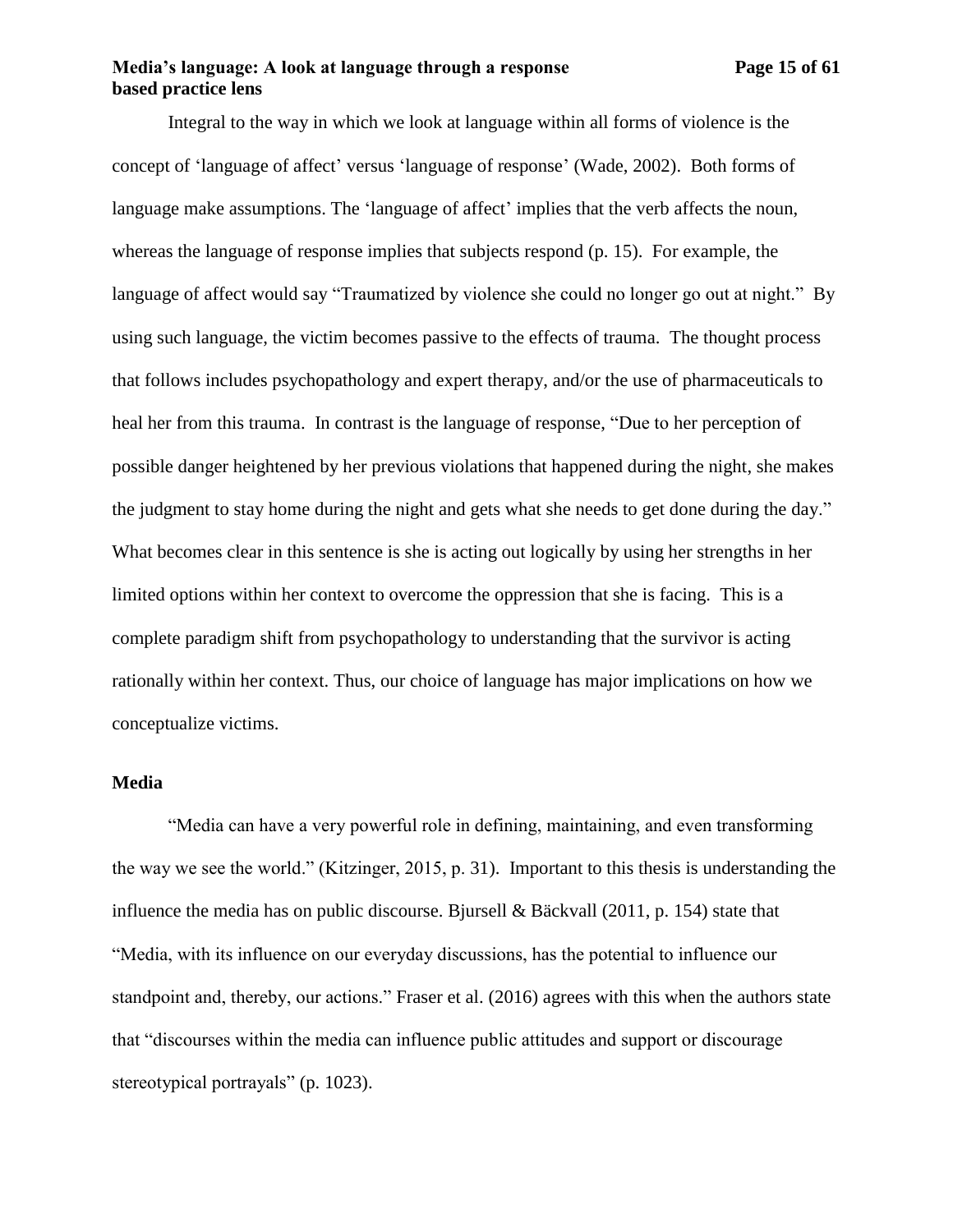Integral to the way in which we look at language within all forms of violence is the concept of 'language of affect' versus 'language of response' (Wade, 2002). Both forms of language make assumptions. The 'language of affect' implies that the verb affects the noun, whereas the language of response implies that subjects respond (p. 15). For example, the language of affect would say "Traumatized by violence she could no longer go out at night." By using such language, the victim becomes passive to the effects of trauma. The thought process that follows includes psychopathology and expert therapy, and/or the use of pharmaceuticals to heal her from this trauma. In contrast is the language of response, "Due to her perception of possible danger heightened by her previous violations that happened during the night, she makes the judgment to stay home during the night and gets what she needs to get done during the day." What becomes clear in this sentence is she is acting out logically by using her strengths in her limited options within her context to overcome the oppression that she is facing. This is a complete paradigm shift from psychopathology to understanding that the survivor is acting rationally within her context. Thus, our choice of language has major implications on how we conceptualize victims.

## Media

"Media can have a very powerful role in defining, maintaining, and even transforming the way we see the world." (Kitzinger, 2015, p. 31). Important to this thesis is understanding the influence the media has on public discourse. Bjursell & Bäckvall (2011, p. 154) state that "Media, with its influence on our everyday discussions, has the potential to influence our standpoint and, thereby, our actions." Fraser et al. (2016) agrees with this when the authors state that "discourses within the media can influence public attitudes and support or discourage stereotypical portrayals" (p. 1023).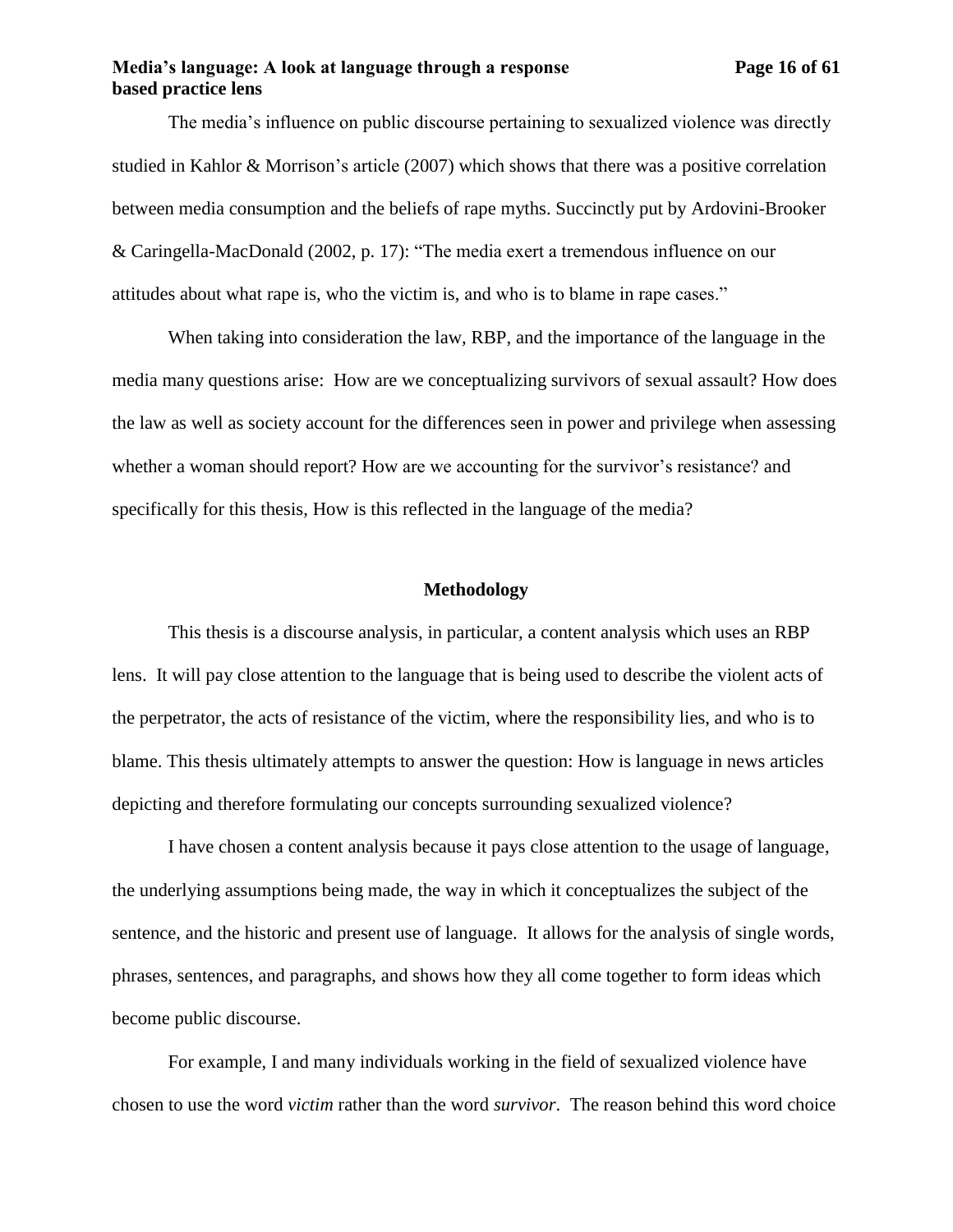The media's influence on public discourse pertaining to sexualized violence was directly studied in Kahlor & Morrison's article (2007) which shows that there was a positive correlation between media consumption and the beliefs of rape myths. Succinctly put by Ardovini-Brooker & Caringella-MacDonald (2002, p. 17): "The media exert a tremendous influence on our attitudes about what rape is, who the victim is, and who is to blame in rape cases."

When taking into consideration the law, RBP, and the importance of the language in the media many questions arise: How are we conceptualizing survivors of sexual assault? How does the law as well as society account for the differences seen in power and privilege when assessing whether a woman should report? How are we accounting for the survivor's resistance? and specifically for this thesis, How is this reflected in the language of the media?

## Methodology

This thesis is a discourse analysis, in particular, a content analysis which uses an RBP lens. It will pay close attention to the language that is being used to describe the violent acts of the perpetrator, the acts of resistance of the victim, where the responsibility lies, and who is to blame. This thesis ultimately attempts to answer the question: How is language in news articles depicting and therefore formulating our concepts surrounding sexualized violence?

I have chosen a content analysis because it pays close attention to the usage of language, the underlying assumptions being made, the way in which it conceptualizes the subject of the sentence, and the historic and present use of language. It allows for the analysis of single words, phrases, sentences, and paragraphs, and shows how they all come together to form ideas which become public discourse.

For example, I and many individuals working in the field of sexualized violence have chosen to use the word *victim* rather than the word *survivor*. The reason behind this word choice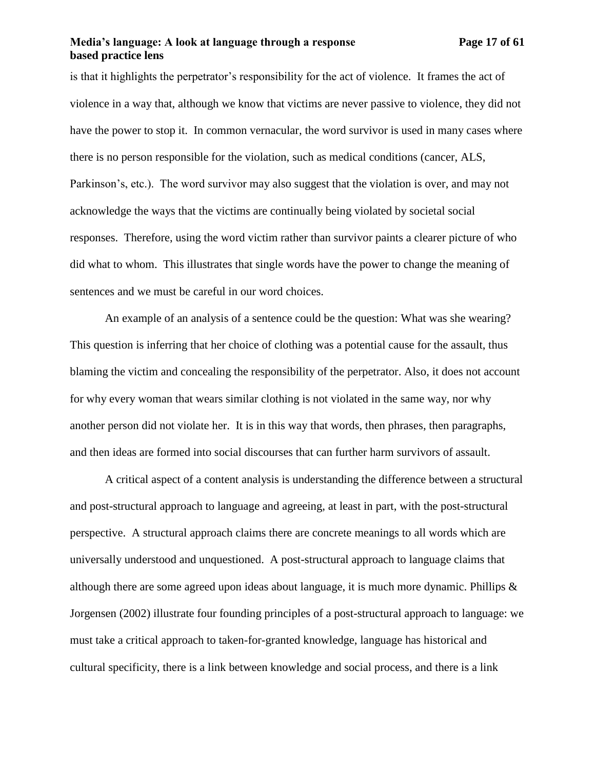is that it highlights the perpetrator's responsibility for the act of violence. It frames the act of violence in a way that, although we know that victims are never passive to violence, they did not have the power to stop it. In common vernacular, the word survivor is used in many cases where there is no person responsible for the violation, such as medical conditions (cancer, ALS, Parkinson's, etc.). The word survivor may also suggest that the violation is over, and may not acknowledge the ways that the victims are continually being violated by societal social responses. Therefore, using the word victim rather than survivor paints a clearer picture of who did what to whom. This illustrates that single words have the power to change the meaning of sentences and we must be careful in our word choices.

An example of an analysis of a sentence could be the question: What was she wearing? This question is inferring that her choice of clothing was a potential cause for the assault, thus blaming the victim and concealing the responsibility of the perpetrator. Also, it does not account for why every woman that wears similar clothing is not violated in the same way, nor why another person did not violate her. It is in this way that words, then phrases, then paragraphs, and then ideas are formed into social discourses that can further harm survivors of assault.

A critical aspect of a content analysis is understanding the difference between a structural and post-structural approach to language and agreeing, at least in part, with the post-structural perspective. A structural approach claims there are concrete meanings to all words which are universally understood and unquestioned. A post-structural approach to language claims that although there are some agreed upon ideas about language, it is much more dynamic. Phillips & Jorgensen (2002) illustrate four founding principles of a post-structural approach to language: we must take a critical approach to taken-for-granted knowledge, language has historical and cultural specificity, there is a link between knowledge and social process, and there is a link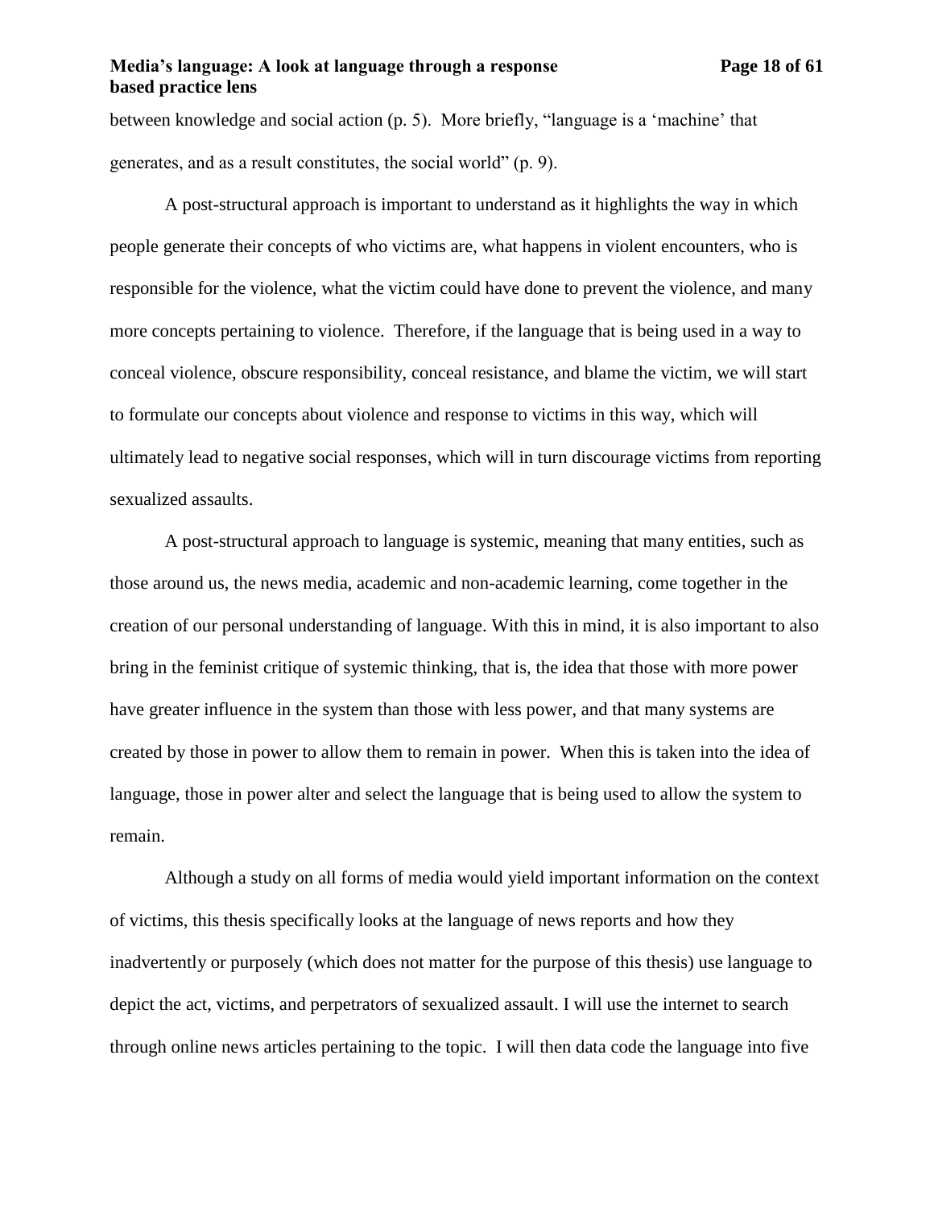between knowledge and social action (p. 5). More briefly, "language is a 'machine' that generates, and as a result constitutes, the social world" (p. 9).

A post-structural approach is important to understand as it highlights the way in which people generate their concepts of who victims are, what happens in violent encounters, who is responsible for the violence, what the victim could have done to prevent the violence, and many more concepts pertaining to violence. Therefore, if the language that is being used in a way to conceal violence, obscure responsibility, conceal resistance, and blame the victim, we will start to formulate our concepts about violence and response to victims in this way, which will ultimately lead to negative social responses, which will in turn discourage victims from reporting sexualized assaults.

A post-structural approach to language is systemic, meaning that many entities, such as those around us, the news media, academic and non-academic learning, come together in the creation of our personal understanding of language. With this in mind, it is also important to also bring in the feminist critique of systemic thinking, that is, the idea that those with more power have greater influence in the system than those with less power, and that many systems are created by those in power to allow them to remain in power. When this is taken into the idea of language, those in power alter and select the language that is being used to allow the system to remain.

Although a study on all forms of media would yield important information on the context of victims, this thesis specifically looks at the language of news reports and how they inadvertently or purposely (which does not matter for the purpose of this thesis) use language to depict the act, victims, and perpetrators of sexualized assault. I will use the internet to search through online news articles pertaining to the topic. I will then data code the language into five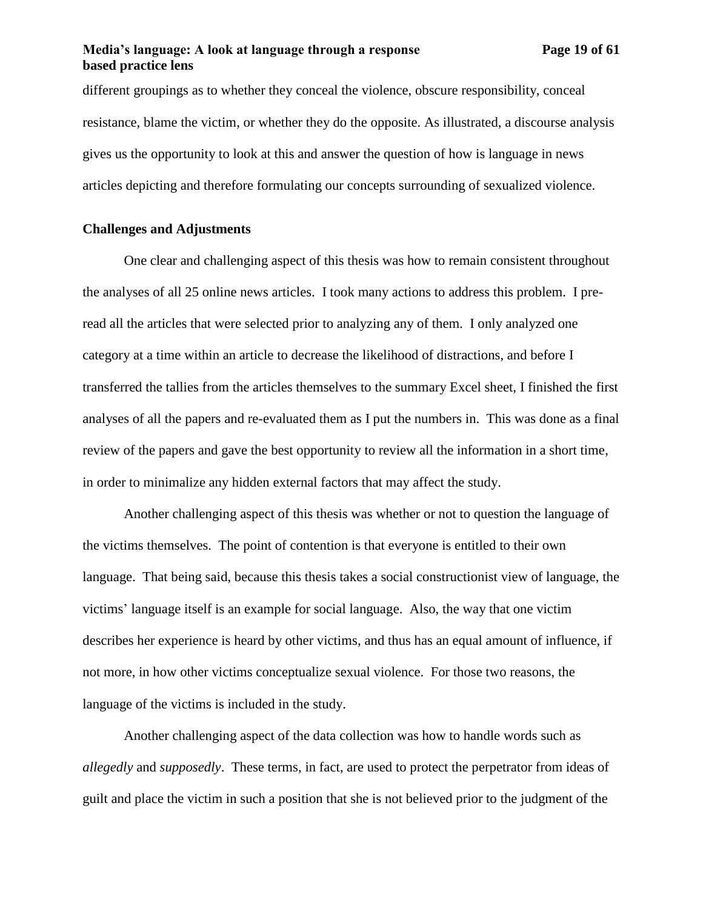different groupings as to whether they conceal the violence, obscure responsibility, conceal resistance, blame the victim, or whether they do the opposite. As illustrated, a discourse analysis gives us the opportunity to look at this and answer the question of how is language in news articles depicting and therefore formulating our concepts surrounding of sexualized violence.

**Challenges and Adjustments**

One clear and challenging aspect of this thesis was how to remain consistent throughout the analyses of all 25 online news articles. I took many actions to address this problem. I pre-read all the articles that were selected prior to analyzing any of them. I only analyzed one category at a time within an article to decrease the likelihood of distractions, and before I transferred the tallies from the articles themselves to the summary Excel sheet, I finished the first analyses of all the papers and re-evaluated them as I put the numbers in. This was done as a final review of the papers and gave the best opportunity to review all the information in a short time, in order to minimalize any hidden external factors that may affect the study.

Another challenging aspect of this thesis was whether or not to question the language of the victims themselves. The point of contention is that everyone is entitled to their own language. That being said, because this thesis takes a social constructionist view of language, the victims' language itself is an example for social language. Also, the way that one victim describes her experience is heard by other victims, and thus has an equal amount of influence, if not more, in how other victims conceptualize sexual violence. For those two reasons, the language of the victims is included in the study.

Another challenging aspect of the data collection was how to handle words such as *allegedly* and *supposedly*. These terms, in fact, are used to protect the perpetrator from ideas of guilt and place the victim in such a position that she is not believed prior to the judgment of the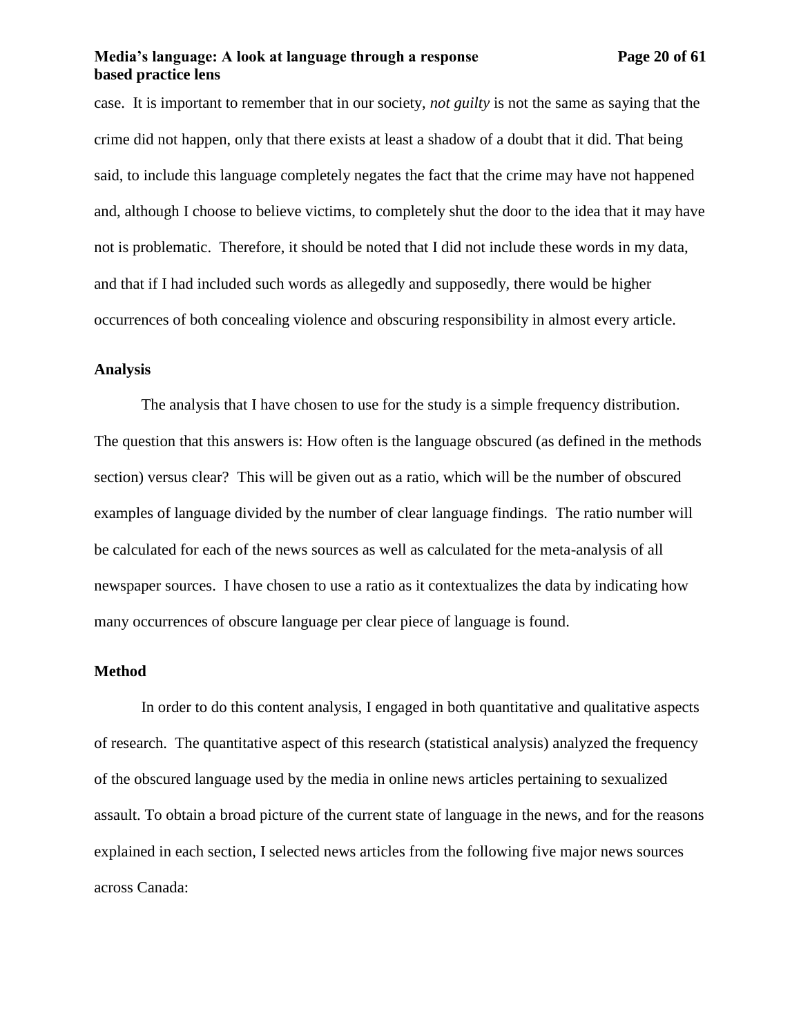case. It is important to remember that in our society, *not guilty* is not the same as saying that the crime did not happen, only that there exists at least a shadow of a doubt that it did. That being said, to include this language completely negates the fact that the crime may have not happened and, although I choose to believe victims, to completely shut the door to the idea that it may have not is problematic. Therefore, it should be noted that I did not include these words in my data, and that if I had included such words as allegedly and supposedly, there would be higher occurrences of both concealing violence and obscuring responsibility in almost every article.

### Analysis

The analysis that I have chosen to use for the study is a simple frequency distribution. The question that this answers is: How often is the language obscured (as defined in the methods section) versus clear? This will be given out as a ratio, which will be the number of obscured examples of language divided by the number of clear language findings. The ratio number will be calculated for each of the news sources as well as calculated for the meta-analysis of all newspaper sources. I have chosen to use a ratio as it contextualizes the data by indicating how many occurrences of obscure language per clear piece of language is found.

### Method

In order to do this content analysis, I engaged in both quantitative and qualitative aspects of research. The quantitative aspect of this research (statistical analysis) analyzed the frequency of the obscured language used by the media in online news articles pertaining to sexualized assault. To obtain a broad picture of the current state of language in the news, and for the reasons explained in each section, I selected news articles from the following five major news sources across Canada: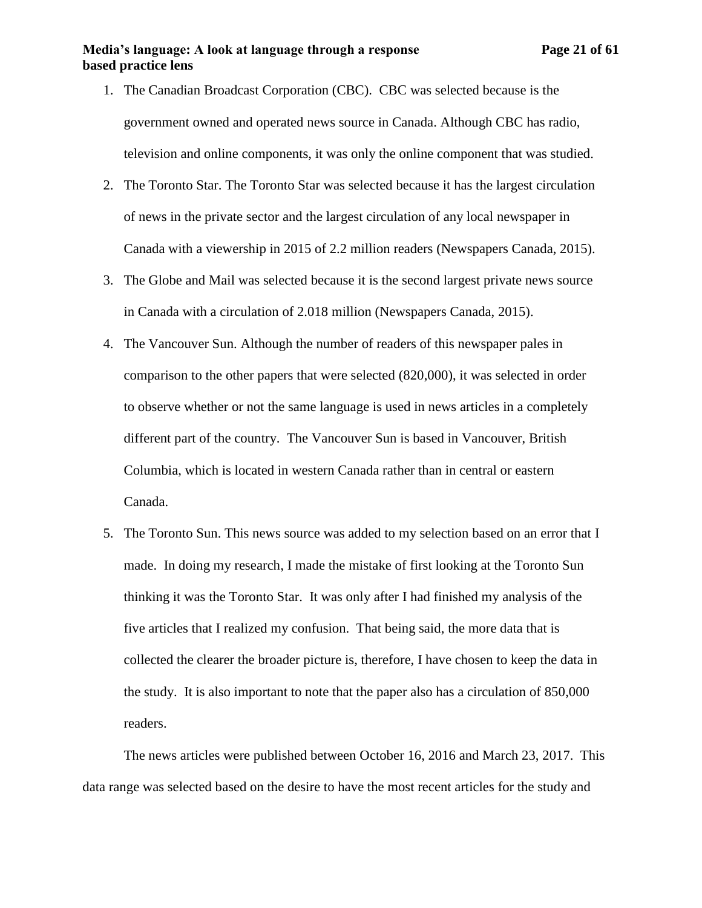1. The Canadian Broadcast Corporation (CBC). CBC was selected because is the government owned and operated news source in Canada. Although CBC has radio, television and online components, it was only the online component that was studied.
2. The Toronto Star. The Toronto Star was selected because it has the largest circulation of news in the private sector and the largest circulation of any local newspaper in Canada with a viewership in 2015 of 2.2 million readers (Newspapers Canada, 2015).
3. The Globe and Mail was selected because it is the second largest private news source in Canada with a circulation of 2.018 million (Newspapers Canada, 2015).
4. The Vancouver Sun. Although the number of readers of this newspaper pales in comparison to the other papers that were selected (820,000), it was selected in order to observe whether or not the same language is used in news articles in a completely different part of the country. The Vancouver Sun is based in Vancouver, British Columbia, which is located in western Canada rather than in central or eastern Canada.
5. The Toronto Sun. This news source was added to my selection based on an error that I made. In doing my research, I made the mistake of first looking at the Toronto Sun thinking it was the Toronto Star. It was only after I had finished my analysis of the five articles that I realized my confusion. That being said, the more data that is collected the clearer the broader picture is, therefore, I have chosen to keep the data in the study. It is also important to note that the paper also has a circulation of 850,000 readers.

The news articles were published between October 16, 2016 and March 23, 2017. This data range was selected based on the desire to have the most recent articles for the study and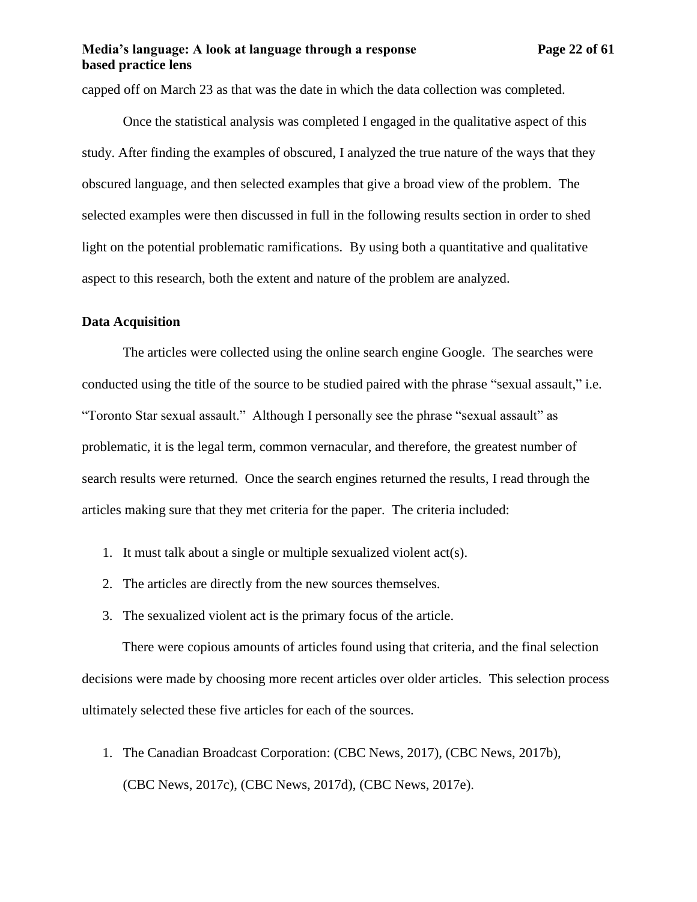capped off on March 23 as that was the date in which the data collection was completed.

Once the statistical analysis was completed I engaged in the qualitative aspect of this study. After finding the examples of obscured, I analyzed the true nature of the ways that they obscured language, and then selected examples that give a broad view of the problem. The selected examples were then discussed in full in the following results section in order to shed light on the potential problematic ramifications. By using both a quantitative and qualitative aspect to this research, both the extent and nature of the problem are analyzed.

**Data Acquisition**

The articles were collected using the online search engine Google. The searches were conducted using the title of the source to be studied paired with the phrase "sexual assault," i.e. "Toronto Star sexual assault." Although I personally see the phrase "sexual assault" as problematic, it is the legal term, common vernacular, and therefore, the greatest number of search results were returned. Once the search engines returned the results, I read through the articles making sure that they met criteria for the paper. The criteria included:

1. It must talk about a single or multiple sexualized violent act(s).
2. The articles are directly from the new sources themselves.
3. The sexualized violent act is the primary focus of the article.

There were copious amounts of articles found using that criteria, and the final selection decisions were made by choosing more recent articles over older articles. This selection process ultimately selected these five articles for each of the sources.

1. The Canadian Broadcast Corporation: (CBC News, 2017), (CBC News, 2017b), (CBC News, 2017c), (CBC News, 2017d), (CBC News, 2017e).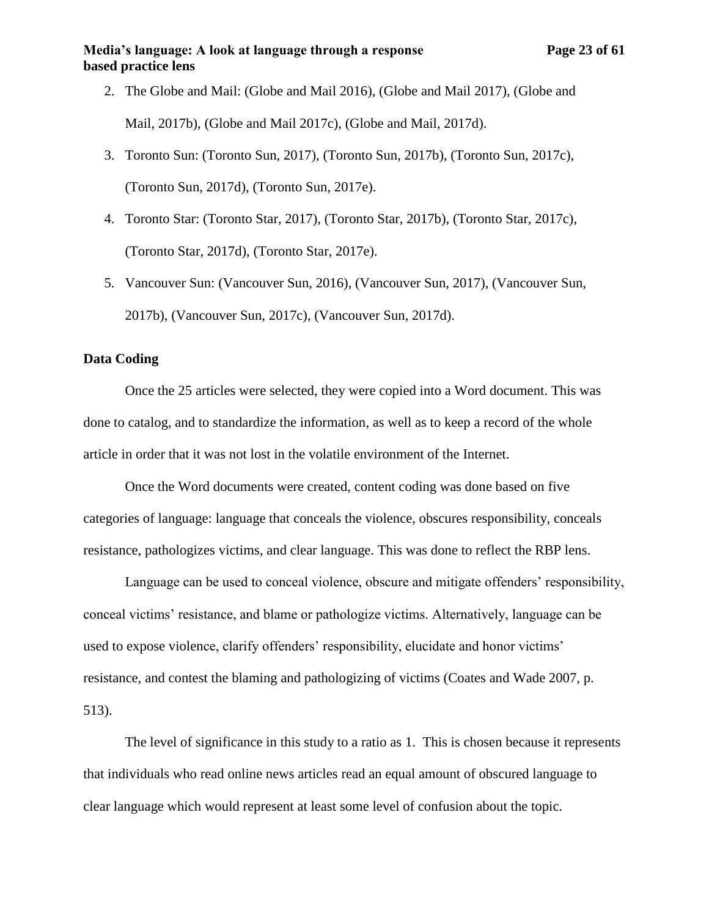2. The Globe and Mail: (Globe and Mail 2016), (Globe and Mail 2017), (Globe and Mail, 2017b), (Globe and Mail 2017c), (Globe and Mail, 2017d).
3. Toronto Sun: (Toronto Sun, 2017), (Toronto Sun, 2017b), (Toronto Sun, 2017c), (Toronto Sun, 2017d), (Toronto Sun, 2017e).
4. Toronto Star: (Toronto Star, 2017), (Toronto Star, 2017b), (Toronto Star, 2017c), (Toronto Star, 2017d), (Toronto Star, 2017e).
5. Vancouver Sun: (Vancouver Sun, 2016), (Vancouver Sun, 2017), (Vancouver Sun, 2017b), (Vancouver Sun, 2017c), (Vancouver Sun, 2017d).

**Data Coding**

Once the 25 articles were selected, they were copied into a Word document. This was done to catalog, and to standardize the information, as well as to keep a record of the whole article in order that it was not lost in the volatile environment of the Internet.

Once the Word documents were created, content coding was done based on five categories of language: language that conceals the violence, obscures responsibility, conceals resistance, pathologizes victims, and clear language. This was done to reflect the RBP lens.

Language can be used to conceal violence, obscure and mitigate offenders' responsibility, conceal victims' resistance, and blame or pathologize victims. Alternatively, language can be used to expose violence, clarify offenders' responsibility, elucidate and honor victims' resistance, and contest the blaming and pathologizing of victims (Coates and Wade 2007, p. 513).

The level of significance in this study to a ratio as 1. This is chosen because it represents that individuals who read online news articles read an equal amount of obscured language to clear language which would represent at least some level of confusion about the topic.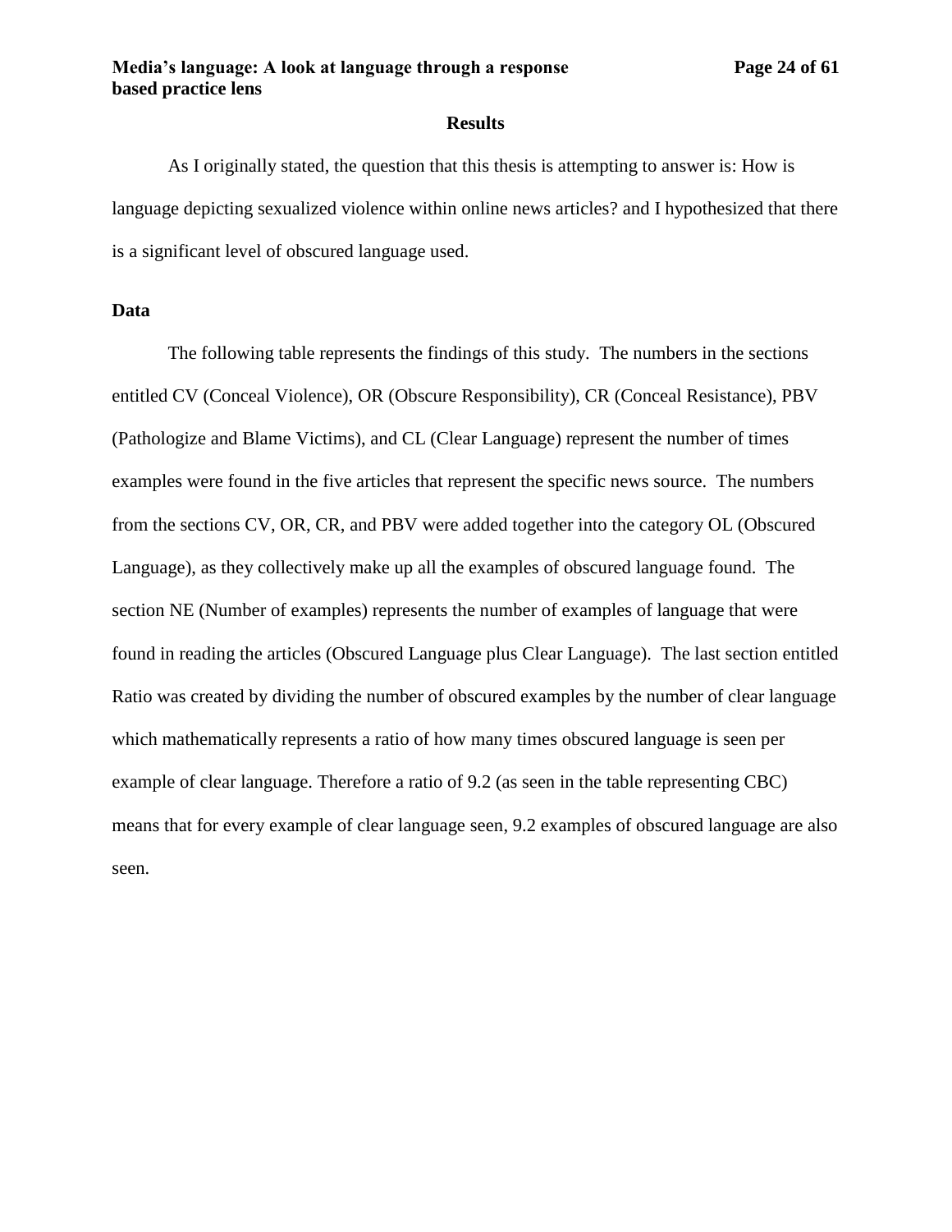## Results

As I originally stated, the question that this thesis is attempting to answer is: How is language depicting sexualized violence within online news articles? and I hypothesized that there is a significant level of obscured language used.

### Data

The following table represents the findings of this study. The numbers in the sections entitled CV (Conceal Violence), OR (Obscure Responsibility), CR (Conceal Resistance), PBV (Pathologize and Blame Victims), and CL (Clear Language) represent the number of times examples were found in the five articles that represent the specific news source. The numbers from the sections CV, OR, CR, and PBV were added together into the category OL (Obscured Language), as they collectively make up all the examples of obscured language found. The section NE (Number of examples) represents the number of examples of language that were found in reading the articles (Obscured Language plus Clear Language). The last section entitled Ratio was created by dividing the number of obscured examples by the number of clear language which mathematically represents a ratio of how many times obscured language is seen per example of clear language. Therefore a ratio of 9.2 (as seen in the table representing CBC) means that for every example of clear language seen, 9.2 examples of obscured language are also seen.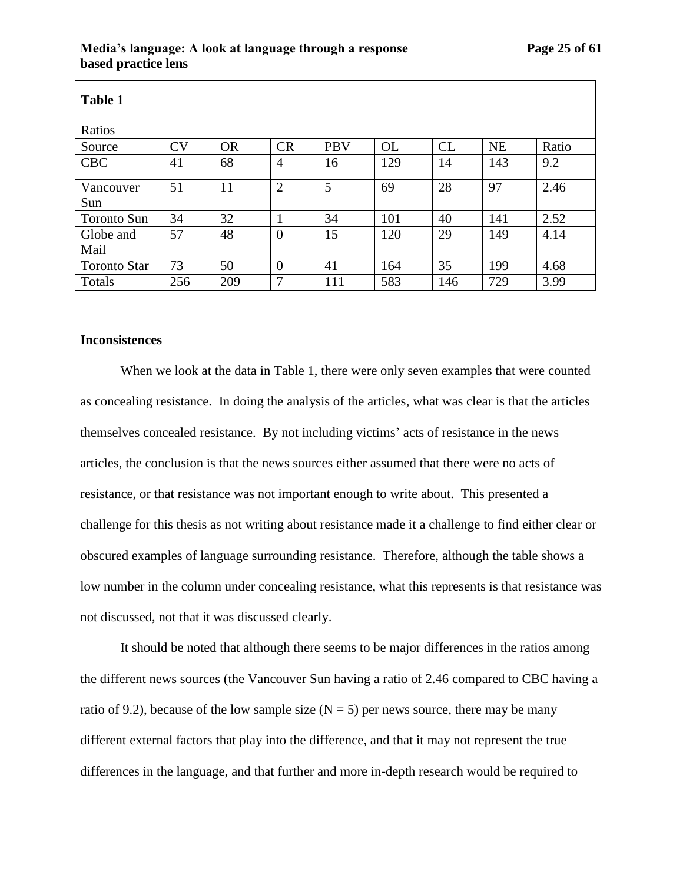**Table 1**

Ratios

| Source | CV | OR | CR | PBV | OL | CL | NE | Ratio |
|---|---|---|---|---|---|---|---|---|
| CBC | 41 | 68 | 4 | 16 | 129 | 14 | 143 | 9.2 |
| Vancouver Sun | 51 | 11 | 2 | 5 | 69 | 28 | 97 | 2.46 |
| Toronto Sun | 34 | 32 | 1 | 34 | 101 | 40 | 141 | 2.52 |
| Globe and Mail | 57 | 48 | 0 | 15 | 120 | 29 | 149 | 4.14 |
| Toronto Star | 73 | 50 | 0 | 41 | 164 | 35 | 199 | 4.68 |
| Totals | 256 | 209 | 7 | 111 | 583 | 146 | 729 | 3.99 |

**Inconsistences**

When we look at the data in Table 1, there were only seven examples that were counted as concealing resistance. In doing the analysis of the articles, what was clear is that the articles themselves concealed resistance. By not including victims' acts of resistance in the news articles, the conclusion is that the news sources either assumed that there were no acts of resistance, or that resistance was not important enough to write about. This presented a challenge for this thesis as not writing about resistance made it a challenge to find either clear or obscured examples of language surrounding resistance. Therefore, although the table shows a low number in the column under concealing resistance, what this represents is that resistance was not discussed, not that it was discussed clearly.

It should be noted that although there seems to be major differences in the ratios among the different news sources (the Vancouver Sun having a ratio of 2.46 compared to CBC having a ratio of 9.2), because of the low sample size ($N = 5$) per news source, there may be many different external factors that play into the difference, and that it may not represent the true differences in the language, and that further and more in-depth research would be required to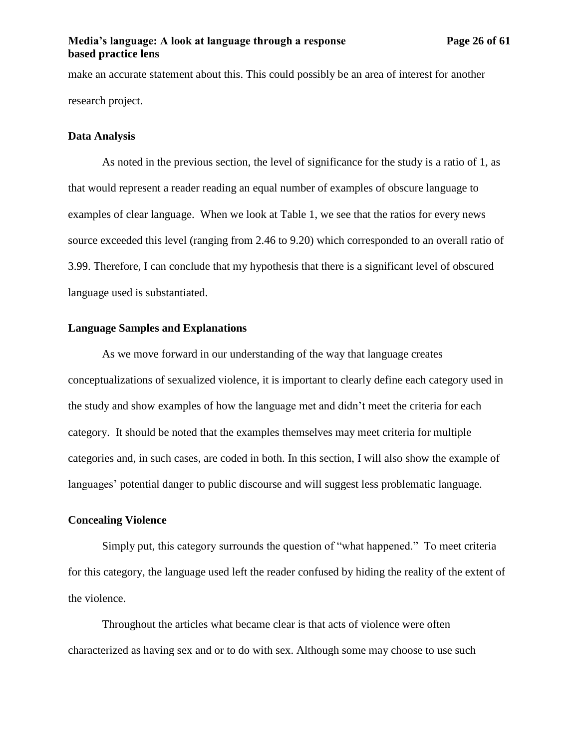make an accurate statement about this. This could possibly be an area of interest for another research project.

## Data Analysis

As noted in the previous section, the level of significance for the study is a ratio of 1, as that would represent a reader reading an equal number of examples of obscure language to examples of clear language. When we look at Table 1, we see that the ratios for every news source exceeded this level (ranging from 2.46 to 9.20) which corresponded to an overall ratio of 3.99. Therefore, I can conclude that my hypothesis that there is a significant level of obscured language used is substantiated.

## Language Samples and Explanations

As we move forward in our understanding of the way that language creates conceptualizations of sexualized violence, it is important to clearly define each category used in the study and show examples of how the language met and didn't meet the criteria for each category. It should be noted that the examples themselves may meet criteria for multiple categories and, in such cases, are coded in both. In this section, I will also show the example of languages' potential danger to public discourse and will suggest less problematic language.

## Concealing Violence

Simply put, this category surrounds the question of "what happened." To meet criteria for this category, the language used left the reader confused by hiding the reality of the extent of the violence.

Throughout the articles what became clear is that acts of violence were often characterized as having sex and or to do with sex. Although some may choose to use such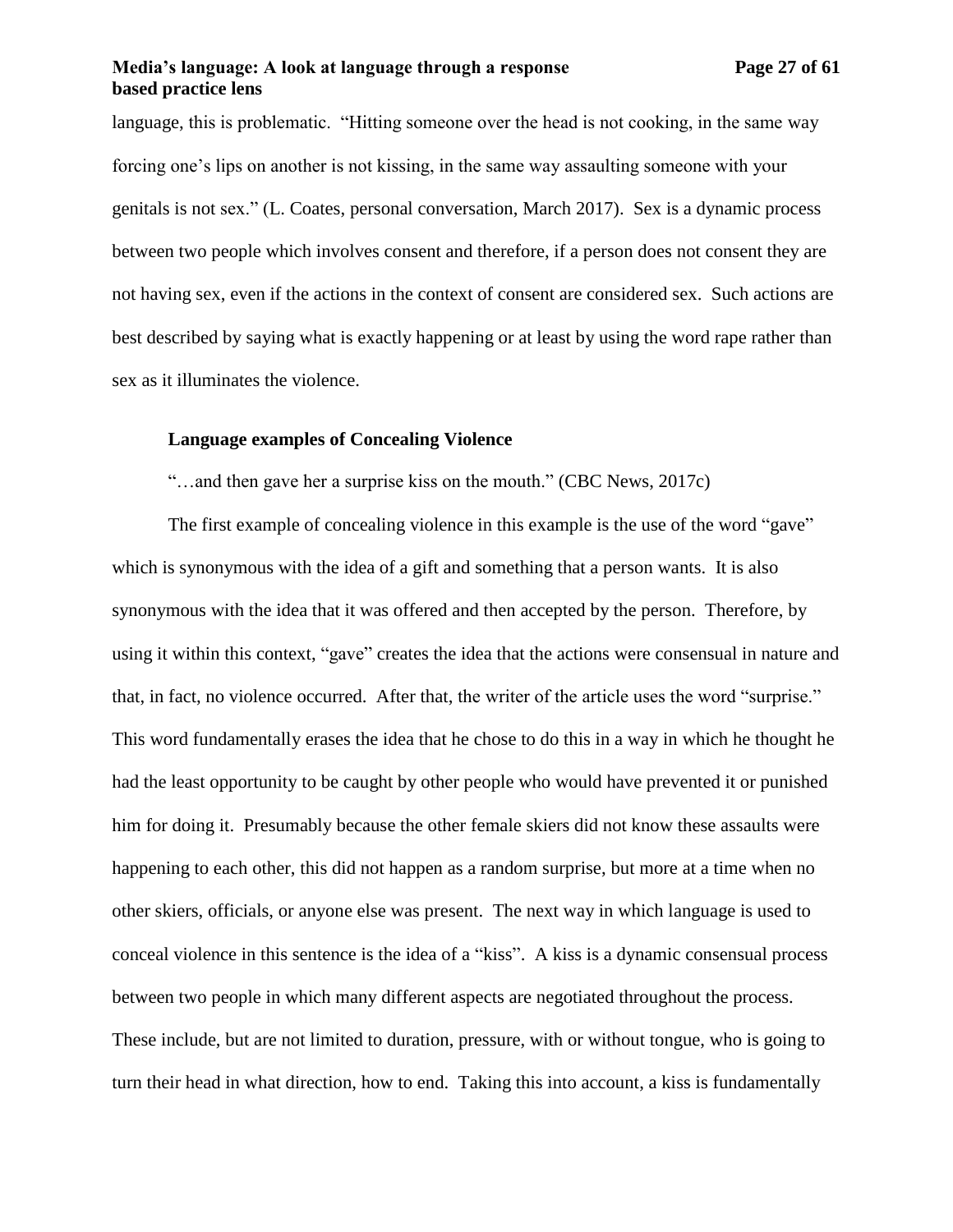language, this is problematic. "Hitting someone over the head is not cooking, in the same way forcing one's lips on another is not kissing, in the same way assaulting someone with your genitals is not sex." (L. Coates, personal conversation, March 2017). Sex is a dynamic process between two people which involves consent and therefore, if a person does not consent they are not having sex, even if the actions in the context of consent are considered sex. Such actions are best described by saying what is exactly happening or at least by using the word rape rather than sex as it illuminates the violence.

### Language examples of Concealing Violence

"…and then gave her a surprise kiss on the mouth." (CBC News, 2017c)

The first example of concealing violence in this example is the use of the word "gave" which is synonymous with the idea of a gift and something that a person wants. It is also synonymous with the idea that it was offered and then accepted by the person. Therefore, by using it within this context, "gave" creates the idea that the actions were consensual in nature and that, in fact, no violence occurred. After that, the writer of the article uses the word "surprise." This word fundamentally erases the idea that he chose to do this in a way in which he thought he had the least opportunity to be caught by other people who would have prevented it or punished him for doing it. Presumably because the other female skiers did not know these assaults were happening to each other, this did not happen as a random surprise, but more at a time when no other skiers, officials, or anyone else was present. The next way in which language is used to conceal violence in this sentence is the idea of a "kiss". A kiss is a dynamic consensual process between two people in which many different aspects are negotiated throughout the process. These include, but are not limited to duration, pressure, with or without tongue, who is going to turn their head in what direction, how to end. Taking this into account, a kiss is fundamentally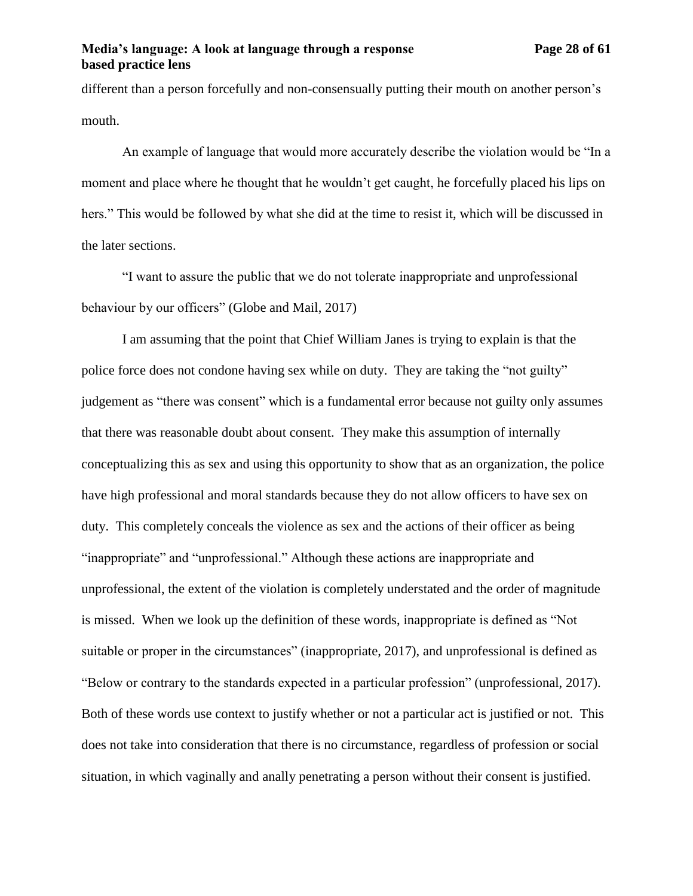different than a person forcefully and non-consensually putting their mouth on another person's mouth.

An example of language that would more accurately describe the violation would be "In a moment and place where he thought that he wouldn't get caught, he forcefully placed his lips on hers." This would be followed by what she did at the time to resist it, which will be discussed in the later sections.

"I want to assure the public that we do not tolerate inappropriate and unprofessional behaviour by our officers" (Globe and Mail, 2017)

I am assuming that the point that Chief William Janes is trying to explain is that the police force does not condone having sex while on duty. They are taking the "not guilty" judgement as "there was consent" which is a fundamental error because not guilty only assumes that there was reasonable doubt about consent. They make this assumption of internally conceptualizing this as sex and using this opportunity to show that as an organization, the police have high professional and moral standards because they do not allow officers to have sex on duty. This completely conceals the violence as sex and the actions of their officer as being "inappropriate" and "unprofessional." Although these actions are inappropriate and unprofessional, the extent of the violation is completely understated and the order of magnitude is missed. When we look up the definition of these words, inappropriate is defined as "Not suitable or proper in the circumstances" (inappropriate, 2017), and unprofessional is defined as "Below or contrary to the standards expected in a particular profession" (unprofessional, 2017). Both of these words use context to justify whether or not a particular act is justified or not. This does not take into consideration that there is no circumstance, regardless of profession or social situation, in which vaginally and anally penetrating a person without their consent is justified.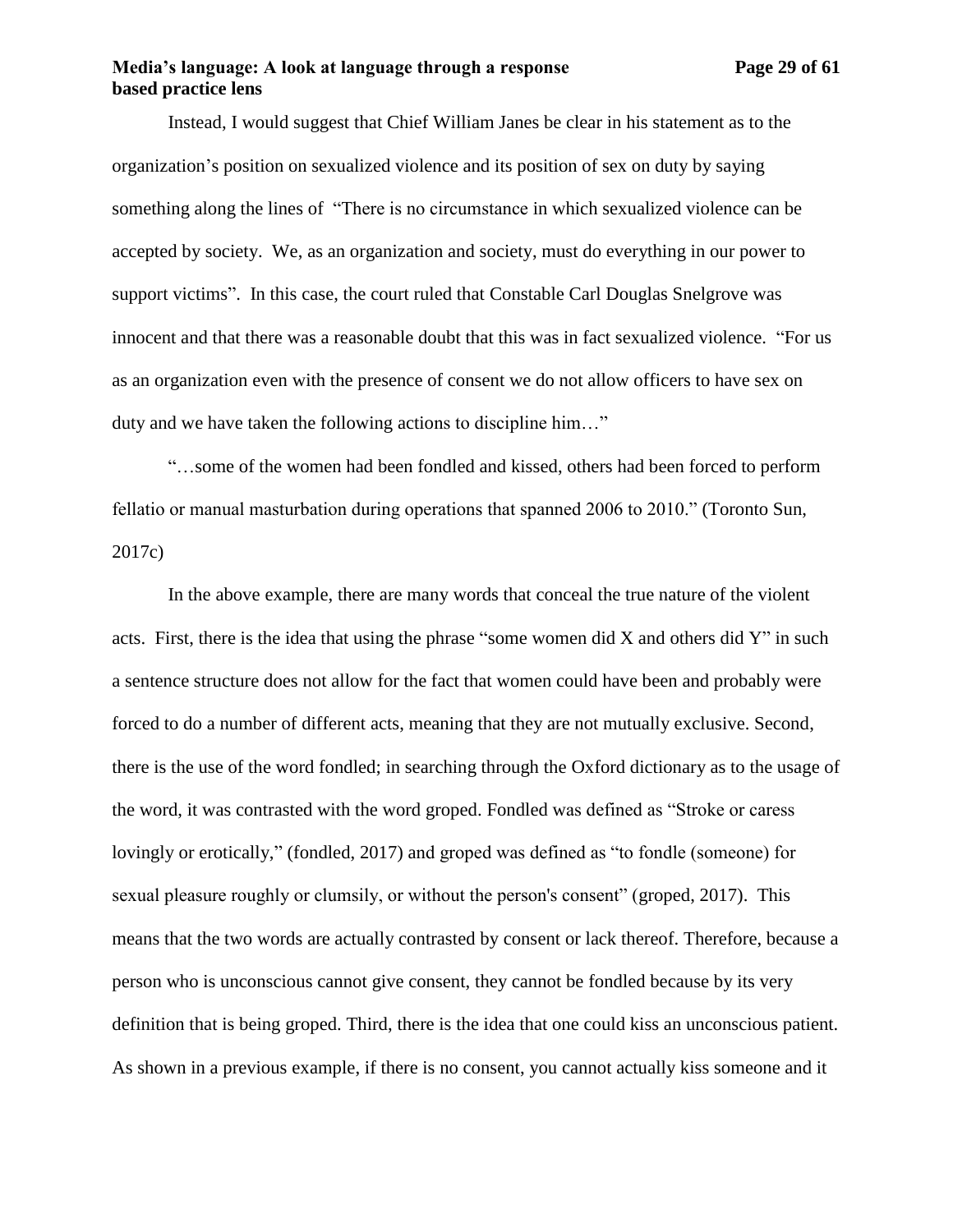Instead, I would suggest that Chief William Janes be clear in his statement as to the organization's position on sexualized violence and its position of sex on duty by saying something along the lines of "There is no circumstance in which sexualized violence can be accepted by society. We, as an organization and society, must do everything in our power to support victims". In this case, the court ruled that Constable Carl Douglas Snelgrove was innocent and that there was a reasonable doubt that this was in fact sexualized violence. "For us as an organization even with the presence of consent we do not allow officers to have sex on duty and we have taken the following actions to discipline him…"

"…some of the women had been fondled and kissed, others had been forced to perform fellatio or manual masturbation during operations that spanned 2006 to 2010." (Toronto Sun, 2017c)

In the above example, there are many words that conceal the true nature of the violent acts. First, there is the idea that using the phrase "some women did X and others did Y" in such a sentence structure does not allow for the fact that women could have been and probably were forced to do a number of different acts, meaning that they are not mutually exclusive. Second, there is the use of the word fondled; in searching through the Oxford dictionary as to the usage of the word, it was contrasted with the word groped. Fondled was defined as "Stroke or caress lovingly or erotically," (fondled, 2017) and groped was defined as "to fondle (someone) for sexual pleasure roughly or clumsily, or without the person's consent" (groped, 2017). This means that the two words are actually contrasted by consent or lack thereof. Therefore, because a person who is unconscious cannot give consent, they cannot be fondled because by its very definition that is being groped. Third, there is the idea that one could kiss an unconscious patient. As shown in a previous example, if there is no consent, you cannot actually kiss someone and it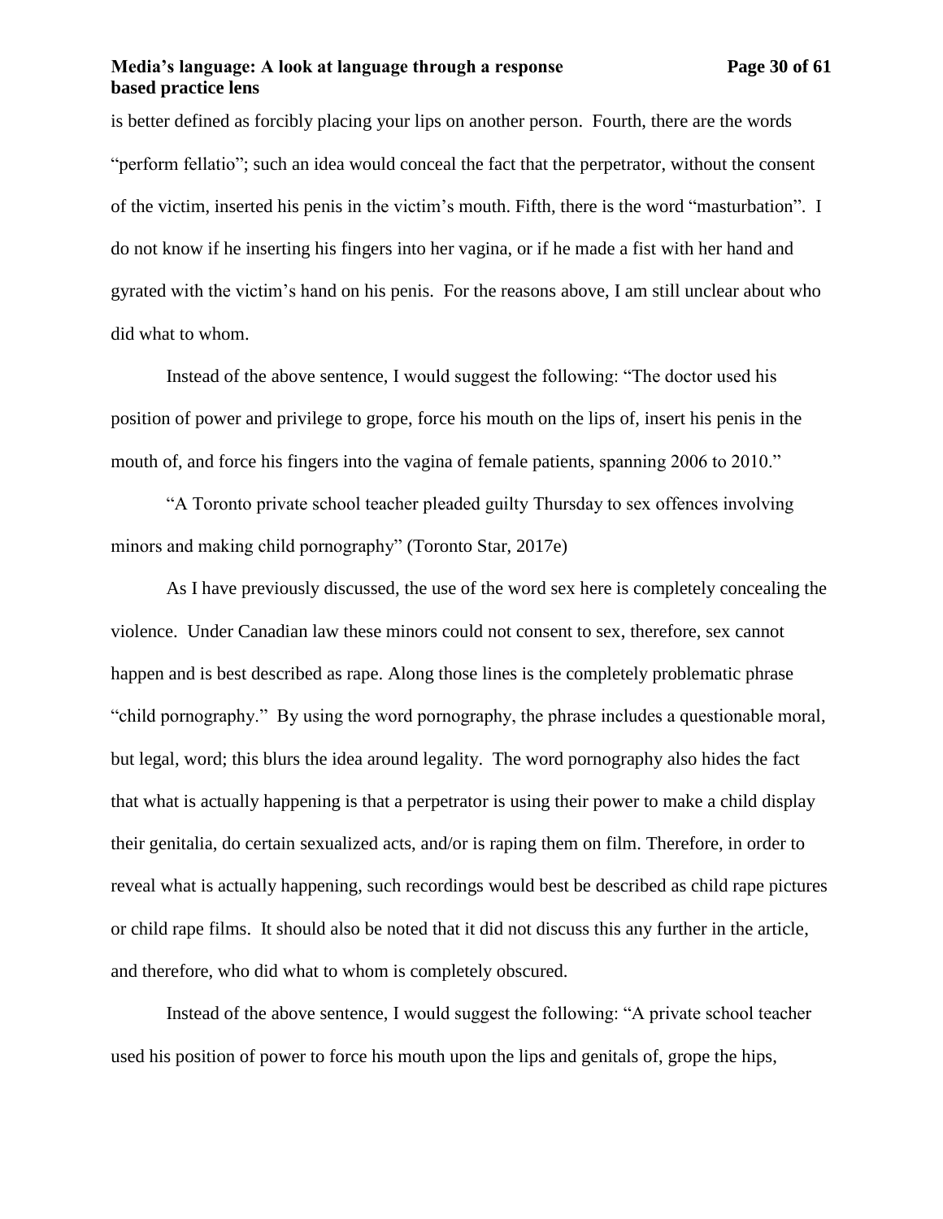is better defined as forcibly placing your lips on another person. Fourth, there are the words "perform fellatio"; such an idea would conceal the fact that the perpetrator, without the consent of the victim, inserted his penis in the victim's mouth. Fifth, there is the word "masturbation". I do not know if he inserting his fingers into her vagina, or if he made a fist with her hand and gyrated with the victim's hand on his penis. For the reasons above, I am still unclear about who did what to whom.

Instead of the above sentence, I would suggest the following: "The doctor used his position of power and privilege to grope, force his mouth on the lips of, insert his penis in the mouth of, and force his fingers into the vagina of female patients, spanning 2006 to 2010."

"A Toronto private school teacher pleaded guilty Thursday to sex offences involving minors and making child pornography" (Toronto Star, 2017e)

As I have previously discussed, the use of the word sex here is completely concealing the violence. Under Canadian law these minors could not consent to sex, therefore, sex cannot happen and is best described as rape. Along those lines is the completely problematic phrase "child pornography." By using the word pornography, the phrase includes a questionable moral, but legal, word; this blurs the idea around legality. The word pornography also hides the fact that what is actually happening is that a perpetrator is using their power to make a child display their genitalia, do certain sexualized acts, and/or is raping them on film. Therefore, in order to reveal what is actually happening, such recordings would best be described as child rape pictures or child rape films. It should also be noted that it did not discuss this any further in the article, and therefore, who did what to whom is completely obscured.

Instead of the above sentence, I would suggest the following: "A private school teacher used his position of power to force his mouth upon the lips and genitals of, grope the hips,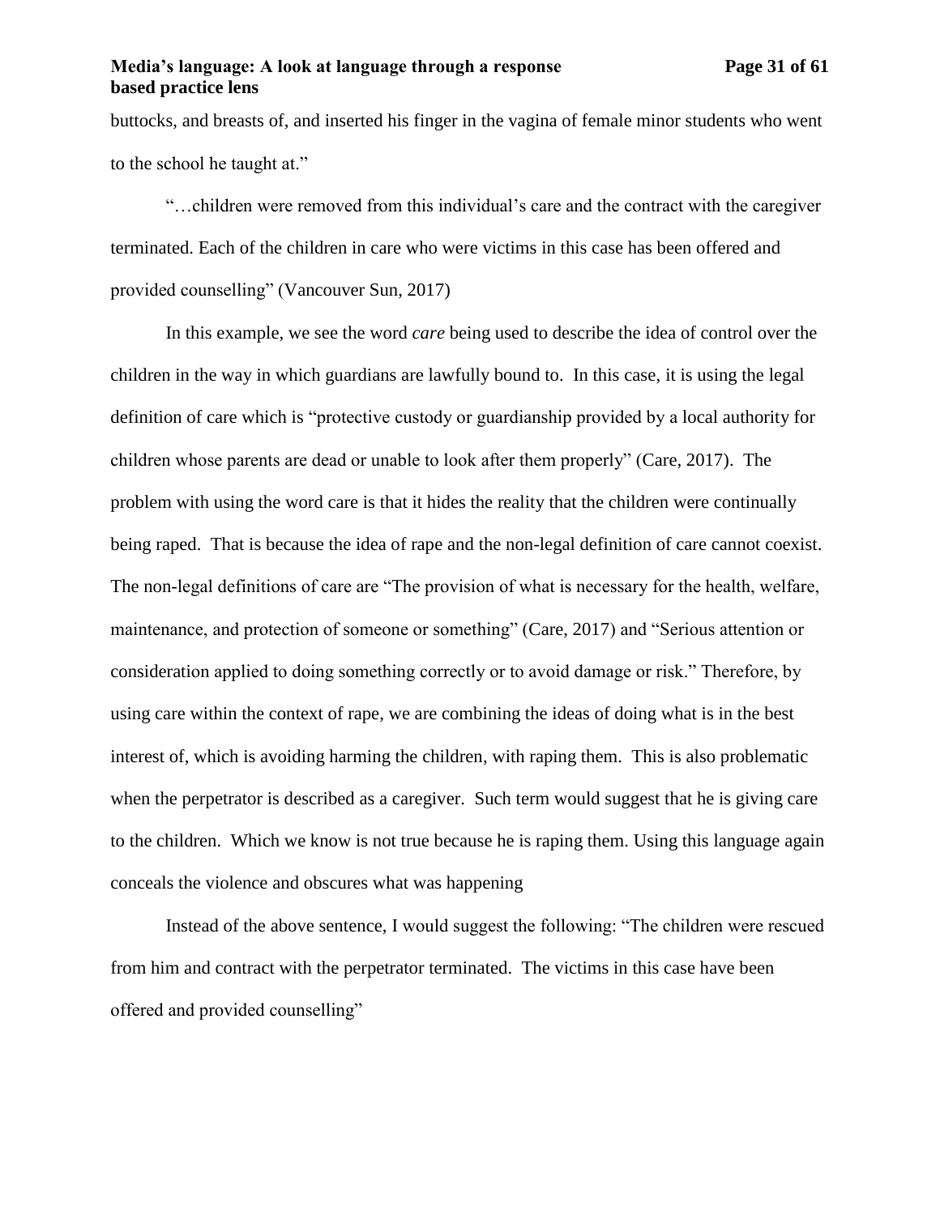buttocks, and breasts of, and inserted his finger in the vagina of female minor students who went to the school he taught at."

"…children were removed from this individual's care and the contract with the caregiver terminated. Each of the children in care who were victims in this case has been offered and provided counselling" (Vancouver Sun, 2017)

In this example, we see the word *care* being used to describe the idea of control over the children in the way in which guardians are lawfully bound to. In this case, it is using the legal definition of care which is "protective custody or guardianship provided by a local authority for children whose parents are dead or unable to look after them properly" (Care, 2017). The problem with using the word care is that it hides the reality that the children were continually being raped. That is because the idea of rape and the non-legal definition of care cannot coexist. The non-legal definitions of care are "The provision of what is necessary for the health, welfare, maintenance, and protection of someone or something" (Care, 2017) and "Serious attention or consideration applied to doing something correctly or to avoid damage or risk." Therefore, by using care within the context of rape, we are combining the ideas of doing what is in the best interest of, which is avoiding harming the children, with raping them. This is also problematic when the perpetrator is described as a caregiver. Such term would suggest that he is giving care to the children. Which we know is not true because he is raping them. Using this language again conceals the violence and obscures what was happening

Instead of the above sentence, I would suggest the following: "The children were rescued from him and contract with the perpetrator terminated. The victims in this case have been offered and provided counselling"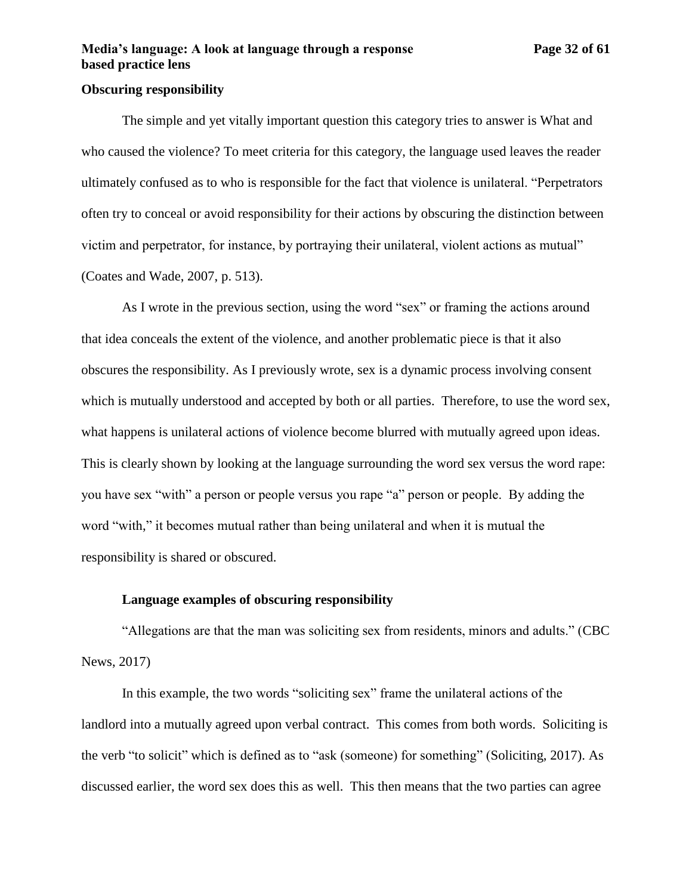## Obscuring responsibility

The simple and yet vitally important question this category tries to answer is What and who caused the violence? To meet criteria for this category, the language used leaves the reader ultimately confused as to who is responsible for the fact that violence is unilateral. "Perpetrators often try to conceal or avoid responsibility for their actions by obscuring the distinction between victim and perpetrator, for instance, by portraying their unilateral, violent actions as mutual" (Coates and Wade, 2007, p. 513).

As I wrote in the previous section, using the word "sex" or framing the actions around that idea conceals the extent of the violence, and another problematic piece is that it also obscures the responsibility. As I previously wrote, sex is a dynamic process involving consent which is mutually understood and accepted by both or all parties. Therefore, to use the word sex, what happens is unilateral actions of violence become blurred with mutually agreed upon ideas. This is clearly shown by looking at the language surrounding the word sex versus the word rape: you have sex "with" a person or people versus you rape "a" person or people. By adding the word "with," it becomes mutual rather than being unilateral and when it is mutual the responsibility is shared or obscured.

### Language examples of obscuring responsibility

"Allegations are that the man was soliciting sex from residents, minors and adults." (CBC News, 2017)

In this example, the two words "soliciting sex" frame the unilateral actions of the landlord into a mutually agreed upon verbal contract. This comes from both words. Soliciting is the verb "to solicit" which is defined as to "ask (someone) for something" (Soliciting, 2017). As discussed earlier, the word sex does this as well. This then means that the two parties can agree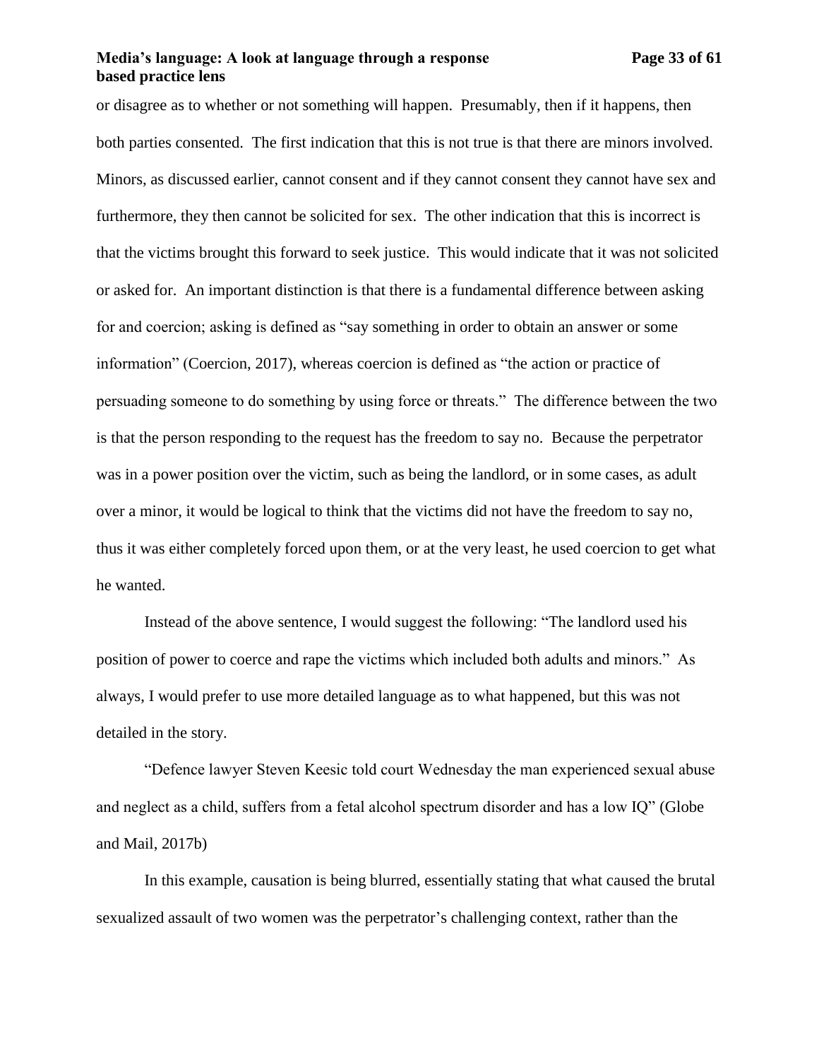or disagree as to whether or not something will happen. Presumably, then if it happens, then both parties consented. The first indication that this is not true is that there are minors involved. Minors, as discussed earlier, cannot consent and if they cannot consent they cannot have sex and furthermore, they then cannot be solicited for sex. The other indication that this is incorrect is that the victims brought this forward to seek justice. This would indicate that it was not solicited or asked for. An important distinction is that there is a fundamental difference between asking for and coercion; asking is defined as "say something in order to obtain an answer or some information" (Coercion, 2017), whereas coercion is defined as "the action or practice of persuading someone to do something by using force or threats." The difference between the two is that the person responding to the request has the freedom to say no. Because the perpetrator was in a power position over the victim, such as being the landlord, or in some cases, as adult over a minor, it would be logical to think that the victims did not have the freedom to say no, thus it was either completely forced upon them, or at the very least, he used coercion to get what he wanted.

Instead of the above sentence, I would suggest the following: "The landlord used his position of power to coerce and rape the victims which included both adults and minors." As always, I would prefer to use more detailed language as to what happened, but this was not detailed in the story.

"Defence lawyer Steven Keesic told court Wednesday the man experienced sexual abuse and neglect as a child, suffers from a fetal alcohol spectrum disorder and has a low IQ" (Globe and Mail, 2017b)

In this example, causation is being blurred, essentially stating that what caused the brutal sexualized assault of two women was the perpetrator's challenging context, rather than the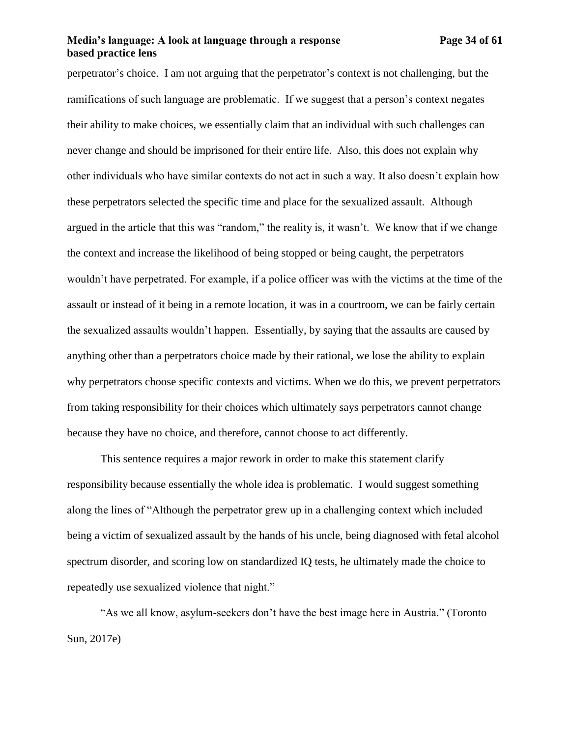perpetrator's choice. I am not arguing that the perpetrator's context is not challenging, but the ramifications of such language are problematic. If we suggest that a person's context negates their ability to make choices, we essentially claim that an individual with such challenges can never change and should be imprisoned for their entire life. Also, this does not explain why other individuals who have similar contexts do not act in such a way. It also doesn't explain how these perpetrators selected the specific time and place for the sexualized assault. Although argued in the article that this was "random," the reality is, it wasn't. We know that if we change the context and increase the likelihood of being stopped or being caught, the perpetrators wouldn't have perpetrated. For example, if a police officer was with the victims at the time of the assault or instead of it being in a remote location, it was in a courtroom, we can be fairly certain the sexualized assaults wouldn't happen. Essentially, by saying that the assaults are caused by anything other than a perpetrators choice made by their rational, we lose the ability to explain why perpetrators choose specific contexts and victims. When we do this, we prevent perpetrators from taking responsibility for their choices which ultimately says perpetrators cannot change because they have no choice, and therefore, cannot choose to act differently.

This sentence requires a major rework in order to make this statement clarify responsibility because essentially the whole idea is problematic. I would suggest something along the lines of "Although the perpetrator grew up in a challenging context which included being a victim of sexualized assault by the hands of his uncle, being diagnosed with fetal alcohol spectrum disorder, and scoring low on standardized IQ tests, he ultimately made the choice to repeatedly use sexualized violence that night."

"As we all know, asylum-seekers don't have the best image here in Austria." (Toronto Sun, 2017e)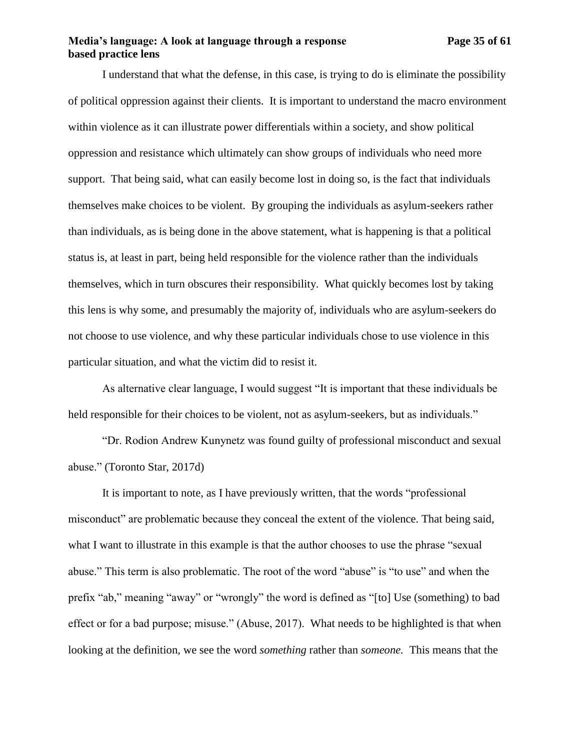I understand that what the defense, in this case, is trying to do is eliminate the possibility of political oppression against their clients. It is important to understand the macro environment within violence as it can illustrate power differentials within a society, and show political oppression and resistance which ultimately can show groups of individuals who need more support. That being said, what can easily become lost in doing so, is the fact that individuals themselves make choices to be violent. By grouping the individuals as asylum-seekers rather than individuals, as is being done in the above statement, what is happening is that a political status is, at least in part, being held responsible for the violence rather than the individuals themselves, which in turn obscures their responsibility. What quickly becomes lost by taking this lens is why some, and presumably the majority of, individuals who are asylum-seekers do not choose to use violence, and why these particular individuals chose to use violence in this particular situation, and what the victim did to resist it.

As alternative clear language, I would suggest "It is important that these individuals be held responsible for their choices to be violent, not as asylum-seekers, but as individuals."

"Dr. Rodion Andrew Kunynetz was found guilty of professional misconduct and sexual abuse." (Toronto Star, 2017d)

It is important to note, as I have previously written, that the words "professional misconduct" are problematic because they conceal the extent of the violence. That being said, what I want to illustrate in this example is that the author chooses to use the phrase "sexual abuse." This term is also problematic. The root of the word "abuse" is "to use" and when the prefix "ab," meaning "away" or "wrongly" the word is defined as "[to] Use (something) to bad effect or for a bad purpose; misuse." (Abuse, 2017). What needs to be highlighted is that when looking at the definition, we see the word *something* rather than *someone.* This means that the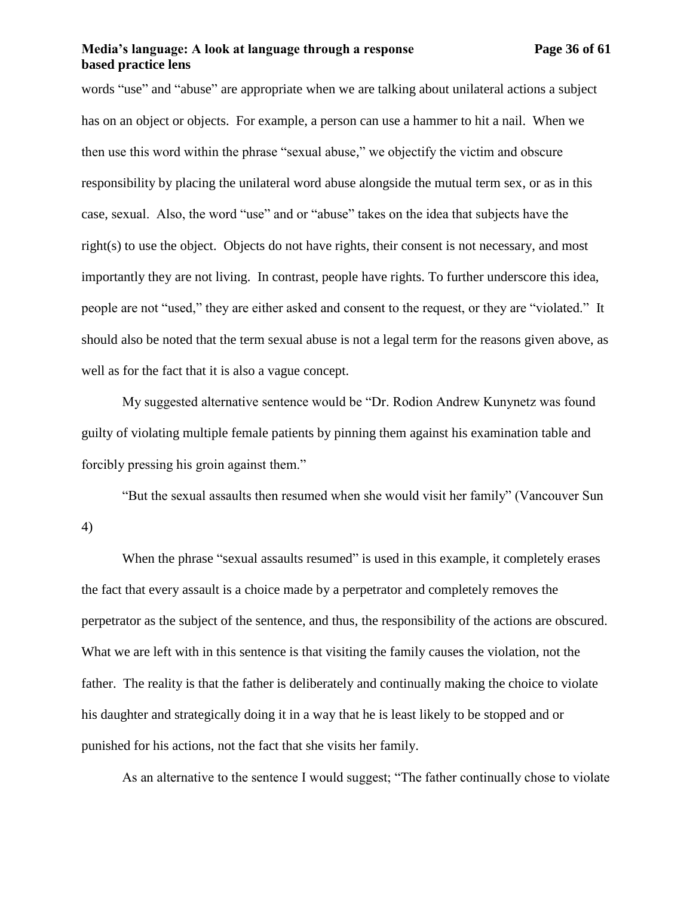words “use” and “abuse” are appropriate when we are talking about unilateral actions a subject has on an object or objects. For example, a person can use a hammer to hit a nail. When we then use this word within the phrase “sexual abuse,” we objectify the victim and obscure responsibility by placing the unilateral word abuse alongside the mutual term sex, or as in this case, sexual. Also, the word “use” and or “abuse” takes on the idea that subjects have the right(s) to use the object. Objects do not have rights, their consent is not necessary, and most importantly they are not living. In contrast, people have rights. To further underscore this idea, people are not “used,” they are either asked and consent to the request, or they are “violated.” It should also be noted that the term sexual abuse is not a legal term for the reasons given above, as well as for the fact that it is also a vague concept.

My suggested alternative sentence would be “Dr. Rodion Andrew Kunynetz was found guilty of violating multiple female patients by pinning them against his examination table and forcibly pressing his groin against them.”

“But the sexual assaults then resumed when she would visit her family” (Vancouver Sun 4)

When the phrase “sexual assaults resumed” is used in this example, it completely erases the fact that every assault is a choice made by a perpetrator and completely removes the perpetrator as the subject of the sentence, and thus, the responsibility of the actions are obscured. What we are left with in this sentence is that visiting the family causes the violation, not the father. The reality is that the father is deliberately and continually making the choice to violate his daughter and strategically doing it in a way that he is least likely to be stopped and or punished for his actions, not the fact that she visits her family.

As an alternative to the sentence I would suggest; “The father continually chose to violate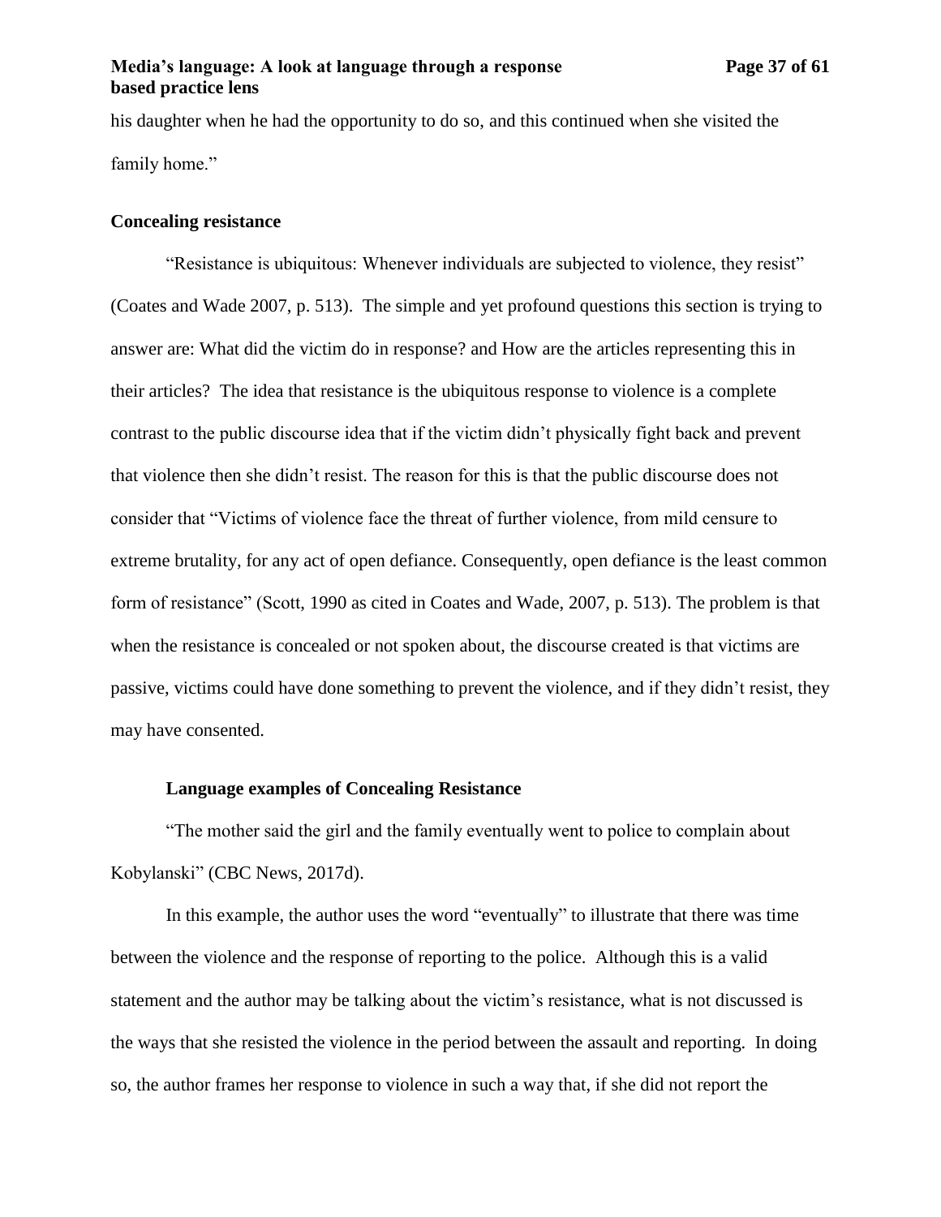his daughter when he had the opportunity to do so, and this continued when she visited the family home."

## Concealing resistance

"Resistance is ubiquitous: Whenever individuals are subjected to violence, they resist" (Coates and Wade 2007, p. 513). The simple and yet profound questions this section is trying to answer are: What did the victim do in response? and How are the articles representing this in their articles? The idea that resistance is the ubiquitous response to violence is a complete contrast to the public discourse idea that if the victim didn't physically fight back and prevent that violence then she didn't resist. The reason for this is that the public discourse does not consider that "Victims of violence face the threat of further violence, from mild censure to extreme brutality, for any act of open defiance. Consequently, open defiance is the least common form of resistance" (Scott, 1990 as cited in Coates and Wade, 2007, p. 513). The problem is that when the resistance is concealed or not spoken about, the discourse created is that victims are passive, victims could have done something to prevent the violence, and if they didn't resist, they may have consented.

### Language examples of Concealing Resistance

"The mother said the girl and the family eventually went to police to complain about Kobylanski" (CBC News, 2017d).

In this example, the author uses the word "eventually" to illustrate that there was time between the violence and the response of reporting to the police. Although this is a valid statement and the author may be talking about the victim's resistance, what is not discussed is the ways that she resisted the violence in the period between the assault and reporting. In doing so, the author frames her response to violence in such a way that, if she did not report the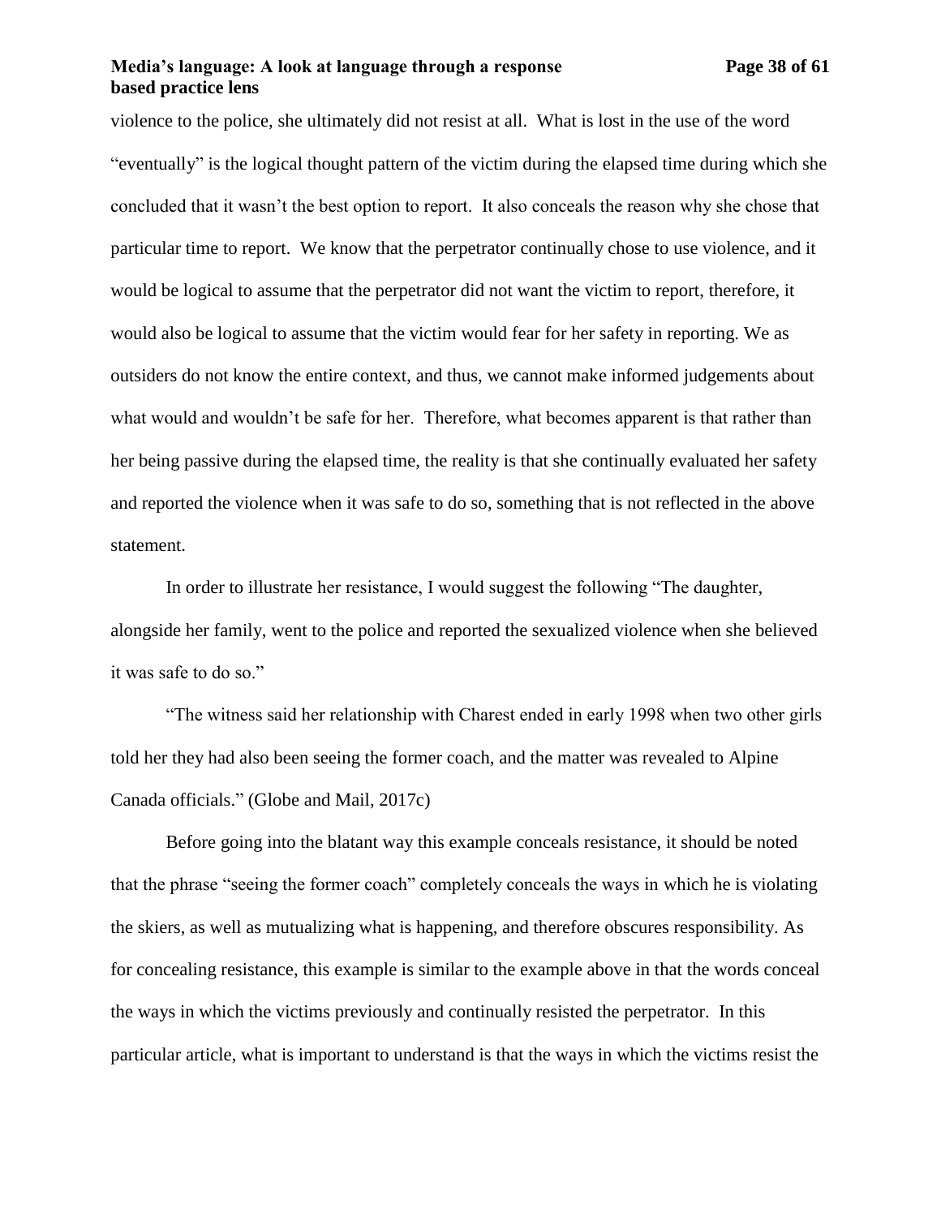violence to the police, she ultimately did not resist at all. What is lost in the use of the word "eventually" is the logical thought pattern of the victim during the elapsed time during which she concluded that it wasn't the best option to report. It also conceals the reason why she chose that particular time to report. We know that the perpetrator continually chose to use violence, and it would be logical to assume that the perpetrator did not want the victim to report, therefore, it would also be logical to assume that the victim would fear for her safety in reporting. We as outsiders do not know the entire context, and thus, we cannot make informed judgements about what would and wouldn't be safe for her. Therefore, what becomes apparent is that rather than her being passive during the elapsed time, the reality is that she continually evaluated her safety and reported the violence when it was safe to do so, something that is not reflected in the above statement.

In order to illustrate her resistance, I would suggest the following "The daughter, alongside her family, went to the police and reported the sexualized violence when she believed it was safe to do so."

"The witness said her relationship with Charest ended in early 1998 when two other girls told her they had also been seeing the former coach, and the matter was revealed to Alpine Canada officials." (Globe and Mail, 2017c)

Before going into the blatant way this example conceals resistance, it should be noted that the phrase "seeing the former coach" completely conceals the ways in which he is violating the skiers, as well as mutualizing what is happening, and therefore obscures responsibility. As for concealing resistance, this example is similar to the example above in that the words conceal the ways in which the victims previously and continually resisted the perpetrator. In this particular article, what is important to understand is that the ways in which the victims resist the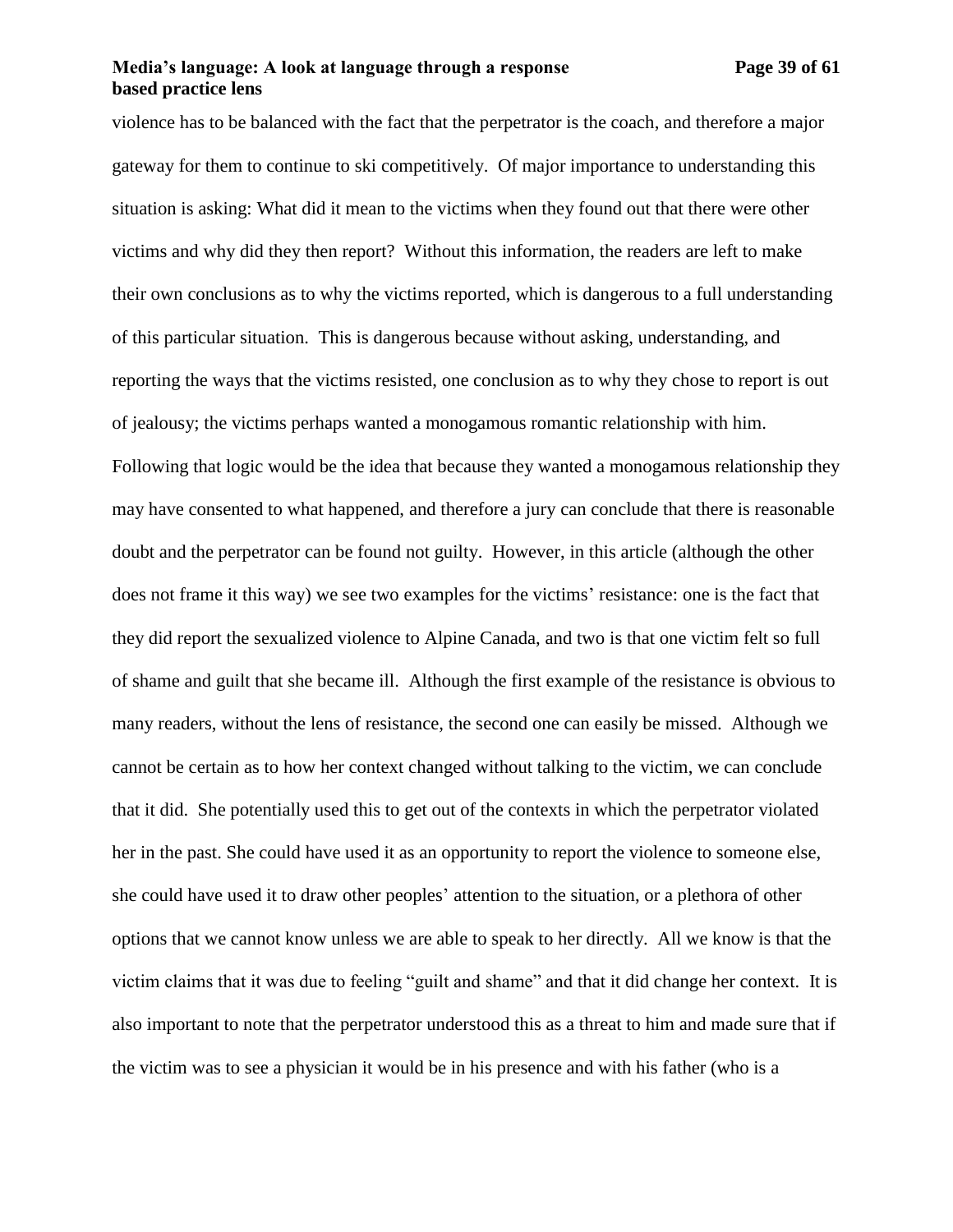violence has to be balanced with the fact that the perpetrator is the coach, and therefore a major gateway for them to continue to ski competitively. Of major importance to understanding this situation is asking: What did it mean to the victims when they found out that there were other victims and why did they then report? Without this information, the readers are left to make their own conclusions as to why the victims reported, which is dangerous to a full understanding of this particular situation. This is dangerous because without asking, understanding, and reporting the ways that the victims resisted, one conclusion as to why they chose to report is out of jealousy; the victims perhaps wanted a monogamous romantic relationship with him. Following that logic would be the idea that because they wanted a monogamous relationship they may have consented to what happened, and therefore a jury can conclude that there is reasonable doubt and the perpetrator can be found not guilty. However, in this article (although the other does not frame it this way) we see two examples for the victims' resistance: one is the fact that they did report the sexualized violence to Alpine Canada, and two is that one victim felt so full of shame and guilt that she became ill. Although the first example of the resistance is obvious to many readers, without the lens of resistance, the second one can easily be missed. Although we cannot be certain as to how her context changed without talking to the victim, we can conclude that it did. She potentially used this to get out of the contexts in which the perpetrator violated her in the past. She could have used it as an opportunity to report the violence to someone else, she could have used it to draw other peoples' attention to the situation, or a plethora of other options that we cannot know unless we are able to speak to her directly. All we know is that the victim claims that it was due to feeling "guilt and shame" and that it did change her context. It is also important to note that the perpetrator understood this as a threat to him and made sure that if the victim was to see a physician it would be in his presence and with his father (who is a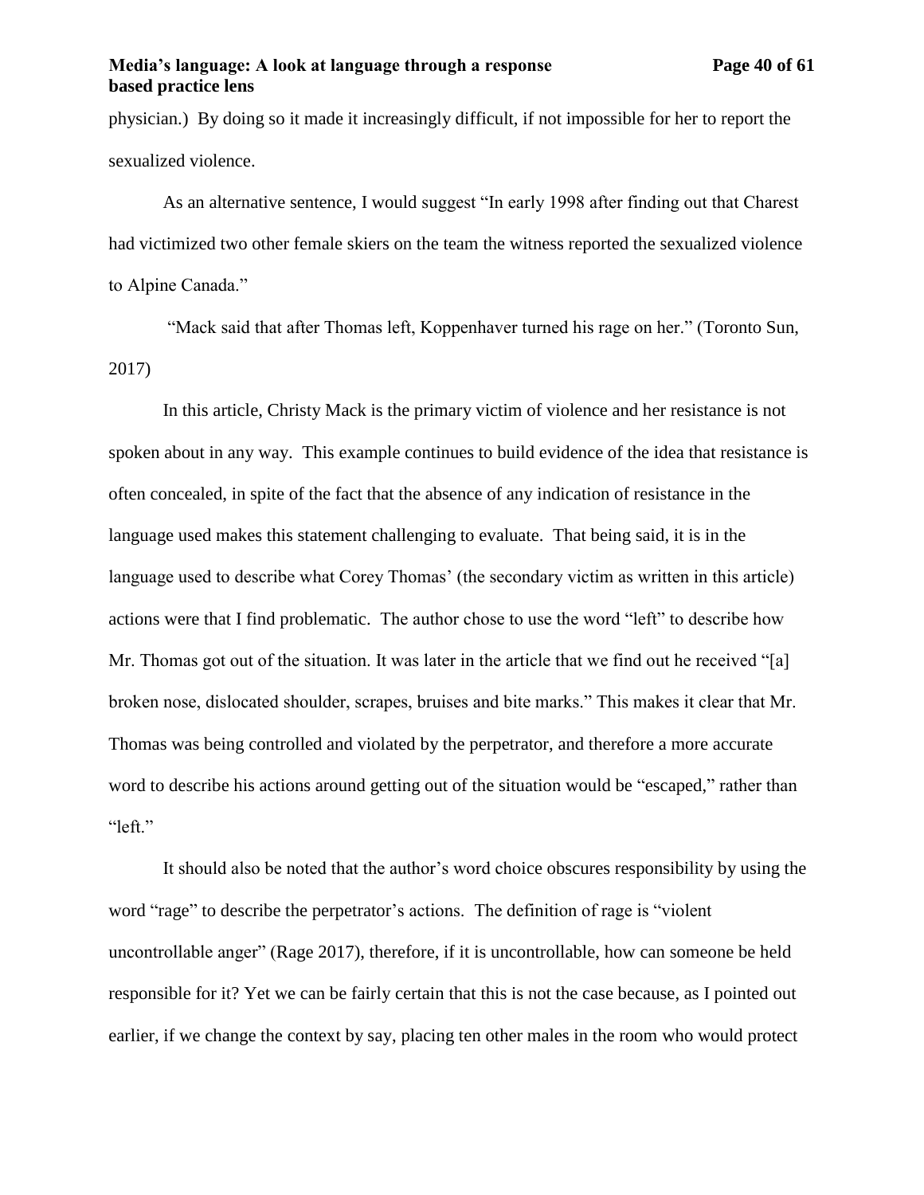physician.) By doing so it made it increasingly difficult, if not impossible for her to report the sexualized violence.

As an alternative sentence, I would suggest "In early 1998 after finding out that Charest had victimized two other female skiers on the team the witness reported the sexualized violence to Alpine Canada."

"Mack said that after Thomas left, Koppenhaver turned his rage on her." (Toronto Sun, 2017)

In this article, Christy Mack is the primary victim of violence and her resistance is not spoken about in any way. This example continues to build evidence of the idea that resistance is often concealed, in spite of the fact that the absence of any indication of resistance in the language used makes this statement challenging to evaluate. That being said, it is in the language used to describe what Corey Thomas' (the secondary victim as written in this article) actions were that I find problematic. The author chose to use the word "left" to describe how Mr. Thomas got out of the situation. It was later in the article that we find out he received "[a] broken nose, dislocated shoulder, scrapes, bruises and bite marks." This makes it clear that Mr. Thomas was being controlled and violated by the perpetrator, and therefore a more accurate word to describe his actions around getting out of the situation would be "escaped," rather than "left."

It should also be noted that the author's word choice obscures responsibility by using the word "rage" to describe the perpetrator's actions. The definition of rage is "violent uncontrollable anger" (Rage 2017), therefore, if it is uncontrollable, how can someone be held responsible for it? Yet we can be fairly certain that this is not the case because, as I pointed out earlier, if we change the context by say, placing ten other males in the room who would protect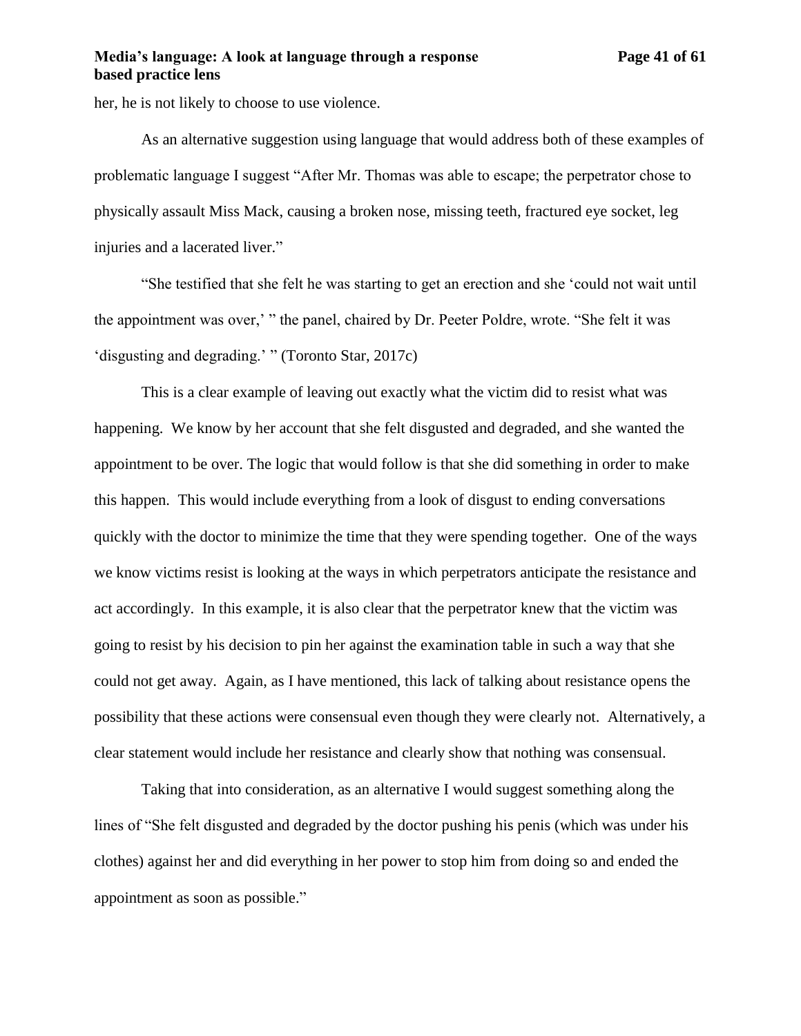her, he is not likely to choose to use violence.

As an alternative suggestion using language that would address both of these examples of problematic language I suggest "After Mr. Thomas was able to escape; the perpetrator chose to physically assault Miss Mack, causing a broken nose, missing teeth, fractured eye socket, leg injuries and a lacerated liver."

"She testified that she felt he was starting to get an erection and she 'could not wait until the appointment was over,' " the panel, chaired by Dr. Peeter Poldre, wrote. "She felt it was 'disgusting and degrading.' " (Toronto Star, 2017c)

This is a clear example of leaving out exactly what the victim did to resist what was happening. We know by her account that she felt disgusted and degraded, and she wanted the appointment to be over. The logic that would follow is that she did something in order to make this happen. This would include everything from a look of disgust to ending conversations quickly with the doctor to minimize the time that they were spending together. One of the ways we know victims resist is looking at the ways in which perpetrators anticipate the resistance and act accordingly. In this example, it is also clear that the perpetrator knew that the victim was going to resist by his decision to pin her against the examination table in such a way that she could not get away. Again, as I have mentioned, this lack of talking about resistance opens the possibility that these actions were consensual even though they were clearly not. Alternatively, a clear statement would include her resistance and clearly show that nothing was consensual.

Taking that into consideration, as an alternative I would suggest something along the lines of "She felt disgusted and degraded by the doctor pushing his penis (which was under his clothes) against her and did everything in her power to stop him from doing so and ended the appointment as soon as possible."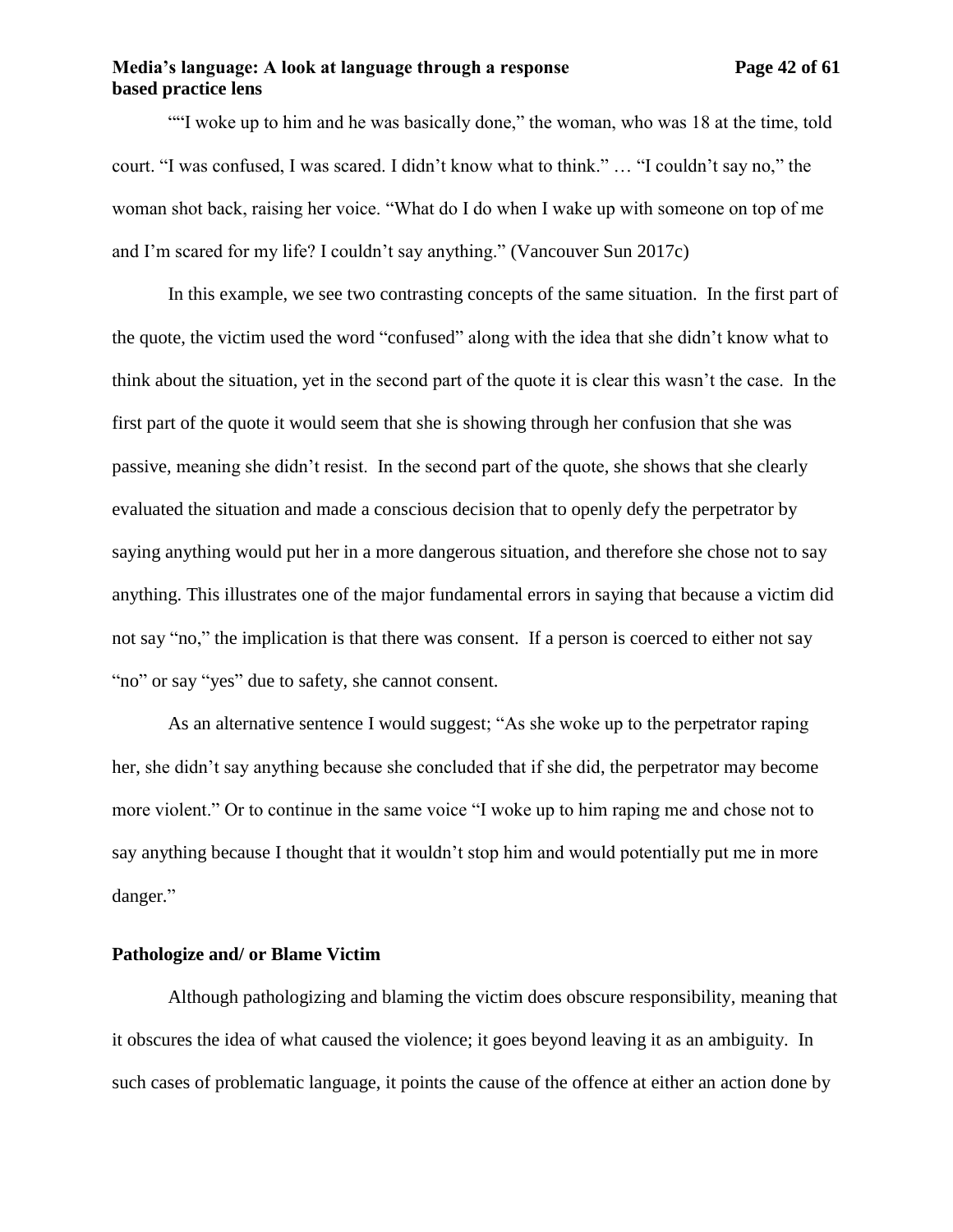""I woke up to him and he was basically done," the woman, who was 18 at the time, told court. "I was confused, I was scared. I didn't know what to think." … "I couldn't say no," the woman shot back, raising her voice. "What do I do when I wake up with someone on top of me and I'm scared for my life? I couldn't say anything." (Vancouver Sun 2017c)

In this example, we see two contrasting concepts of the same situation. In the first part of the quote, the victim used the word "confused" along with the idea that she didn't know what to think about the situation, yet in the second part of the quote it is clear this wasn't the case. In the first part of the quote it would seem that she is showing through her confusion that she was passive, meaning she didn't resist. In the second part of the quote, she shows that she clearly evaluated the situation and made a conscious decision that to openly defy the perpetrator by saying anything would put her in a more dangerous situation, and therefore she chose not to say anything. This illustrates one of the major fundamental errors in saying that because a victim did not say "no," the implication is that there was consent. If a person is coerced to either not say "no" or say "yes" due to safety, she cannot consent.

As an alternative sentence I would suggest; "As she woke up to the perpetrator raping her, she didn't say anything because she concluded that if she did, the perpetrator may become more violent." Or to continue in the same voice "I woke up to him raping me and chose not to say anything because I thought that it wouldn't stop him and would potentially put me in more danger."

**Pathologize and/ or Blame Victim**

Although pathologizing and blaming the victim does obscure responsibility, meaning that it obscures the idea of what caused the violence; it goes beyond leaving it as an ambiguity. In such cases of problematic language, it points the cause of the offence at either an action done by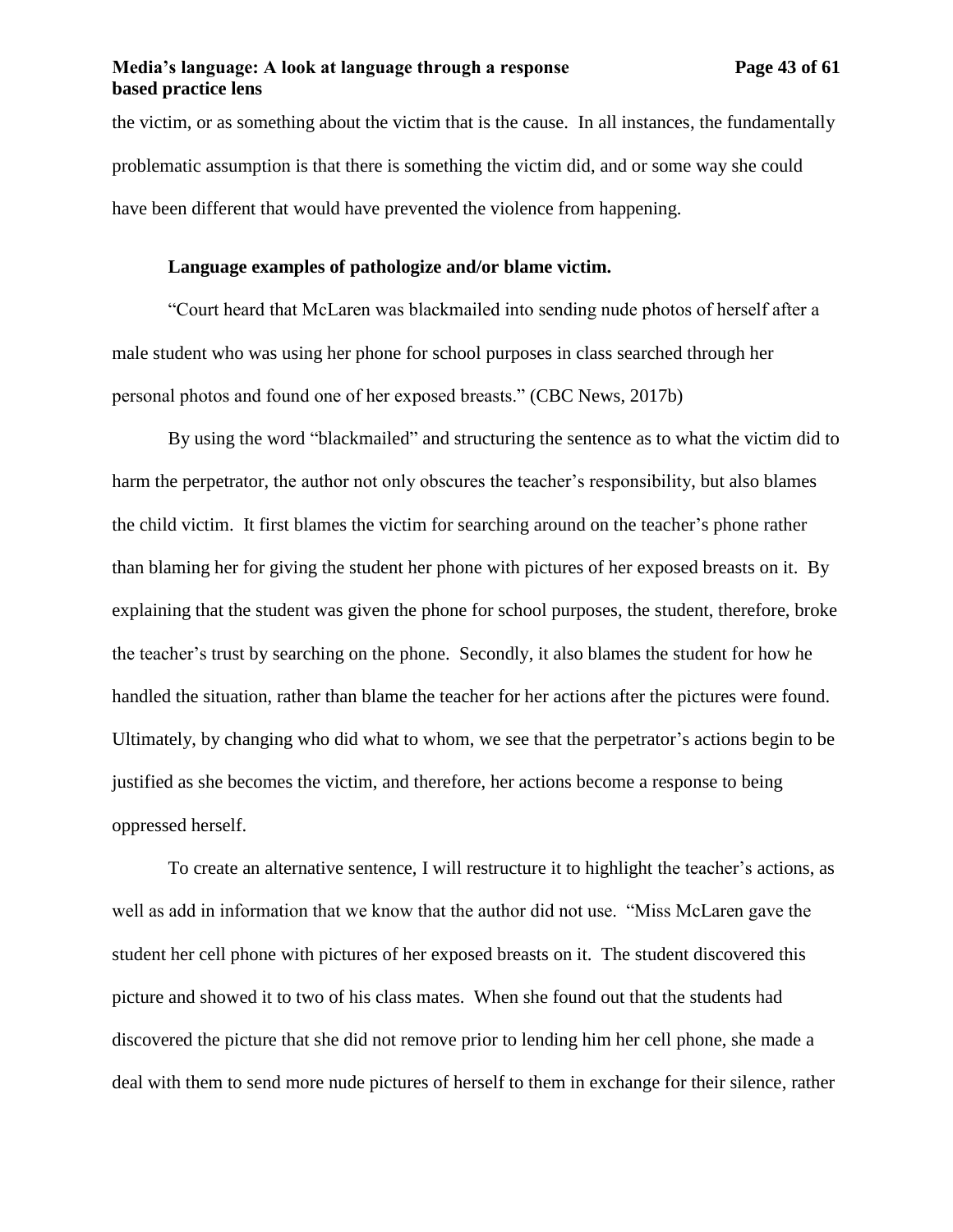the victim, or as something about the victim that is the cause. In all instances, the fundamentally problematic assumption is that there is something the victim did, and or some way she could have been different that would have prevented the violence from happening.

**Language examples of pathologize and/or blame victim.**

"Court heard that McLaren was blackmailed into sending nude photos of herself after a male student who was using her phone for school purposes in class searched through her personal photos and found one of her exposed breasts." (CBC News, 2017b)

By using the word "blackmailed" and structuring the sentence as to what the victim did to harm the perpetrator, the author not only obscures the teacher's responsibility, but also blames the child victim. It first blames the victim for searching around on the teacher's phone rather than blaming her for giving the student her phone with pictures of her exposed breasts on it. By explaining that the student was given the phone for school purposes, the student, therefore, broke the teacher's trust by searching on the phone. Secondly, it also blames the student for how he handled the situation, rather than blame the teacher for her actions after the pictures were found. Ultimately, by changing who did what to whom, we see that the perpetrator's actions begin to be justified as she becomes the victim, and therefore, her actions become a response to being oppressed herself.

To create an alternative sentence, I will restructure it to highlight the teacher's actions, as well as add in information that we know that the author did not use. "Miss McLaren gave the student her cell phone with pictures of her exposed breasts on it. The student discovered this picture and showed it to two of his class mates. When she found out that the students had discovered the picture that she did not remove prior to lending him her cell phone, she made a deal with them to send more nude pictures of herself to them in exchange for their silence, rather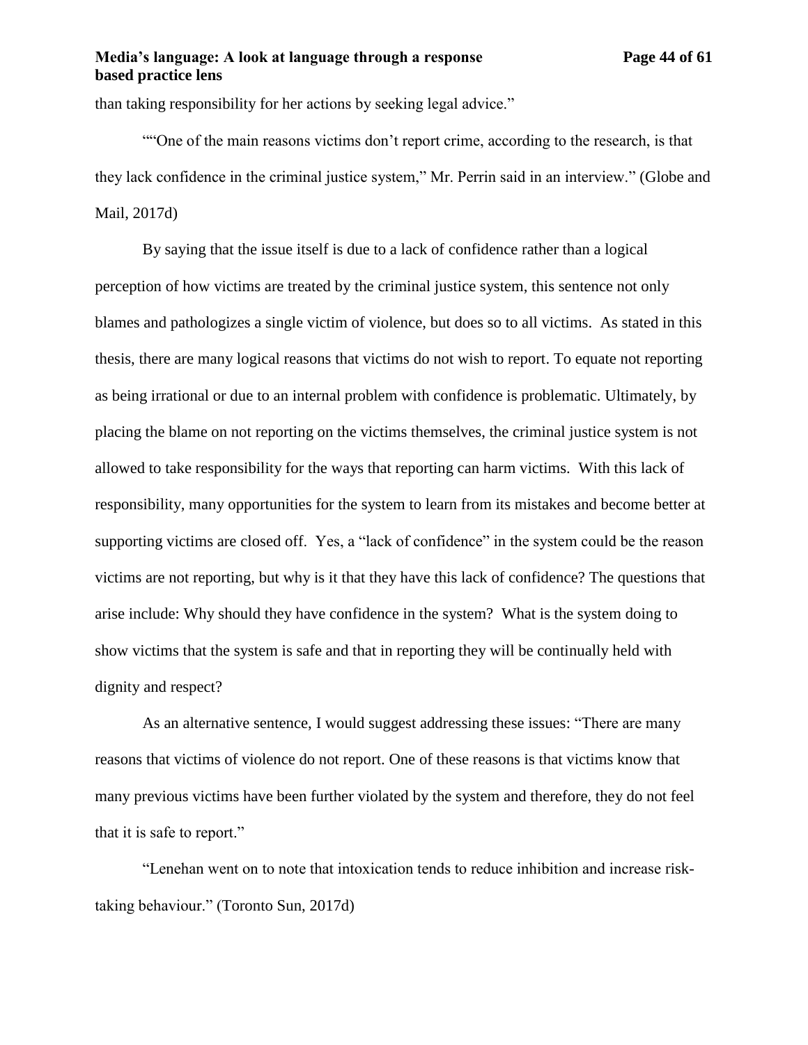than taking responsibility for her actions by seeking legal advice."

""One of the main reasons victims don't report crime, according to the research, is that they lack confidence in the criminal justice system," Mr. Perrin said in an interview." (Globe and Mail, 2017d)

By saying that the issue itself is due to a lack of confidence rather than a logical perception of how victims are treated by the criminal justice system, this sentence not only blames and pathologizes a single victim of violence, but does so to all victims. As stated in this thesis, there are many logical reasons that victims do not wish to report. To equate not reporting as being irrational or due to an internal problem with confidence is problematic. Ultimately, by placing the blame on not reporting on the victims themselves, the criminal justice system is not allowed to take responsibility for the ways that reporting can harm victims. With this lack of responsibility, many opportunities for the system to learn from its mistakes and become better at supporting victims are closed off. Yes, a "lack of confidence" in the system could be the reason victims are not reporting, but why is it that they have this lack of confidence? The questions that arise include: Why should they have confidence in the system? What is the system doing to show victims that the system is safe and that in reporting they will be continually held with dignity and respect?

As an alternative sentence, I would suggest addressing these issues: "There are many reasons that victims of violence do not report. One of these reasons is that victims know that many previous victims have been further violated by the system and therefore, they do not feel that it is safe to report."

"Lenehan went on to note that intoxication tends to reduce inhibition and increase risk-taking behaviour." (Toronto Sun, 2017d)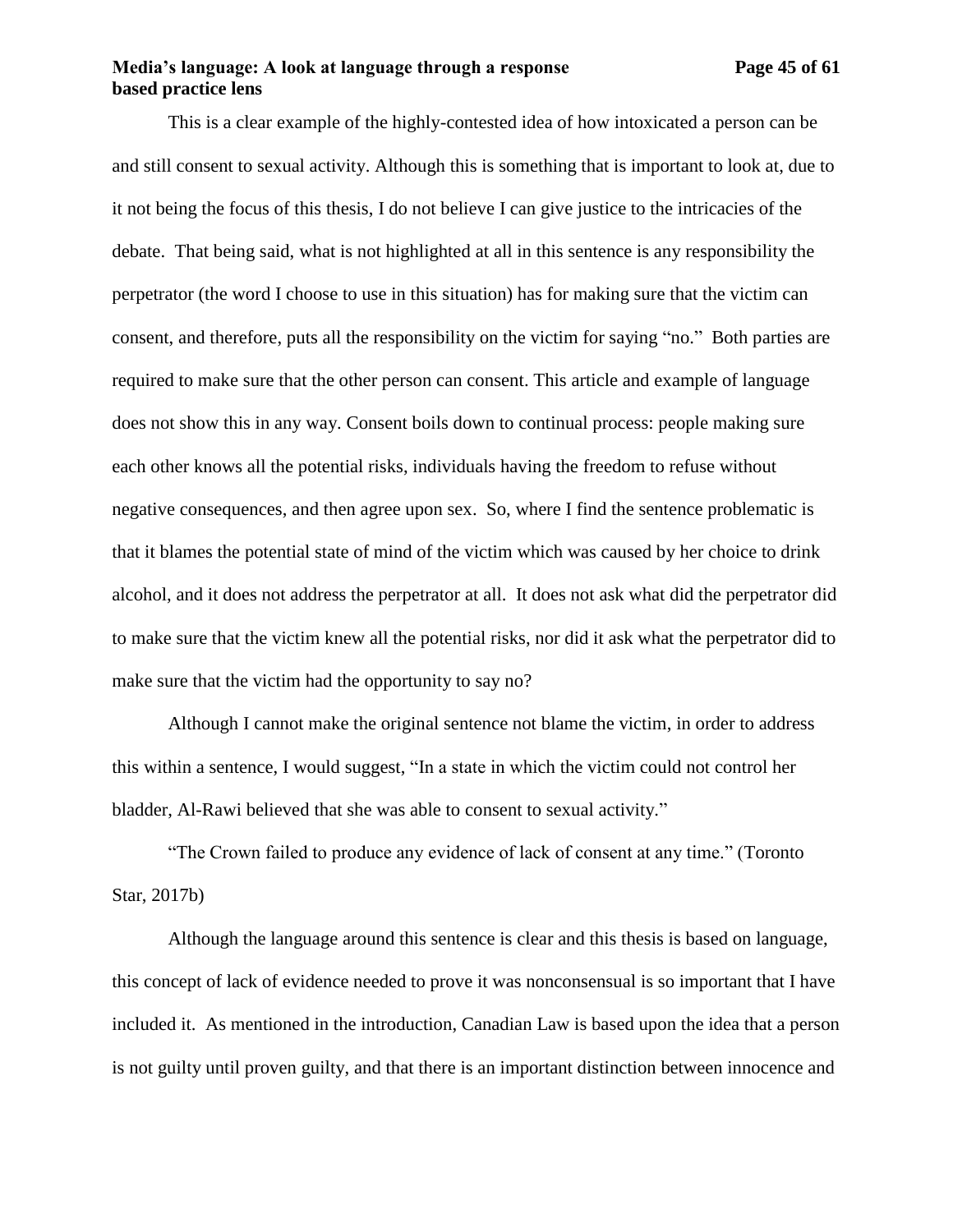This is a clear example of the highly-contested idea of how intoxicated a person can be and still consent to sexual activity. Although this is something that is important to look at, due to it not being the focus of this thesis, I do not believe I can give justice to the intricacies of the debate. That being said, what is not highlighted at all in this sentence is any responsibility the perpetrator (the word I choose to use in this situation) has for making sure that the victim can consent, and therefore, puts all the responsibility on the victim for saying "no." Both parties are required to make sure that the other person can consent. This article and example of language does not show this in any way. Consent boils down to continual process: people making sure each other knows all the potential risks, individuals having the freedom to refuse without negative consequences, and then agree upon sex. So, where I find the sentence problematic is that it blames the potential state of mind of the victim which was caused by her choice to drink alcohol, and it does not address the perpetrator at all. It does not ask what did the perpetrator did to make sure that the victim knew all the potential risks, nor did it ask what the perpetrator did to make sure that the victim had the opportunity to say no?

Although I cannot make the original sentence not blame the victim, in order to address this within a sentence, I would suggest, "In a state in which the victim could not control her bladder, Al-Rawi believed that she was able to consent to sexual activity."

"The Crown failed to produce any evidence of lack of consent at any time." (Toronto Star, 2017b)

Although the language around this sentence is clear and this thesis is based on language, this concept of lack of evidence needed to prove it was nonconsensual is so important that I have included it. As mentioned in the introduction, Canadian Law is based upon the idea that a person is not guilty until proven guilty, and that there is an important distinction between innocence and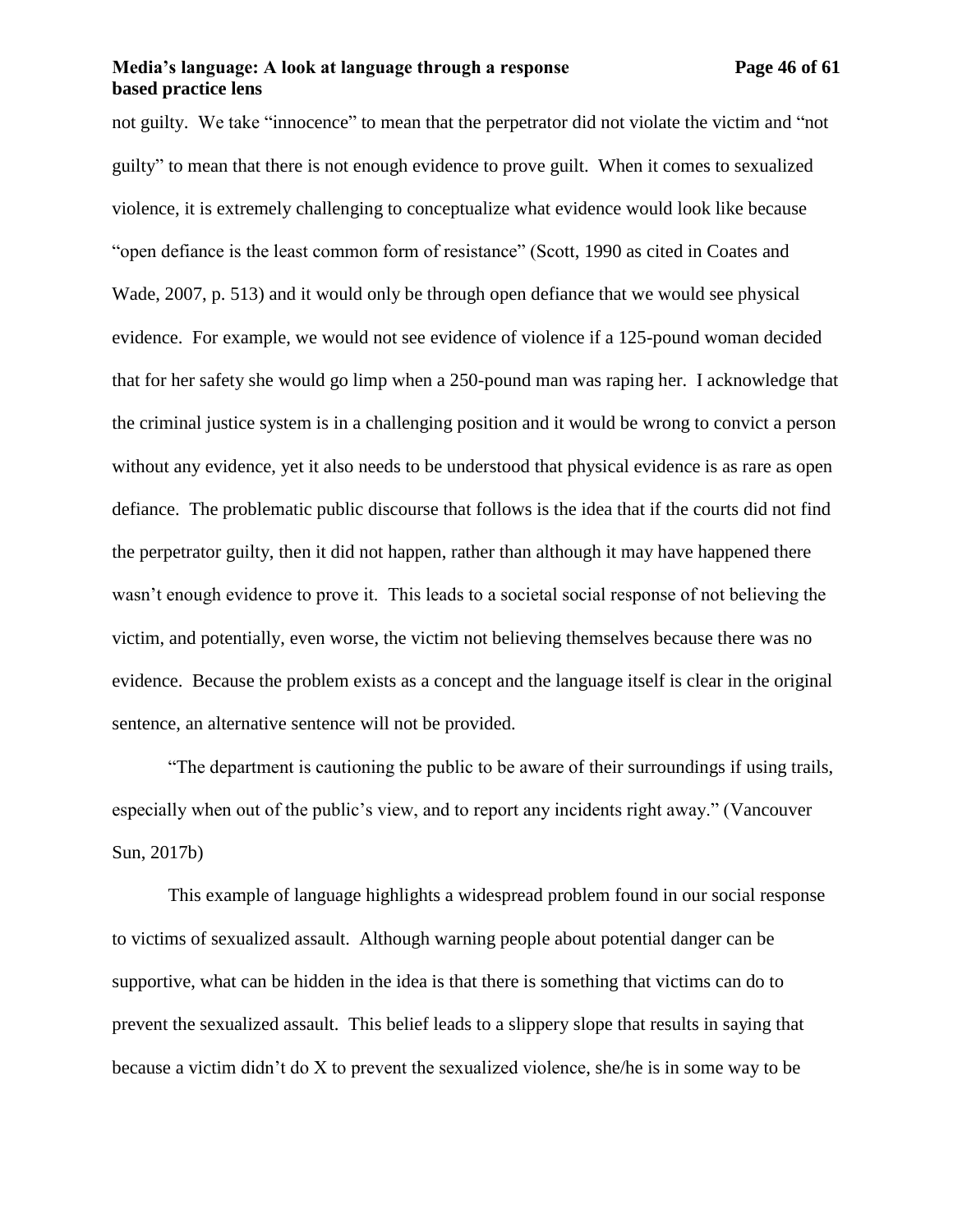not guilty. We take "innocence" to mean that the perpetrator did not violate the victim and "not guilty" to mean that there is not enough evidence to prove guilt. When it comes to sexualized violence, it is extremely challenging to conceptualize what evidence would look like because "open defiance is the least common form of resistance" (Scott, 1990 as cited in Coates and Wade, 2007, p. 513) and it would only be through open defiance that we would see physical evidence. For example, we would not see evidence of violence if a 125-pound woman decided that for her safety she would go limp when a 250-pound man was raping her. I acknowledge that the criminal justice system is in a challenging position and it would be wrong to convict a person without any evidence, yet it also needs to be understood that physical evidence is as rare as open defiance. The problematic public discourse that follows is the idea that if the courts did not find the perpetrator guilty, then it did not happen, rather than although it may have happened there wasn't enough evidence to prove it. This leads to a societal social response of not believing the victim, and potentially, even worse, the victim not believing themselves because there was no evidence. Because the problem exists as a concept and the language itself is clear in the original sentence, an alternative sentence will not be provided.

"The department is cautioning the public to be aware of their surroundings if using trails, especially when out of the public's view, and to report any incidents right away." (Vancouver Sun, 2017b)

This example of language highlights a widespread problem found in our social response to victims of sexualized assault. Although warning people about potential danger can be supportive, what can be hidden in the idea is that there is something that victims can do to prevent the sexualized assault. This belief leads to a slippery slope that results in saying that because a victim didn't do X to prevent the sexualized violence, she/he is in some way to be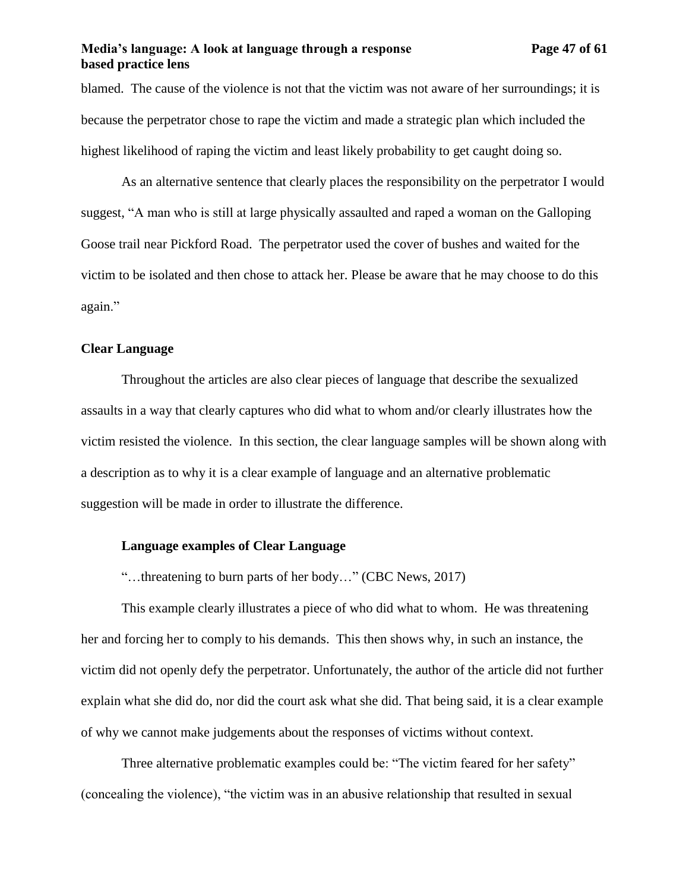blamed. The cause of the violence is not that the victim was not aware of her surroundings; it is because the perpetrator chose to rape the victim and made a strategic plan which included the highest likelihood of raping the victim and least likely probability to get caught doing so.

As an alternative sentence that clearly places the responsibility on the perpetrator I would suggest, "A man who is still at large physically assaulted and raped a woman on the Galloping Goose trail near Pickford Road. The perpetrator used the cover of bushes and waited for the victim to be isolated and then chose to attack her. Please be aware that he may choose to do this again."

## Clear Language

Throughout the articles are also clear pieces of language that describe the sexualized assaults in a way that clearly captures who did what to whom and/or clearly illustrates how the victim resisted the violence. In this section, the clear language samples will be shown along with a description as to why it is a clear example of language and an alternative problematic suggestion will be made in order to illustrate the difference.

### Language examples of Clear Language

"…threatening to burn parts of her body…" (CBC News, 2017)

This example clearly illustrates a piece of who did what to whom. He was threatening her and forcing her to comply to his demands. This then shows why, in such an instance, the victim did not openly defy the perpetrator. Unfortunately, the author of the article did not further explain what she did do, nor did the court ask what she did. That being said, it is a clear example of why we cannot make judgements about the responses of victims without context.

Three alternative problematic examples could be: "The victim feared for her safety" (concealing the violence), "the victim was in an abusive relationship that resulted in sexual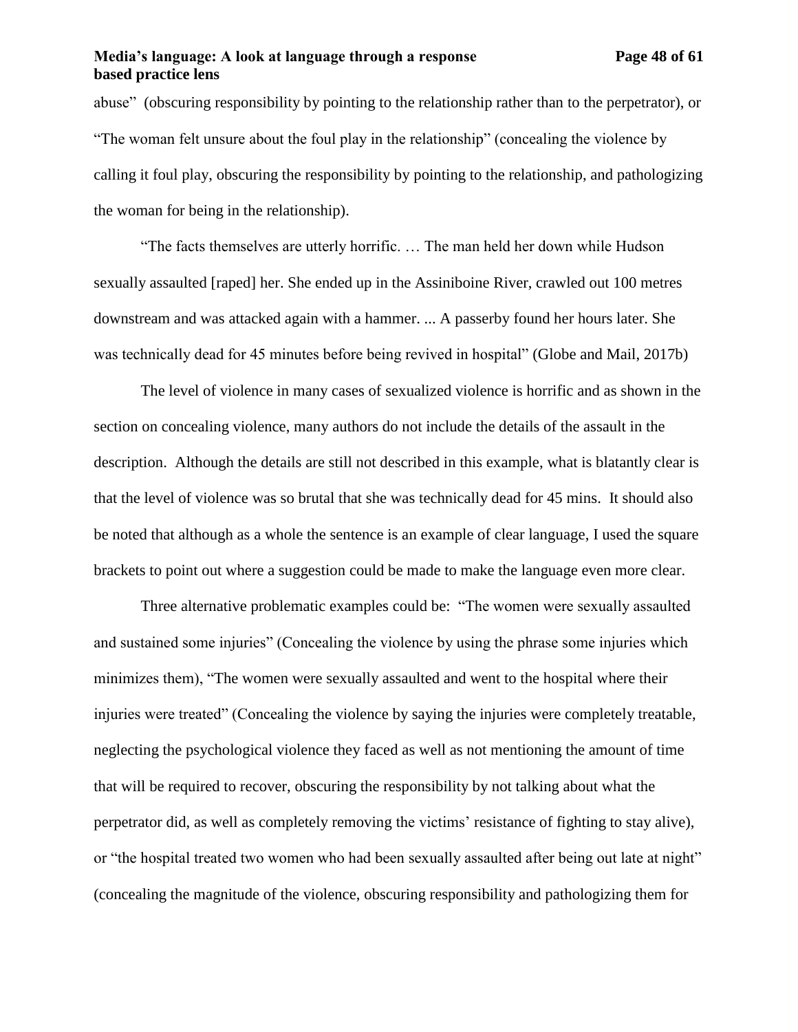abuse" (obscuring responsibility by pointing to the relationship rather than to the perpetrator), or "The woman felt unsure about the foul play in the relationship" (concealing the violence by calling it foul play, obscuring the responsibility by pointing to the relationship, and pathologizing the woman for being in the relationship).

"The facts themselves are utterly horrific. … The man held her down while Hudson sexually assaulted [raped] her. She ended up in the Assiniboine River, crawled out 100 metres downstream and was attacked again with a hammer. ... A passerby found her hours later. She was technically dead for 45 minutes before being revived in hospital" (Globe and Mail, 2017b)

The level of violence in many cases of sexualized violence is horrific and as shown in the section on concealing violence, many authors do not include the details of the assault in the description. Although the details are still not described in this example, what is blatantly clear is that the level of violence was so brutal that she was technically dead for 45 mins. It should also be noted that although as a whole the sentence is an example of clear language, I used the square brackets to point out where a suggestion could be made to make the language even more clear.

Three alternative problematic examples could be: "The women were sexually assaulted and sustained some injuries" (Concealing the violence by using the phrase some injuries which minimizes them), "The women were sexually assaulted and went to the hospital where their injuries were treated" (Concealing the violence by saying the injuries were completely treatable, neglecting the psychological violence they faced as well as not mentioning the amount of time that will be required to recover, obscuring the responsibility by not talking about what the perpetrator did, as well as completely removing the victims' resistance of fighting to stay alive), or "the hospital treated two women who had been sexually assaulted after being out late at night" (concealing the magnitude of the violence, obscuring responsibility and pathologizing them for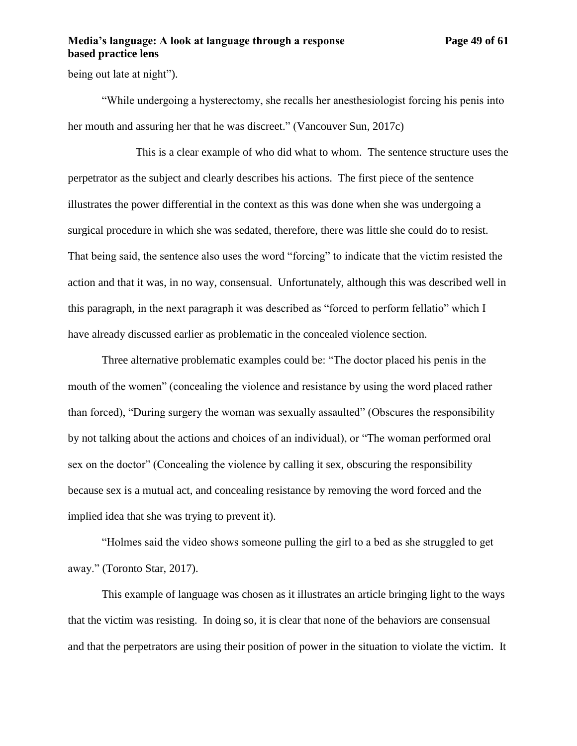being out late at night").

"While undergoing a hysterectomy, she recalls her anesthesiologist forcing his penis into her mouth and assuring her that he was discreet." (Vancouver Sun, 2017c)

This is a clear example of who did what to whom. The sentence structure uses the perpetrator as the subject and clearly describes his actions. The first piece of the sentence illustrates the power differential in the context as this was done when she was undergoing a surgical procedure in which she was sedated, therefore, there was little she could do to resist. That being said, the sentence also uses the word "forcing" to indicate that the victim resisted the action and that it was, in no way, consensual. Unfortunately, although this was described well in this paragraph, in the next paragraph it was described as "forced to perform fellatio" which I have already discussed earlier as problematic in the concealed violence section.

Three alternative problematic examples could be: "The doctor placed his penis in the mouth of the women" (concealing the violence and resistance by using the word placed rather than forced), "During surgery the woman was sexually assaulted" (Obscures the responsibility by not talking about the actions and choices of an individual), or "The woman performed oral sex on the doctor" (Concealing the violence by calling it sex, obscuring the responsibility because sex is a mutual act, and concealing resistance by removing the word forced and the implied idea that she was trying to prevent it).

"Holmes said the video shows someone pulling the girl to a bed as she struggled to get away." (Toronto Star, 2017).

This example of language was chosen as it illustrates an article bringing light to the ways that the victim was resisting. In doing so, it is clear that none of the behaviors are consensual and that the perpetrators are using their position of power in the situation to violate the victim. It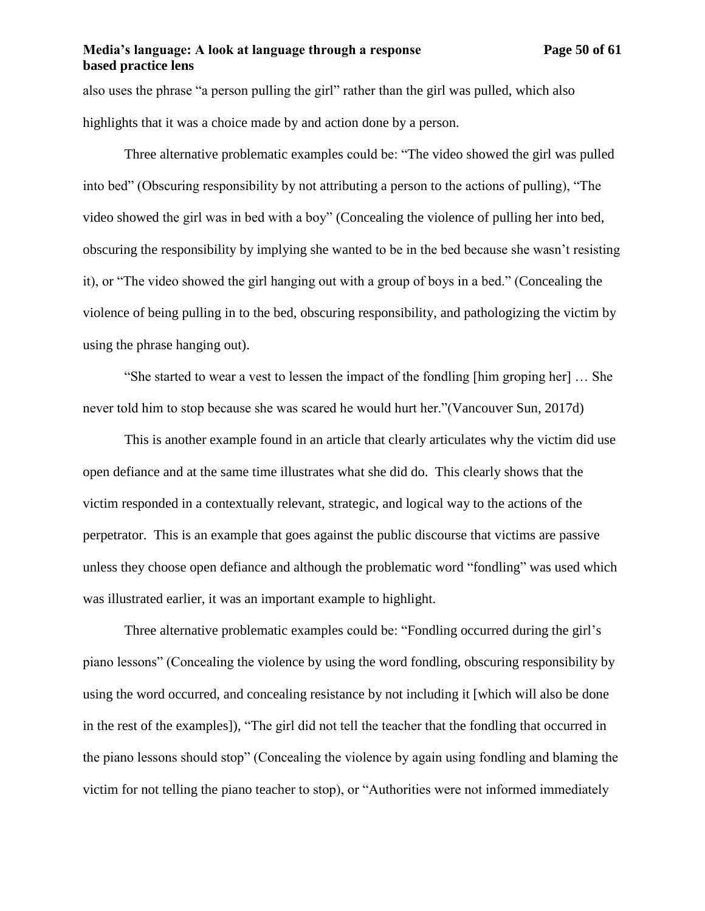also uses the phrase "a person pulling the girl" rather than the girl was pulled, which also highlights that it was a choice made by and action done by a person.

Three alternative problematic examples could be: "The video showed the girl was pulled into bed" (Obscuring responsibility by not attributing a person to the actions of pulling), "The video showed the girl was in bed with a boy" (Concealing the violence of pulling her into bed, obscuring the responsibility by implying she wanted to be in the bed because she wasn't resisting it), or "The video showed the girl hanging out with a group of boys in a bed." (Concealing the violence of being pulling in to the bed, obscuring responsibility, and pathologizing the victim by using the phrase hanging out).

"She started to wear a vest to lessen the impact of the fondling [him groping her] … She never told him to stop because she was scared he would hurt her."(Vancouver Sun, 2017d)

This is another example found in an article that clearly articulates why the victim did use open defiance and at the same time illustrates what she did do. This clearly shows that the victim responded in a contextually relevant, strategic, and logical way to the actions of the perpetrator. This is an example that goes against the public discourse that victims are passive unless they choose open defiance and although the problematic word "fondling" was used which was illustrated earlier, it was an important example to highlight.

Three alternative problematic examples could be: "Fondling occurred during the girl's piano lessons" (Concealing the violence by using the word fondling, obscuring responsibility by using the word occurred, and concealing resistance by not including it [which will also be done in the rest of the examples]), "The girl did not tell the teacher that the fondling that occurred in the piano lessons should stop" (Concealing the violence by again using fondling and blaming the victim for not telling the piano teacher to stop), or "Authorities were not informed immediately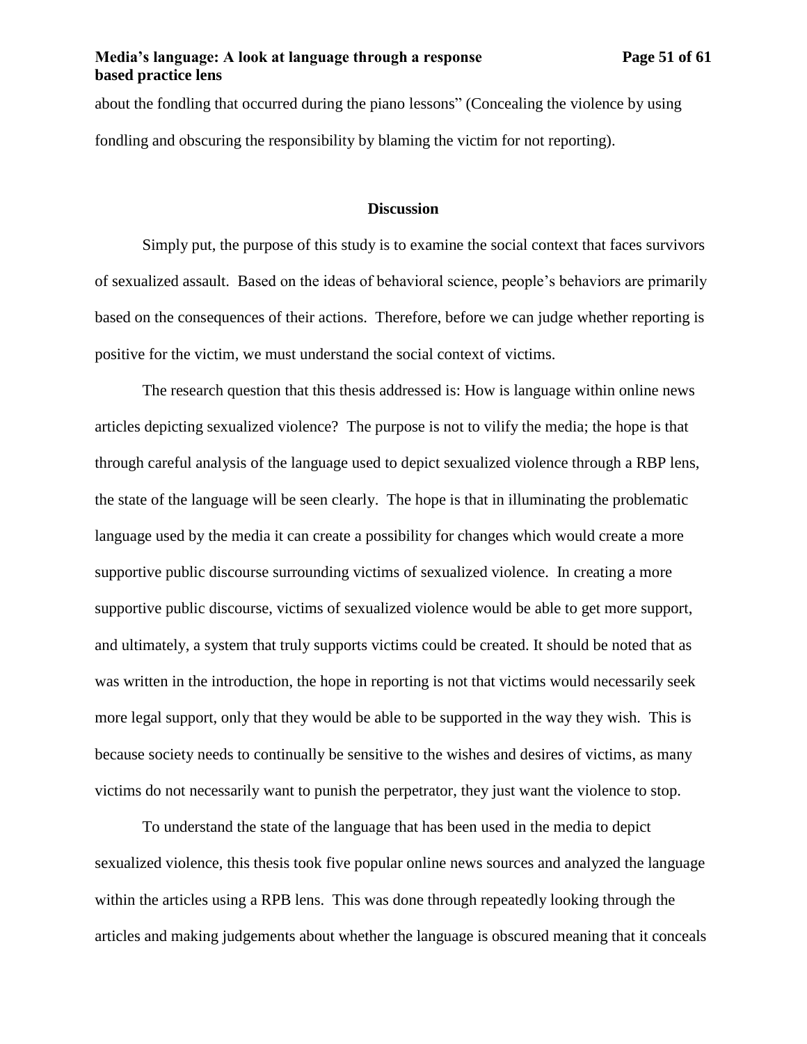about the fondling that occurred during the piano lessons" (Concealing the violence by using fondling and obscuring the responsibility by blaming the victim for not reporting).

## Discussion

Simply put, the purpose of this study is to examine the social context that faces survivors of sexualized assault. Based on the ideas of behavioral science, people's behaviors are primarily based on the consequences of their actions. Therefore, before we can judge whether reporting is positive for the victim, we must understand the social context of victims.

The research question that this thesis addressed is: How is language within online news articles depicting sexualized violence? The purpose is not to vilify the media; the hope is that through careful analysis of the language used to depict sexualized violence through a RBP lens, the state of the language will be seen clearly. The hope is that in illuminating the problematic language used by the media it can create a possibility for changes which would create a more supportive public discourse surrounding victims of sexualized violence. In creating a more supportive public discourse, victims of sexualized violence would be able to get more support, and ultimately, a system that truly supports victims could be created. It should be noted that as was written in the introduction, the hope in reporting is not that victims would necessarily seek more legal support, only that they would be able to be supported in the way they wish. This is because society needs to continually be sensitive to the wishes and desires of victims, as many victims do not necessarily want to punish the perpetrator, they just want the violence to stop.

To understand the state of the language that has been used in the media to depict sexualized violence, this thesis took five popular online news sources and analyzed the language within the articles using a RPB lens. This was done through repeatedly looking through the articles and making judgements about whether the language is obscured meaning that it conceals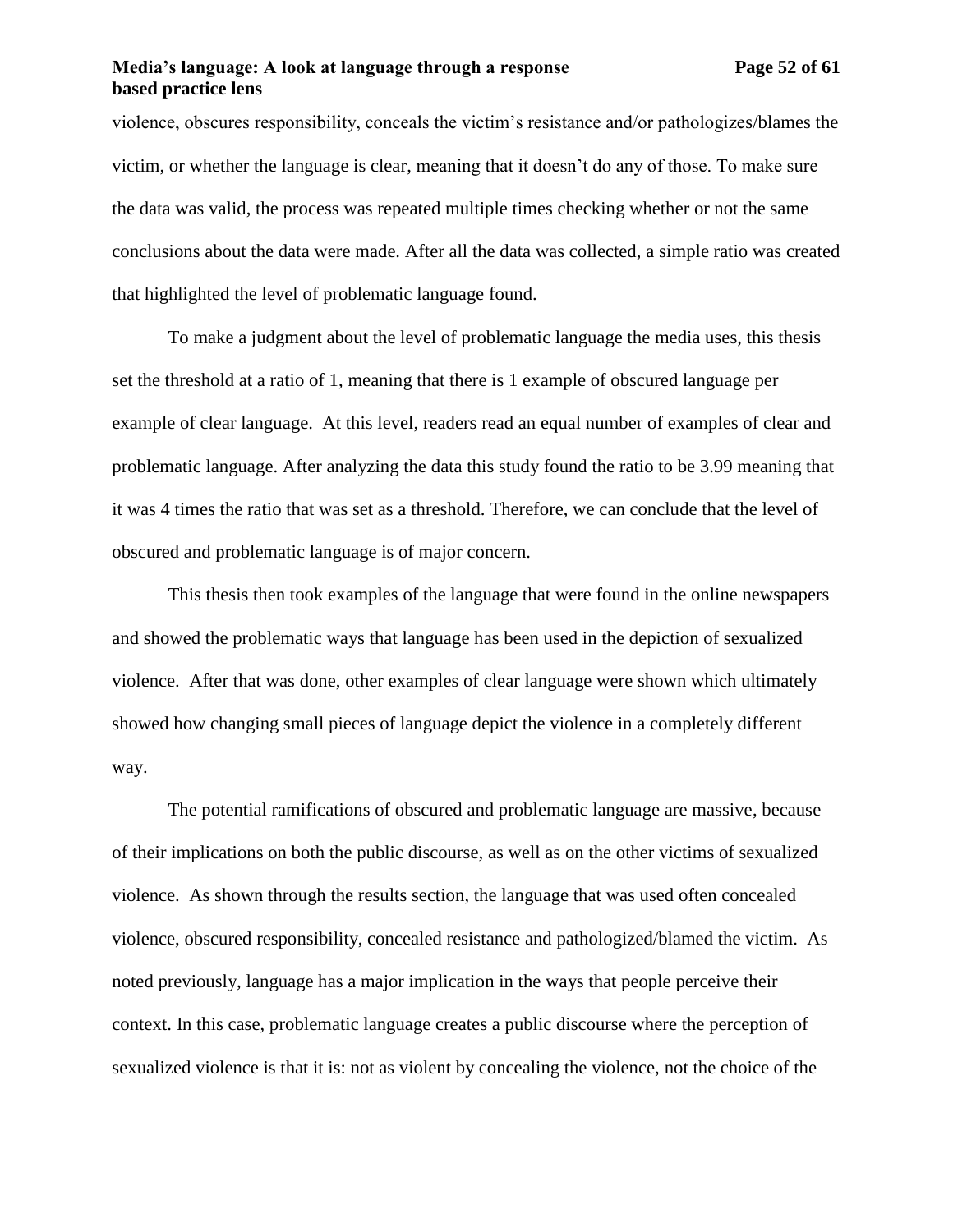violence, obscures responsibility, conceals the victim's resistance and/or pathologizes/blames the victim, or whether the language is clear, meaning that it doesn't do any of those. To make sure the data was valid, the process was repeated multiple times checking whether or not the same conclusions about the data were made. After all the data was collected, a simple ratio was created that highlighted the level of problematic language found.

To make a judgment about the level of problematic language the media uses, this thesis set the threshold at a ratio of 1, meaning that there is 1 example of obscured language per example of clear language. At this level, readers read an equal number of examples of clear and problematic language. After analyzing the data this study found the ratio to be 3.99 meaning that it was 4 times the ratio that was set as a threshold. Therefore, we can conclude that the level of obscured and problematic language is of major concern.

This thesis then took examples of the language that were found in the online newspapers and showed the problematic ways that language has been used in the depiction of sexualized violence. After that was done, other examples of clear language were shown which ultimately showed how changing small pieces of language depict the violence in a completely different way.

The potential ramifications of obscured and problematic language are massive, because of their implications on both the public discourse, as well as on the other victims of sexualized violence. As shown through the results section, the language that was used often concealed violence, obscured responsibility, concealed resistance and pathologized/blamed the victim. As noted previously, language has a major implication in the ways that people perceive their context. In this case, problematic language creates a public discourse where the perception of sexualized violence is that it is: not as violent by concealing the violence, not the choice of the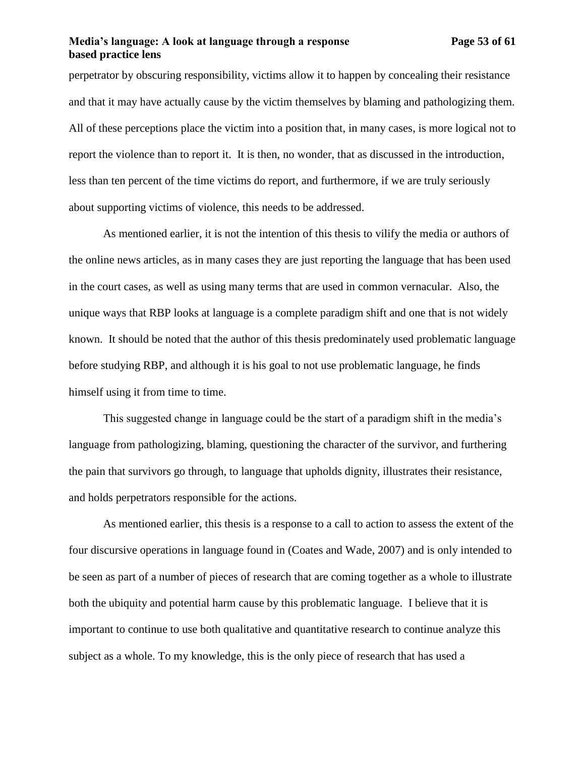perpetrator by obscuring responsibility, victims allow it to happen by concealing their resistance and that it may have actually cause by the victim themselves by blaming and pathologizing them. All of these perceptions place the victim into a position that, in many cases, is more logical not to report the violence than to report it. It is then, no wonder, that as discussed in the introduction, less than ten percent of the time victims do report, and furthermore, if we are truly seriously about supporting victims of violence, this needs to be addressed.

As mentioned earlier, it is not the intention of this thesis to vilify the media or authors of the online news articles, as in many cases they are just reporting the language that has been used in the court cases, as well as using many terms that are used in common vernacular. Also, the unique ways that RBP looks at language is a complete paradigm shift and one that is not widely known. It should be noted that the author of this thesis predominately used problematic language before studying RBP, and although it is his goal to not use problematic language, he finds himself using it from time to time.

This suggested change in language could be the start of a paradigm shift in the media's language from pathologizing, blaming, questioning the character of the survivor, and furthering the pain that survivors go through, to language that upholds dignity, illustrates their resistance, and holds perpetrators responsible for the actions.

As mentioned earlier, this thesis is a response to a call to action to assess the extent of the four discursive operations in language found in (Coates and Wade, 2007) and is only intended to be seen as part of a number of pieces of research that are coming together as a whole to illustrate both the ubiquity and potential harm cause by this problematic language. I believe that it is important to continue to use both qualitative and quantitative research to continue analyze this subject as a whole. To my knowledge, this is the only piece of research that has used a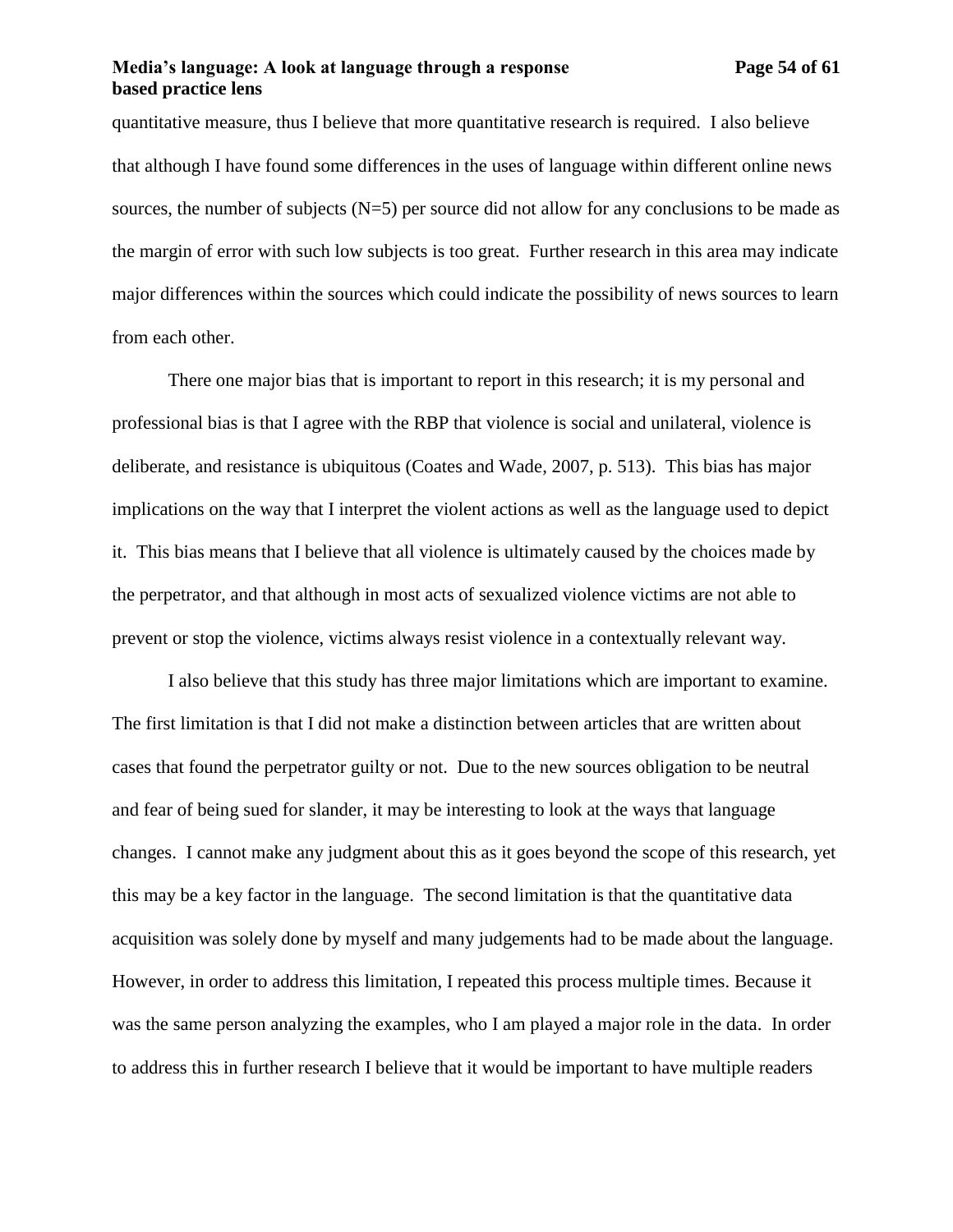quantitative measure, thus I believe that more quantitative research is required. I also believe that although I have found some differences in the uses of language within different online news sources, the number of subjects (N=5) per source did not allow for any conclusions to be made as the margin of error with such low subjects is too great. Further research in this area may indicate major differences within the sources which could indicate the possibility of news sources to learn from each other.

There one major bias that is important to report in this research; it is my personal and professional bias is that I agree with the RBP that violence is social and unilateral, violence is deliberate, and resistance is ubiquitous (Coates and Wade, 2007, p. 513). This bias has major implications on the way that I interpret the violent actions as well as the language used to depict it. This bias means that I believe that all violence is ultimately caused by the choices made by the perpetrator, and that although in most acts of sexualized violence victims are not able to prevent or stop the violence, victims always resist violence in a contextually relevant way.

I also believe that this study has three major limitations which are important to examine. The first limitation is that I did not make a distinction between articles that are written about cases that found the perpetrator guilty or not. Due to the new sources obligation to be neutral and fear of being sued for slander, it may be interesting to look at the ways that language changes. I cannot make any judgment about this as it goes beyond the scope of this research, yet this may be a key factor in the language. The second limitation is that the quantitative data acquisition was solely done by myself and many judgements had to be made about the language. However, in order to address this limitation, I repeated this process multiple times. Because it was the same person analyzing the examples, who I am played a major role in the data. In order to address this in further research I believe that it would be important to have multiple readers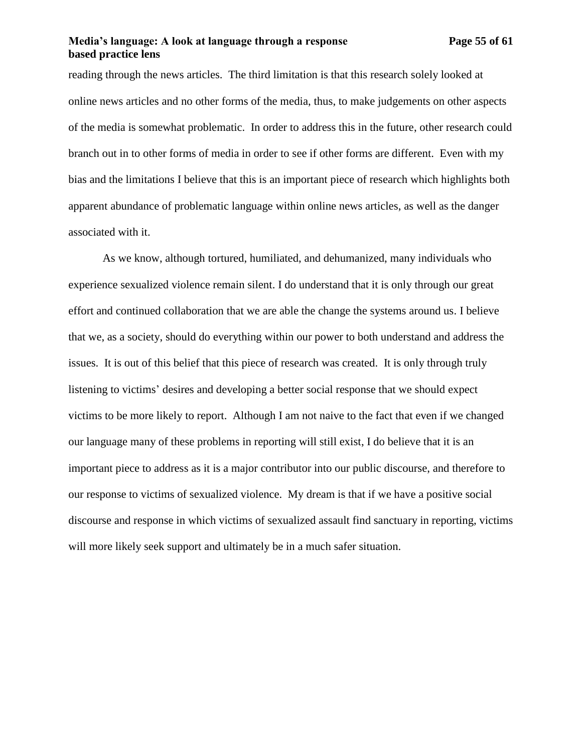reading through the news articles. The third limitation is that this research solely looked at online news articles and no other forms of the media, thus, to make judgements on other aspects of the media is somewhat problematic. In order to address this in the future, other research could branch out in to other forms of media in order to see if other forms are different. Even with my bias and the limitations I believe that this is an important piece of research which highlights both apparent abundance of problematic language within online news articles, as well as the danger associated with it.

As we know, although tortured, humiliated, and dehumanized, many individuals who experience sexualized violence remain silent. I do understand that it is only through our great effort and continued collaboration that we are able the change the systems around us. I believe that we, as a society, should do everything within our power to both understand and address the issues. It is out of this belief that this piece of research was created. It is only through truly listening to victims' desires and developing a better social response that we should expect victims to be more likely to report. Although I am not naive to the fact that even if we changed our language many of these problems in reporting will still exist, I do believe that it is an important piece to address as it is a major contributor into our public discourse, and therefore to our response to victims of sexualized violence. My dream is that if we have a positive social discourse and response in which victims of sexualized assault find sanctuary in reporting, victims will more likely seek support and ultimately be in a much safer situation.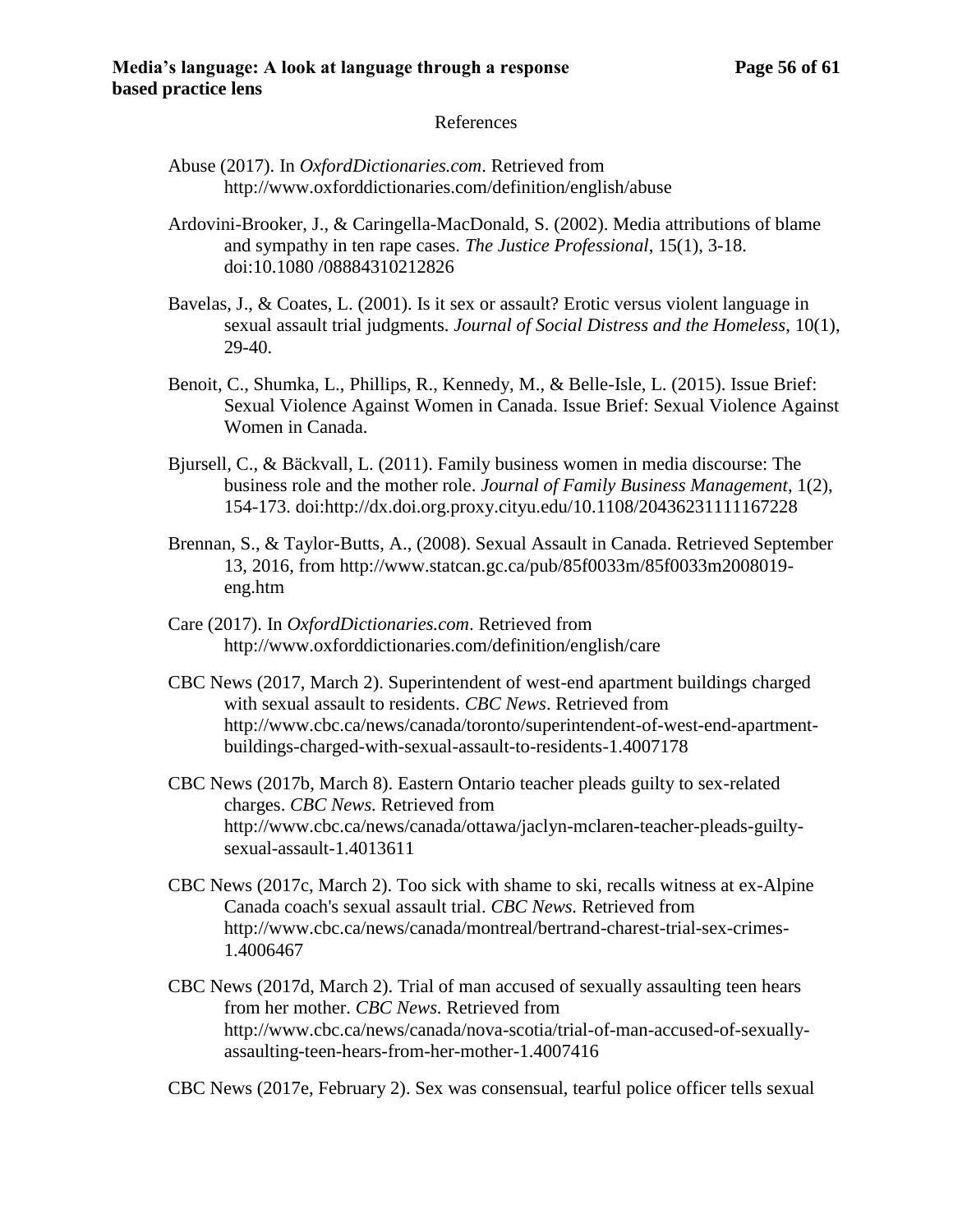References

Abuse (2017). In *OxfordDictionaries.com*. Retrieved from http://www.oxforddictionaries.com/definition/english/abuse

Ardovini-Brooker, J., & Caringella-MacDonald, S. (2002). Media attributions of blame and sympathy in ten rape cases. *The Justice Professional*, 15(1), 3-18. doi:10.1080 /08884310212826

Bavelas, J., & Coates, L. (2001). Is it sex or assault? Erotic versus violent language in sexual assault trial judgments. *Journal of Social Distress and the Homeless*, 10(1), 29-40.

Benoit, C., Shumka, L., Phillips, R., Kennedy, M., & Belle-Isle, L. (2015). Issue Brief: Sexual Violence Against Women in Canada. Issue Brief: Sexual Violence Against Women in Canada.

Bjursell, C., & Bäckvall, L. (2011). Family business women in media discourse: The business role and the mother role. *Journal of Family Business Management*, 1(2), 154-173. doi:http://dx.doi.org.proxy.cityu.edu/10.1108/20436231111167228

Brennan, S., & Taylor-Butts, A., (2008). Sexual Assault in Canada. Retrieved September 13, 2016, from http://www.statcan.gc.ca/pub/85f0033m/85f0033m2008019-eng.htm

Care (2017). In *OxfordDictionaries.com*. Retrieved from http://www.oxforddictionaries.com/definition/english/care

CBC News (2017, March 2). Superintendent of west-end apartment buildings charged with sexual assault to residents. *CBC News*. Retrieved from http://www.cbc.ca/news/canada/toronto/superintendent-of-west-end-apartment-buildings-charged-with-sexual-assault-to-residents-1.4007178

CBC News (2017b, March 8). Eastern Ontario teacher pleads guilty to sex-related charges. *CBC News.* Retrieved from http://www.cbc.ca/news/canada/ottawa/jaclyn-mclaren-teacher-pleads-guilty-sexual-assault-1.4013611

CBC News (2017c, March 2). Too sick with shame to ski, recalls witness at ex-Alpine Canada coach's sexual assault trial. *CBC News.* Retrieved from http://www.cbc.ca/news/canada/montreal/bertrand-charest-trial-sex-crimes-1.4006467

CBC News (2017d, March 2). Trial of man accused of sexually assaulting teen hears from her mother. *CBC News.* Retrieved from http://www.cbc.ca/news/canada/nova-scotia/trial-of-man-accused-of-sexually-assaulting-teen-hears-from-her-mother-1.4007416

CBC News (2017e, February 2). Sex was consensual, tearful police officer tells sexual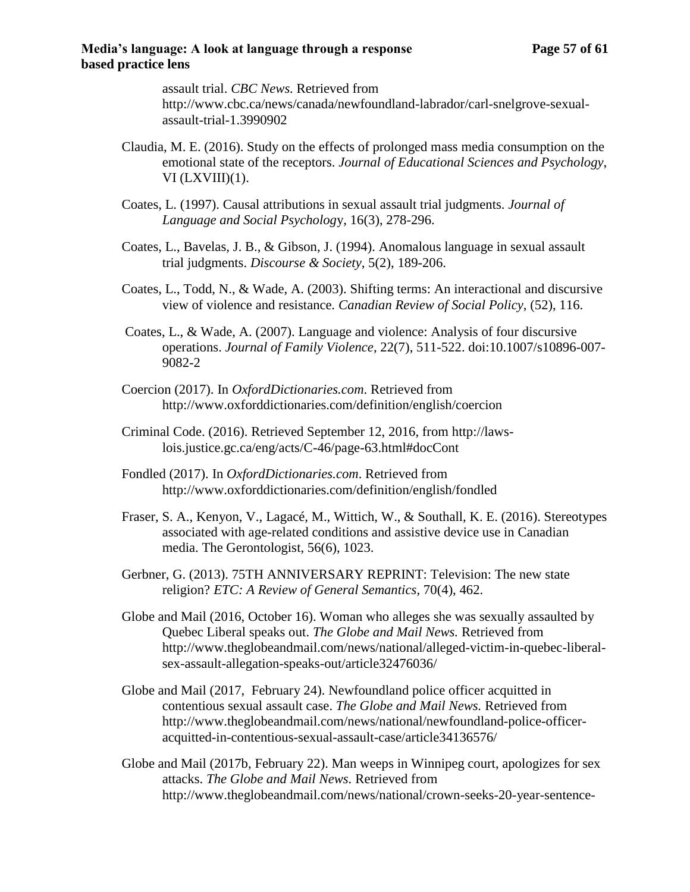assault trial. *CBC News.* Retrieved from http://www.cbc.ca/news/canada/newfoundland-labrador/carl-snelgrove-sexual-assault-trial-1.3990902

Claudia, M. E. (2016). Study on the effects of prolonged mass media consumption on the emotional state of the receptors. *Journal of Educational Sciences and Psychology*, VI (LXVIII)(1).

Coates, L. (1997). Causal attributions in sexual assault trial judgments. *Journal of Language and Social Psychology*, 16(3), 278-296.

Coates, L., Bavelas, J. B., & Gibson, J. (1994). Anomalous language in sexual assault trial judgments. *Discourse & Society*, 5(2), 189-206.

Coates, L., Todd, N., & Wade, A. (2003). Shifting terms: An interactional and discursive view of violence and resistance. *Canadian Review of Social Policy*, (52), 116.

Coates, L., & Wade, A. (2007). Language and violence: Analysis of four discursive operations. *Journal of Family Violence*, 22(7), 511-522. doi:10.1007/s10896-007-9082-2

Coercion (2017). In *OxfordDictionaries.com*. Retrieved from http://www.oxforddictionaries.com/definition/english/coercion

Criminal Code. (2016). Retrieved September 12, 2016, from http://laws-lois.justice.gc.ca/eng/acts/C-46/page-63.html#docCont

Fondled (2017). In *OxfordDictionaries.com*. Retrieved from http://www.oxforddictionaries.com/definition/english/fondled

Fraser, S. A., Kenyon, V., Lagacé, M., Wittich, W., & Southall, K. E. (2016). Stereotypes associated with age-related conditions and assistive device use in Canadian media. The Gerontologist, 56(6), 1023.

Gerbner, G. (2013). 75TH ANNIVERSARY REPRINT: Television: The new state religion? *ETC: A Review of General Semantics*, 70(4), 462.

Globe and Mail (2016, October 16). Woman who alleges she was sexually assaulted by Quebec Liberal speaks out. *The Globe and Mail News.* Retrieved from http://www.theglobeandmail.com/news/national/alleged-victim-in-quebec-liberal-sex-assault-allegation-speaks-out/article32476036/

Globe and Mail (2017, February 24). Newfoundland police officer acquitted in contentious sexual assault case. *The Globe and Mail News.* Retrieved from http://www.theglobeandmail.com/news/national/newfoundland-police-officer-acquitted-in-contentious-sexual-assault-case/article34136576/

Globe and Mail (2017b, February 22). Man weeps in Winnipeg court, apologizes for sex attacks. *The Globe and Mail News.* Retrieved from http://www.theglobeandmail.com/news/national/crown-seeks-20-year-sentence-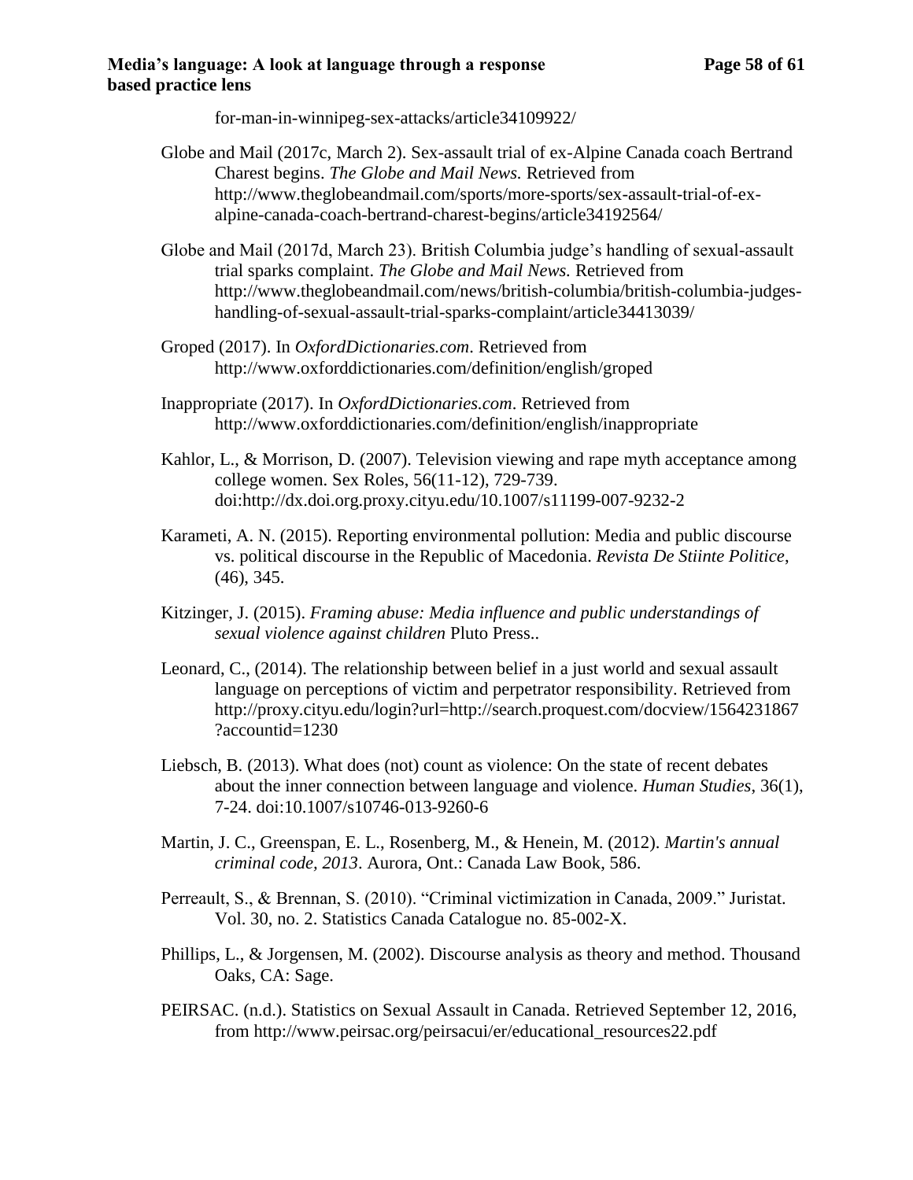for-man-in-winnipeg-sex-attacks/article34109922/

Globe and Mail (2017c, March 2). Sex-assault trial of ex-Alpine Canada coach Bertrand Charest begins. *The Globe and Mail News.* Retrieved from http://www.theglobeandmail.com/sports/more-sports/sex-assault-trial-of-ex-alpine-canada-coach-bertrand-charest-begins/article34192564/

Globe and Mail (2017d, March 23). British Columbia judge's handling of sexual-assault trial sparks complaint. *The Globe and Mail News.* Retrieved from http://www.theglobeandmail.com/news/british-columbia/british-columbia-judges-handling-of-sexual-assault-trial-sparks-complaint/article34413039/

Groped (2017). In *OxfordDictionaries.com*. Retrieved from http://www.oxforddictionaries.com/definition/english/groped

Inappropriate (2017). In *OxfordDictionaries.com*. Retrieved from http://www.oxforddictionaries.com/definition/english/inappropriate

Kahlor, L., & Morrison, D. (2007). Television viewing and rape myth acceptance among college women. Sex Roles, 56(11-12), 729-739. doi:http://dx.doi.org.proxy.cityu.edu/10.1007/s11199-007-9232-2

Karameti, A. N. (2015). Reporting environmental pollution: Media and public discourse vs. political discourse in the Republic of Macedonia. *Revista De Stiinte Politice*, (46), 345.

Kitzinger, J. (2015). *Framing abuse: Media influence and public understandings of sexual violence against children* Pluto Press..

Leonard, C., (2014). The relationship between belief in a just world and sexual assault language on perceptions of victim and perpetrator responsibility. Retrieved from http://proxy.cityu.edu/login?url=http://search.proquest.com/docview/1564231867?accountid=1230

Liebsch, B. (2013). What does (not) count as violence: On the state of recent debates about the inner connection between language and violence. *Human Studies*, 36(1), 7-24. doi:10.1007/s10746-013-9260-6

Martin, J. C., Greenspan, E. L., Rosenberg, M., & Henein, M. (2012). *Martin's annual criminal code, 2013*. Aurora, Ont.: Canada Law Book, 586.

Perreault, S., & Brennan, S. (2010). "Criminal victimization in Canada, 2009." Juristat. Vol. 30, no. 2. Statistics Canada Catalogue no. 85-002-X.

Phillips, L., & Jorgensen, M. (2002). Discourse analysis as theory and method. Thousand Oaks, CA: Sage.

PEIRSAC. (n.d.). Statistics on Sexual Assault in Canada. Retrieved September 12, 2016, from http://www.peirsac.org/peirsacui/er/educational_resources22.pdf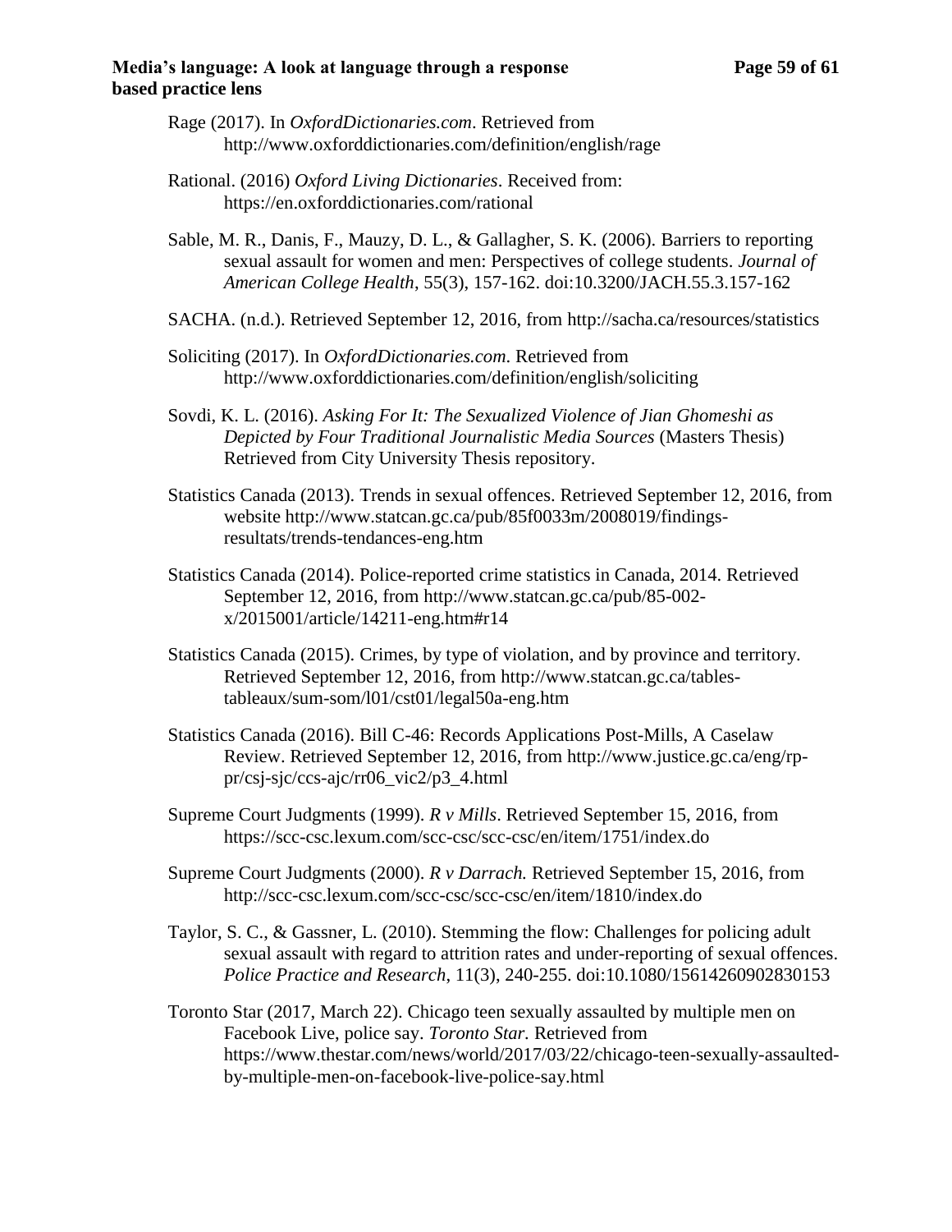Rage (2017). In *OxfordDictionaries.com*. Retrieved from http://www.oxforddictionaries.com/definition/english/rage

Rational. (2016) *Oxford Living Dictionaries*. Received from: https://en.oxforddictionaries.com/rational

Sable, M. R., Danis, F., Mauzy, D. L., & Gallagher, S. K. (2006). Barriers to reporting sexual assault for women and men: Perspectives of college students. *Journal of American College Health*, 55(3), 157-162. doi:10.3200/JACH.55.3.157-162

SACHA. (n.d.). Retrieved September 12, 2016, from http://sacha.ca/resources/statistics

Soliciting (2017). In *OxfordDictionaries.com*. Retrieved from http://www.oxforddictionaries.com/definition/english/soliciting

Sovdi, K. L. (2016). *Asking For It: The Sexualized Violence of Jian Ghomeshi as Depicted by Four Traditional Journalistic Media Sources* (Masters Thesis) Retrieved from City University Thesis repository.

Statistics Canada (2013). Trends in sexual offences. Retrieved September 12, 2016, from website http://www.statcan.gc.ca/pub/85f0033m/2008019/findings-resultats/trends-tendances-eng.htm

Statistics Canada (2014). Police-reported crime statistics in Canada, 2014. Retrieved September 12, 2016, from http://www.statcan.gc.ca/pub/85-002-x/2015001/article/14211-eng.htm#r14

Statistics Canada (2015). Crimes, by type of violation, and by province and territory. Retrieved September 12, 2016, from http://www.statcan.gc.ca/tables-tableaux/sum-som/l01/cst01/legal50a-eng.htm

Statistics Canada (2016). Bill C-46: Records Applications Post-Mills, A Caselaw Review. Retrieved September 12, 2016, from http://www.justice.gc.ca/eng/rp-pr/csj-sjc/ccs-ajc/rr06_vic2/p3_4.html

Supreme Court Judgments (1999). *R v Mills*. Retrieved September 15, 2016, from https://scc-csc.lexum.com/scc-csc/scc-csc/en/item/1751/index.do

Supreme Court Judgments (2000). *R v Darrach.* Retrieved September 15, 2016, from http://scc-csc.lexum.com/scc-csc/scc-csc/en/item/1810/index.do

Taylor, S. C., & Gassner, L. (2010). Stemming the flow: Challenges for policing adult sexual assault with regard to attrition rates and under-reporting of sexual offences. *Police Practice and Research,* 11(3), 240-255. doi:10.1080/15614260902830153

Toronto Star (2017, March 22). Chicago teen sexually assaulted by multiple men on Facebook Live, police say. *Toronto Star.* Retrieved from https://www.thestar.com/news/world/2017/03/22/chicago-teen-sexually-assaulted-by-multiple-men-on-facebook-live-police-say.html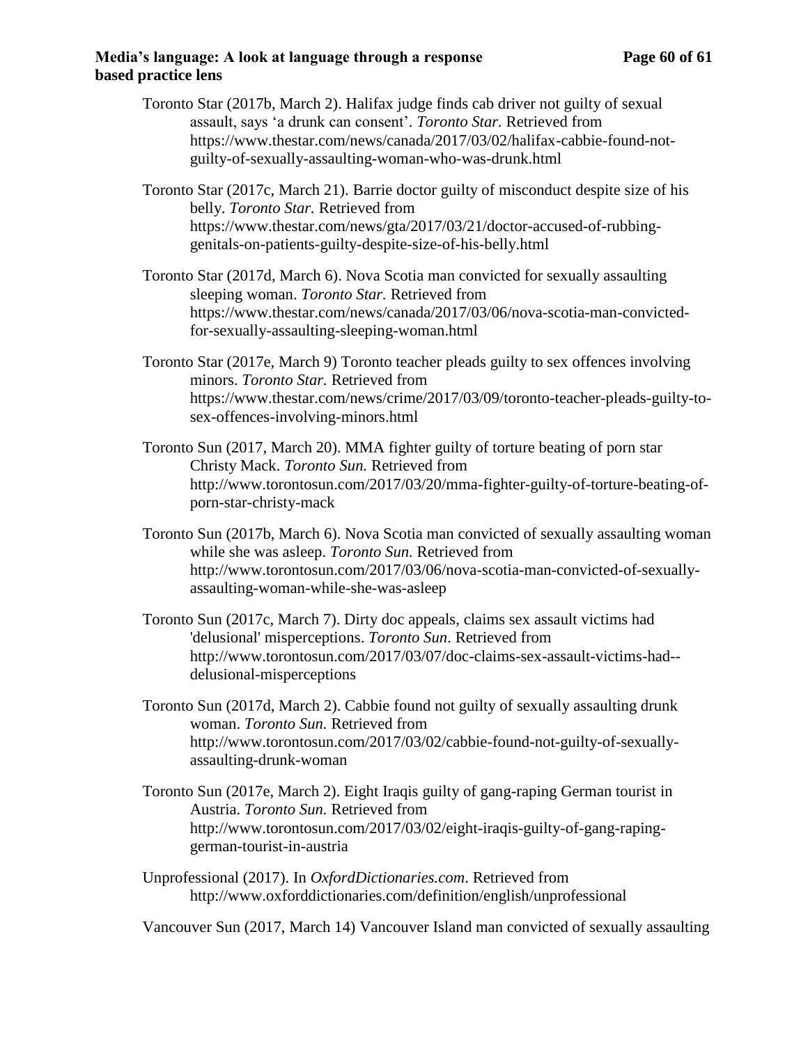Toronto Star (2017b, March 2). Halifax judge finds cab driver not guilty of sexual assault, says 'a drunk can consent'. *Toronto Star.* Retrieved from https://www.thestar.com/news/canada/2017/03/02/halifax-cabbie-found-not-guilty-of-sexually-assaulting-woman-who-was-drunk.html

Toronto Star (2017c, March 21). Barrie doctor guilty of misconduct despite size of his belly. *Toronto Star.* Retrieved from https://www.thestar.com/news/gta/2017/03/21/doctor-accused-of-rubbing-genitals-on-patients-guilty-despite-size-of-his-belly.html

Toronto Star (2017d, March 6). Nova Scotia man convicted for sexually assaulting sleeping woman. *Toronto Star.* Retrieved from https://www.thestar.com/news/canada/2017/03/06/nova-scotia-man-convicted-for-sexually-assaulting-sleeping-woman.html

Toronto Star (2017e, March 9) Toronto teacher pleads guilty to sex offences involving minors. *Toronto Star.* Retrieved from https://www.thestar.com/news/crime/2017/03/09/toronto-teacher-pleads-guilty-to-sex-offences-involving-minors.html

Toronto Sun (2017, March 20). MMA fighter guilty of torture beating of porn star Christy Mack. *Toronto Sun.* Retrieved from http://www.torontosun.com/2017/03/20/mma-fighter-guilty-of-torture-beating-of-porn-star-christy-mack

Toronto Sun (2017b, March 6). Nova Scotia man convicted of sexually assaulting woman while she was asleep. *Toronto Sun.* Retrieved from http://www.torontosun.com/2017/03/06/nova-scotia-man-convicted-of-sexually-assaulting-woman-while-she-was-asleep

Toronto Sun (2017c, March 7). Dirty doc appeals, claims sex assault victims had 'delusional' misperceptions. *Toronto Sun*. Retrieved from http://www.torontosun.com/2017/03/07/doc-claims-sex-assault-victims-had--delusional-misperceptions

Toronto Sun (2017d, March 2). Cabbie found not guilty of sexually assaulting drunk woman. *Toronto Sun.* Retrieved from http://www.torontosun.com/2017/03/02/cabbie-found-not-guilty-of-sexually-assaulting-drunk-woman

Toronto Sun (2017e, March 2). Eight Iraqis guilty of gang-raping German tourist in Austria. *Toronto Sun.* Retrieved from http://www.torontosun.com/2017/03/02/eight-iraqis-guilty-of-gang-raping-german-tourist-in-austria

Unprofessional (2017). In *OxfordDictionaries.com*. Retrieved from http://www.oxforddictionaries.com/definition/english/unprofessional

Vancouver Sun (2017, March 14) Vancouver Island man convicted of sexually assaulting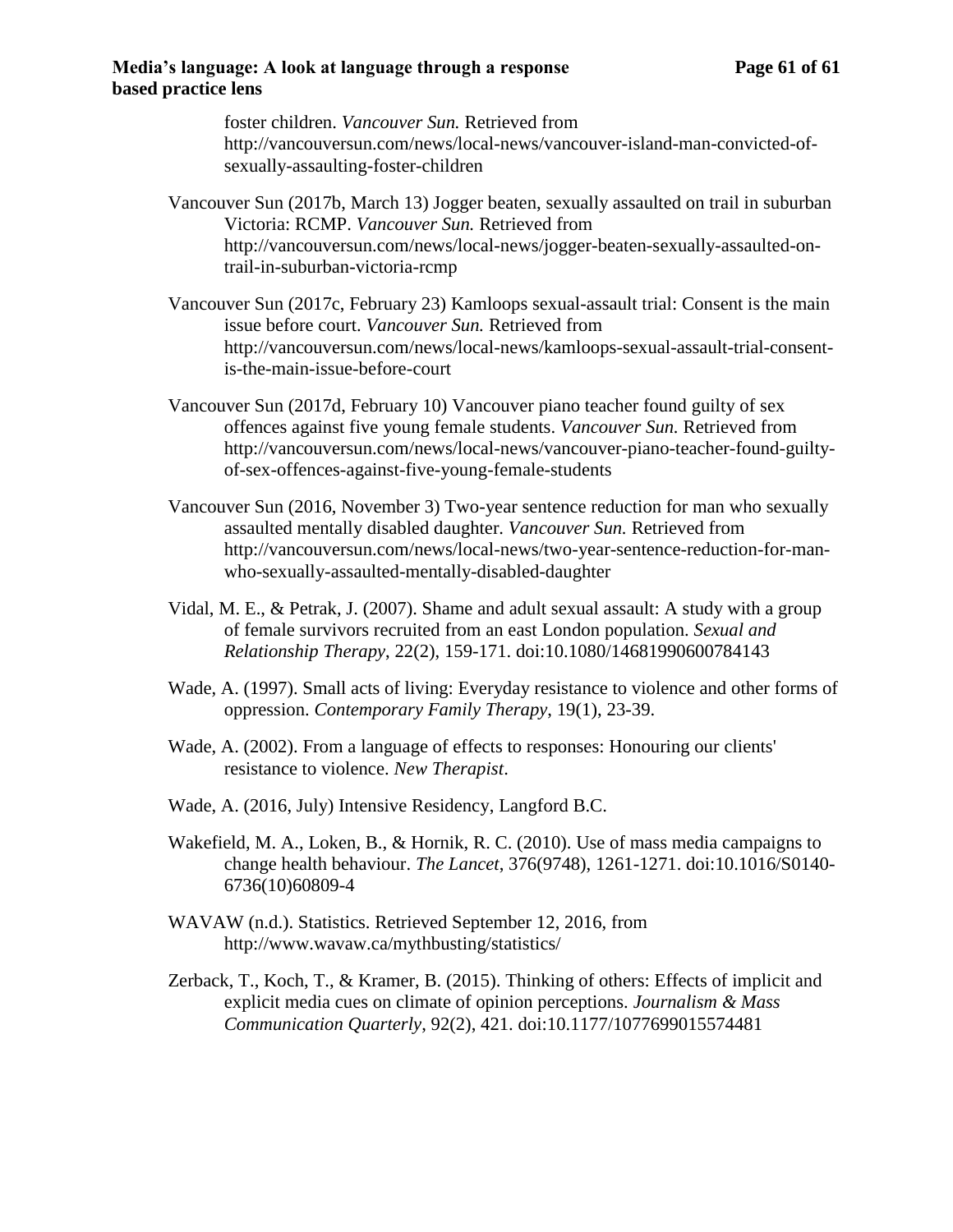foster children. *Vancouver Sun.* Retrieved from http://vancouversun.com/news/local-news/vancouver-island-man-convicted-of-sexually-assaulting-foster-children

Vancouver Sun (2017b, March 13) Jogger beaten, sexually assaulted on trail in suburban Victoria: RCMP. *Vancouver Sun.* Retrieved from http://vancouversun.com/news/local-news/jogger-beaten-sexually-assaulted-on-trail-in-suburban-victoria-rcmp

Vancouver Sun (2017c, February 23) Kamloops sexual-assault trial: Consent is the main issue before court. *Vancouver Sun.* Retrieved from http://vancouversun.com/news/local-news/kamloops-sexual-assault-trial-consent-is-the-main-issue-before-court

Vancouver Sun (2017d, February 10) Vancouver piano teacher found guilty of sex offences against five young female students. *Vancouver Sun.* Retrieved from http://vancouversun.com/news/local-news/vancouver-piano-teacher-found-guilty-of-sex-offences-against-five-young-female-students

Vancouver Sun (2016, November 3) Two-year sentence reduction for man who sexually assaulted mentally disabled daughter. *Vancouver Sun.* Retrieved from http://vancouversun.com/news/local-news/two-year-sentence-reduction-for-man-who-sexually-assaulted-mentally-disabled-daughter

Vidal, M. E., & Petrak, J. (2007). Shame and adult sexual assault: A study with a group of female survivors recruited from an east London population. *Sexual and Relationship Therapy*, 22(2), 159-171. doi:10.1080/14681990600784143

Wade, A. (1997). Small acts of living: Everyday resistance to violence and other forms of oppression. *Contemporary Family Therapy*, 19(1), 23-39.

Wade, A. (2002). From a language of effects to responses: Honouring our clients' resistance to violence. *New Therapist*.

Wade, A. (2016, July) Intensive Residency, Langford B.C.

Wakefield, M. A., Loken, B., & Hornik, R. C. (2010). Use of mass media campaigns to change health behaviour. *The Lancet*, 376(9748), 1261-1271. doi:10.1016/S0140-6736(10)60809-4

WAVAW (n.d.). Statistics. Retrieved September 12, 2016, from http://www.wavaw.ca/mythbusting/statistics/

Zerback, T., Koch, T., & Kramer, B. (2015). Thinking of others: Effects of implicit and explicit media cues on climate of opinion perceptions. *Journalism & Mass Communication Quarterly*, 92(2), 421. doi:10.1177/1077699015574481